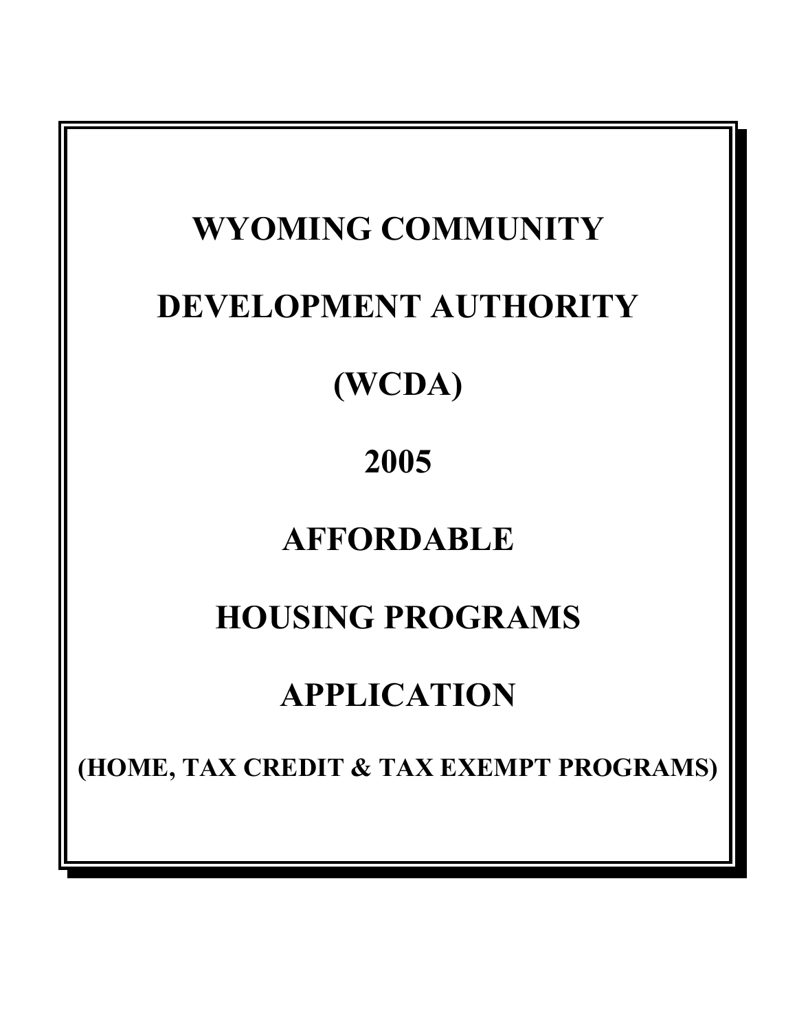# WYOMING COMMUNITY

# DEVELOPMENT AUTHORITY

# (WCDA)

# 2005

# AFFORDABLE

# HOUSING PROGRAMS

# APPLICATION

**(HOME, TAX CREDIT & TAX EXEMPT PROGRAMS)**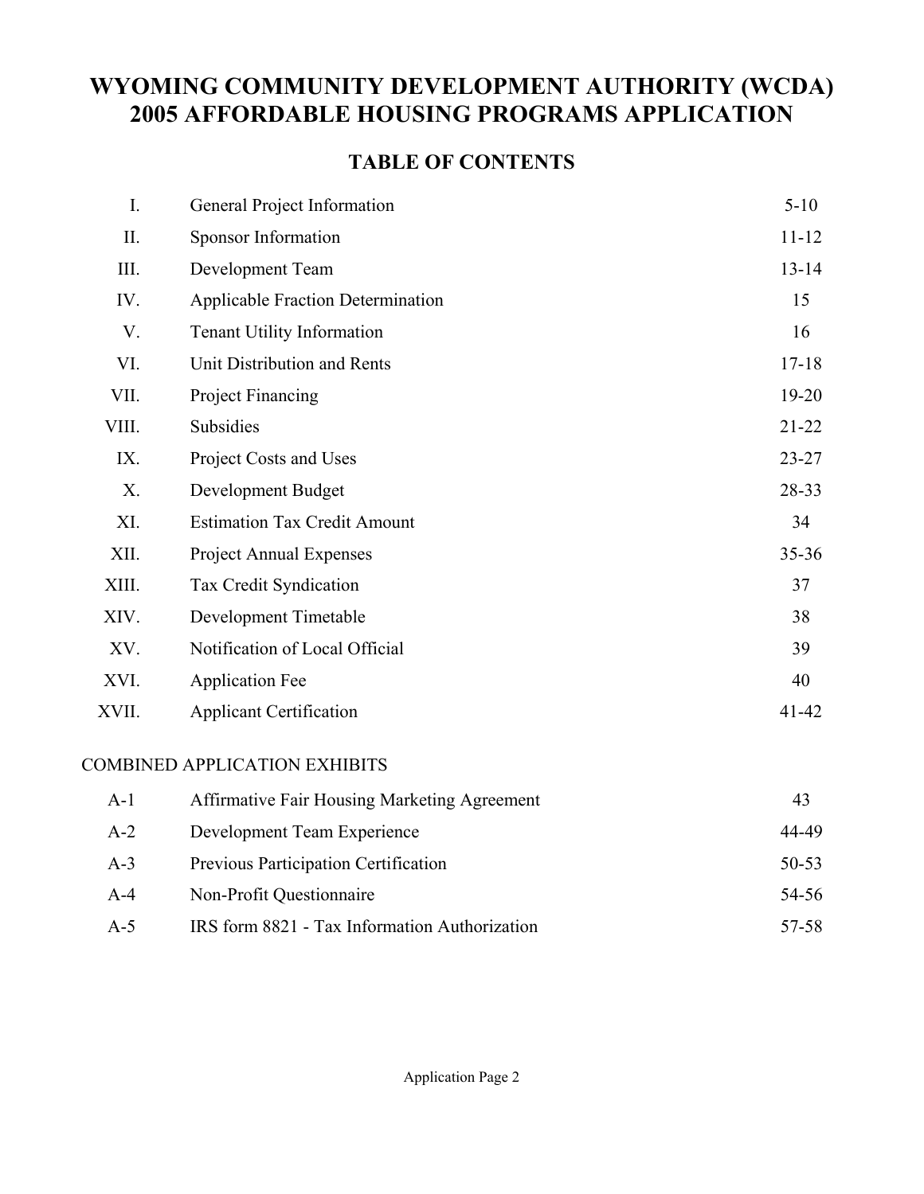# WYOMING COMMUNITY DEVELOPMENT AUTHORITY (WCDA) 2005 AFFORDABLE HOUSING PROGRAMS APPLICATION

## TABLE OF CONTENTS

| | | |
|---|---|---|
| I. | General Project Information | 5-10 |
| II. | Sponsor Information | 11-12 |
| III. | Development Team | 13-14 |
| IV. | Applicable Fraction Determination | 15 |
| V. | Tenant Utility Information | 16 |
| VI. | Unit Distribution and Rents | 17-18 |
| VII. | Project Financing | 19-20 |
| VIII. | Subsidies | 21-22 |
| IX. | Project Costs and Uses | 23-27 |
| X. | Development Budget | 28-33 |
| XI. | Estimation Tax Credit Amount | 34 |
| XII. | Project Annual Expenses | 35-36 |
| XIII. | Tax Credit Syndication | 37 |
| XIV. | Development Timetable | 38 |
| XV. | Notification of Local Official | 39 |
| XVI. | Application Fee | 40 |
| XVII. | Applicant Certification | 41-42 |

COMBINED APPLICATION EXHIBITS

| | | |
|---|---|---|
| A-1 | Affirmative Fair Housing Marketing Agreement | 43 |
| A-2 | Development Team Experience | 44-49 |
| A-3 | Previous Participation Certification | 50-53 |
| A-4 | Non-Profit Questionnaire | 54-56 |
| A-5 | IRS form 8821 - Tax Information Authorization | 57-58 |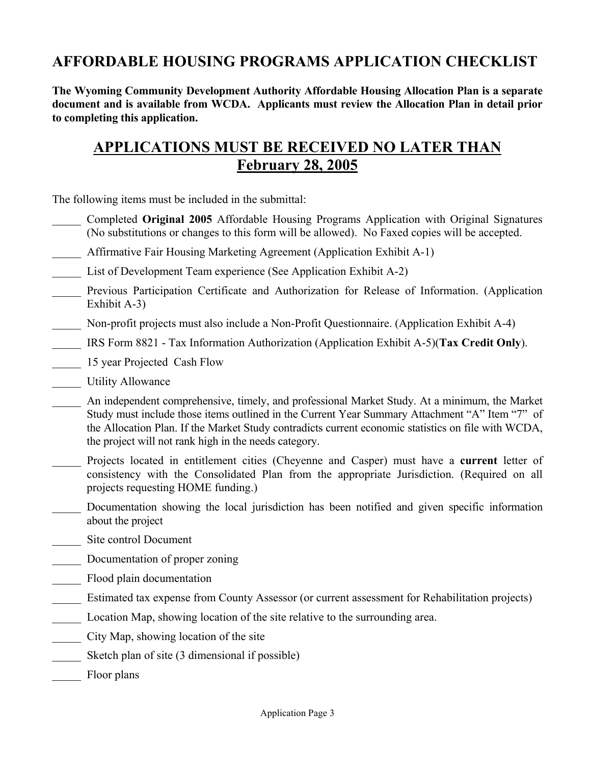# AFFORDABLE HOUSING PROGRAMS APPLICATION CHECKLIST

**The Wyoming Community Development Authority Affordable Housing Allocation Plan is a separate document and is available from WCDA. Applicants must review the Allocation Plan in detail prior to completing this application.**

## APPLICATIONS MUST BE RECEIVED NO LATER THAN February 28, 2005

The following items must be included in the submittal:

_____ Completed **Original 2005** Affordable Housing Programs Application with Original Signatures (No substitutions or changes to this form will be allowed). No Faxed copies will be accepted.

_____ Affirmative Fair Housing Marketing Agreement (Application Exhibit A-1)

_____ List of Development Team experience (See Application Exhibit A-2)

_____ Previous Participation Certificate and Authorization for Release of Information. (Application Exhibit A-3)

_____ Non-profit projects must also include a Non-Profit Questionnaire. (Application Exhibit A-4)

_____ IRS Form 8821 - Tax Information Authorization (Application Exhibit A-5)(**Tax Credit Only**).

_____ 15 year Projected Cash Flow

_____ Utility Allowance

_____ An independent comprehensive, timely, and professional Market Study. At a minimum, the Market Study must include those items outlined in the Current Year Summary Attachment "A" Item "7" of the Allocation Plan. If the Market Study contradicts current economic statistics on file with WCDA, the project will not rank high in the needs category.

_____ Projects located in entitlement cities (Cheyenne and Casper) must have a **current** letter of consistency with the Consolidated Plan from the appropriate Jurisdiction. (Required on all projects requesting HOME funding.)

_____ Documentation showing the local jurisdiction has been notified and given specific information about the project

_____ Site control Document

_____ Documentation of proper zoning

_____ Flood plain documentation

_____ Estimated tax expense from County Assessor (or current assessment for Rehabilitation projects)

_____ Location Map, showing location of the site relative to the surrounding area.

_____ City Map, showing location of the site

_____ Sketch plan of site (3 dimensional if possible)

_____ Floor plans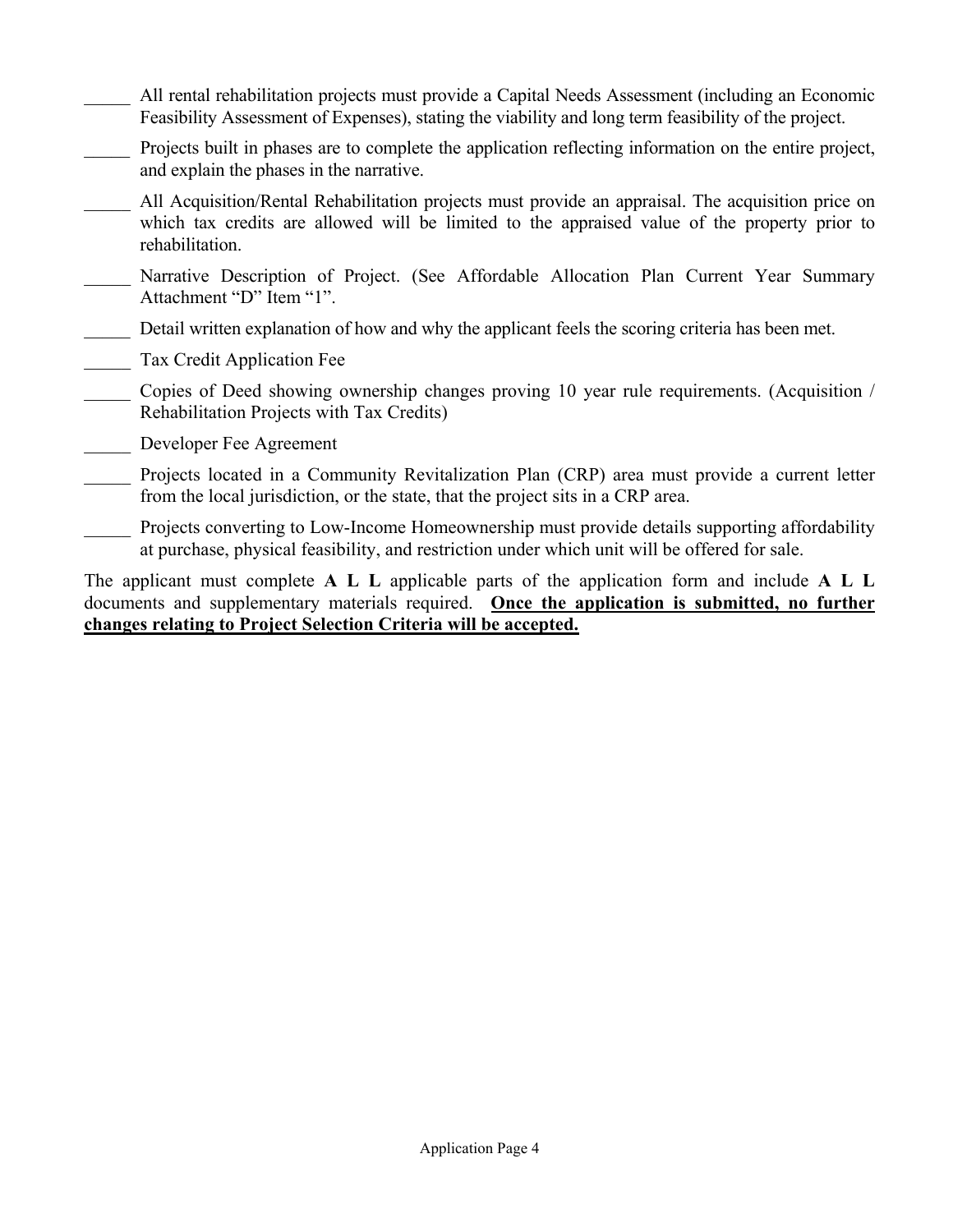_____ All rental rehabilitation projects must provide a Capital Needs Assessment (including an Economic Feasibility Assessment of Expenses), stating the viability and long term feasibility of the project.

_____ Projects built in phases are to complete the application reflecting information on the entire project, and explain the phases in the narrative.

_____ All Acquisition/Rental Rehabilitation projects must provide an appraisal. The acquisition price on which tax credits are allowed will be limited to the appraised value of the property prior to rehabilitation.

_____ Narrative Description of Project. (See Affordable Allocation Plan Current Year Summary Attachment "D" Item "1".

_____ Detail written explanation of how and why the applicant feels the scoring criteria has been met.

_____ Tax Credit Application Fee

_____ Copies of Deed showing ownership changes proving 10 year rule requirements. (Acquisition / Rehabilitation Projects with Tax Credits)

_____ Developer Fee Agreement

_____ Projects located in a Community Revitalization Plan (CRP) area must provide a current letter from the local jurisdiction, or the state, that the project sits in a CRP area.

_____ Projects converting to Low-Income Homeownership must provide details supporting affordability at purchase, physical feasibility, and restriction under which unit will be offered for sale.

The applicant must complete **A L L** applicable parts of the application form and include **A L L** documents and supplementary materials required. **<u>Once the application is submitted, no further changes relating to Project Selection Criteria will be accepted.</u>**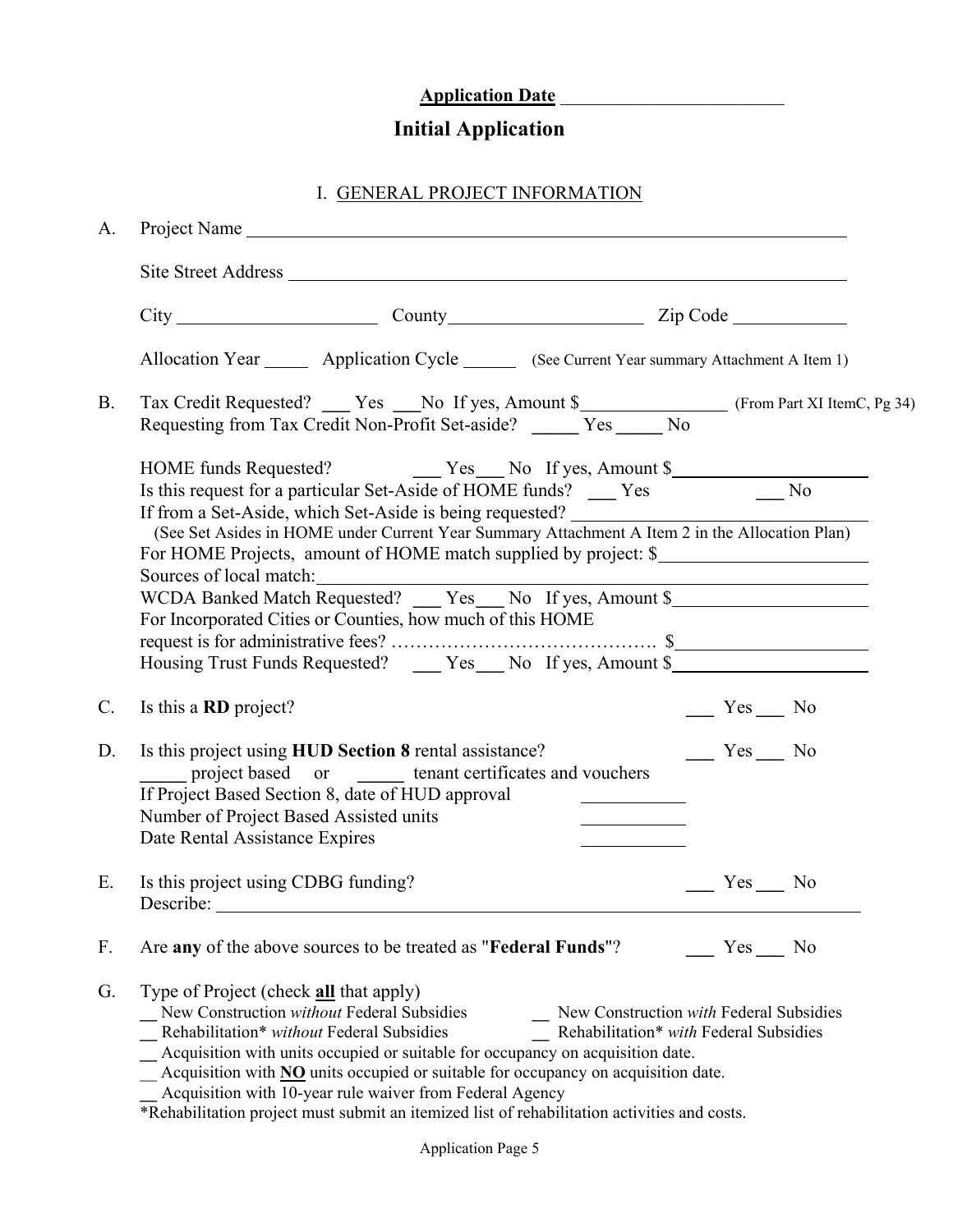**Application Date** ________________________

# Initial Application

## I. GENERAL PROJECT INFORMATION

A. Project Name ______________________________________________

Site Street Address ______________________________________________

City ____________________ County ____________________ Zip Code ____________

Allocation Year _____ Application Cycle ______ (See Current Year summary Attachment A Item 1)

B. Tax Credit Requested? ___ Yes ___No If yes, Amount $_______________ (From Part XI ItemC, Pg 34)
Requesting from Tax Credit Non-Profit Set-aside? _____ Yes _____ No

HOME funds Requested? ___ Yes___ No If yes, Amount $____________________
Is this request for a particular Set-Aside of HOME funds? ___ Yes ___ No
If from a Set-Aside, which Set-Aside is being requested? ____________________
(See Set Asides in HOME under Current Year Summary Attachment A Item 2 in the Allocation Plan)
For HOME Projects, amount of HOME match supplied by project: $____________________
Sources of local match:____________________
WCDA Banked Match Requested? ___ Yes___ No If yes, Amount $____________________
For Incorporated Cities or Counties, how much of this HOME
request is for administrative fees? ……………………………………. $____________________
Housing Trust Funds Requested? ___ Yes___ No If yes, Amount $____________________

C. Is this a **RD** project? ___ Yes ___ No

D. Is this project using **HUD Section 8** rental assistance? ___ Yes ___ No
_____ project based or _____ tenant certificates and vouchers
If Project Based Section 8, date of HUD approval ___________
Number of Project Based Assisted units ___________
Date Rental Assistance Expires ___________

E. Is this project using CDBG funding? ___ Yes ___ No
Describe: ______________________________________________

F. Are **any** of the above sources to be treated as "**Federal Funds**"? ___ Yes ___ No

G. Type of Project (check **all** that apply)
__ New Construction *without* Federal Subsidies __ New Construction *with* Federal Subsidies
__ Rehabilitation* *without* Federal Subsidies __ Rehabilitation* *with* Federal Subsidies
__ Acquisition with units occupied or suitable for occupancy on acquisition date.
__ Acquisition with **NO** units occupied or suitable for occupancy on acquisition date.
__ Acquisition with 10-year rule waiver from Federal Agency
*Rehabilitation project must submit an itemized list of rehabilitation activities and costs.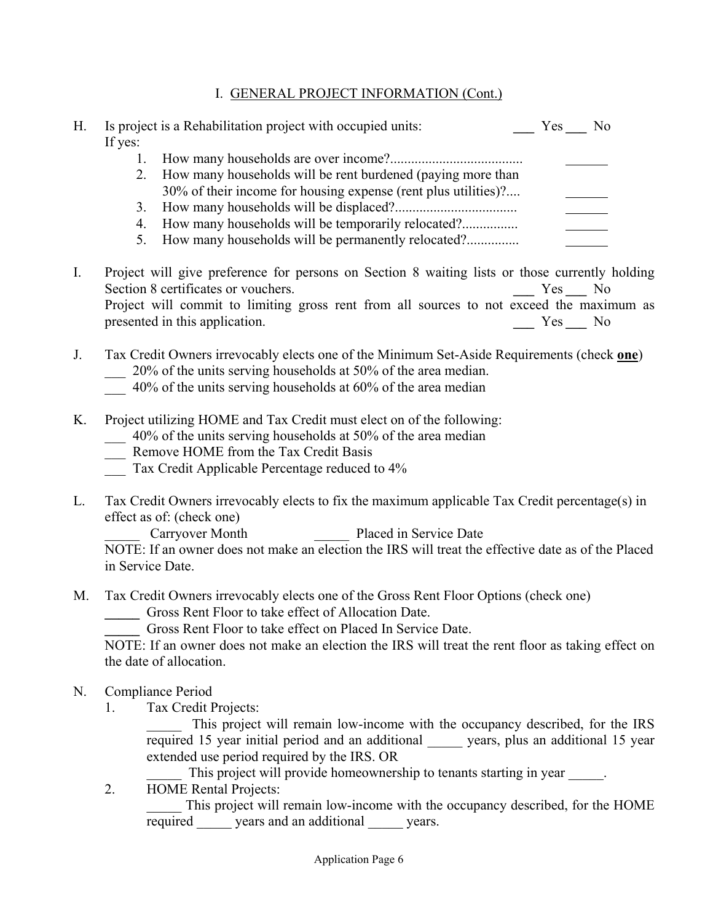## I. GENERAL PROJECT INFORMATION (Cont.)

H. Is project is a Rehabilitation project with occupied units: ___ Yes ___ No

If yes:

1. How many households are over income?..................................... ______
2. How many households will be rent burdened (paying more than 30% of their income for housing expense (rent plus utilities)?.... ______
3. How many households will be displaced?.................................. ______
4. How many households will be temporarily relocated?................ ______
5. How many households will be permanently relocated?............... ______

I. Project will give preference for persons on Section 8 waiting lists or those currently holding Section 8 certificates or vouchers. ___ Yes ___ No

Project will commit to limiting gross rent from all sources to not exceed the maximum as presented in this application. ___ Yes ___ No

J. Tax Credit Owners irrevocably elects one of the Minimum Set-Aside Requirements (check **one**)

___ 20% of the units serving households at 50% of the area median.

___ 40% of the units serving households at 60% of the area median

K. Project utilizing HOME and Tax Credit must elect on of the following:

___ 40% of the units serving households at 50% of the area median

___ Remove HOME from the Tax Credit Basis

___ Tax Credit Applicable Percentage reduced to 4%

L. Tax Credit Owners irrevocably elects to fix the maximum applicable Tax Credit percentage(s) in effect as of: (check one)

_____ Carryover Month _____ Placed in Service Date

NOTE: If an owner does not make an election the IRS will treat the effective date as of the Placed in Service Date.

M. Tax Credit Owners irrevocably elects one of the Gross Rent Floor Options (check one)

_____ Gross Rent Floor to take effect of Allocation Date.

_____ Gross Rent Floor to take effect on Placed In Service Date.

NOTE: If an owner does not make an election the IRS will treat the rent floor as taking effect on the date of allocation.

N. Compliance Period

1. Tax Credit Projects:

   _____ This project will remain low-income with the occupancy described, for the IRS required 15 year initial period and an additional _____ years, plus an additional 15 year extended use period required by the IRS. OR

   _____ This project will provide homeownership to tenants starting in year _____.

2. HOME Rental Projects:

   _____ This project will remain low-income with the occupancy described, for the HOME required _____ years and an additional _____ years.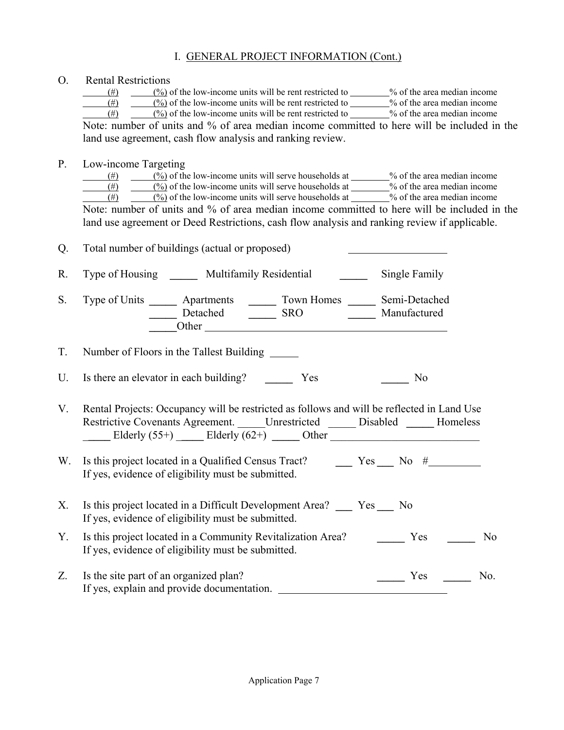## I. GENERAL PROJECT INFORMATION (Cont.)

O. Rental Restrictions

_____ (#) _____ (%) of the low-income units will be rent restricted to ________% of the area median income
_____ (#) _____ (%) of the low-income units will be rent restricted to ________% of the area median income
_____ (#) _____ (%) of the low-income units will be rent restricted to ________% of the area median income

Note: number of units and % of area median income committed to here will be included in the land use agreement, cash flow analysis and ranking review.

P. Low-income Targeting

_____ (#) _____ (%) of the low-income units will serve households at ________% of the area median income
_____ (#) _____ (%) of the low-income units will serve households at ________% of the area median income
_____ (#) _____ (%) of the low-income units will serve households at ________% of the area median income

Note: number of units and % of area median income committed to here will be included in the land use agreement or Deed Restrictions, cash flow analysis and ranking review if applicable.

Q. Total number of buildings (actual or proposed) __________________

R. Type of Housing _____ Multifamily Residential _____ Single Family

S. Type of Units _____ Apartments _____ Town Homes _____ Semi-Detached
_____ Detached _____ SRO _____ Manufactured
_____Other ____________________________________________

T. Number of Floors in the Tallest Building _____

U. Is there an elevator in each building? _____ Yes _____ No

V. Rental Projects: Occupancy will be restricted as follows and will be reflected in Land Use Restrictive Covenants Agreement. _____Unrestricted _____ Disabled _____ Homeless _____ Elderly (55+) _____ Elderly (62+) _____ Other ___________________________

W. Is this project located in a Qualified Census Tract? ___ Yes ___ No #_________
If yes, evidence of eligibility must be submitted.

X. Is this project located in a Difficult Development Area? ___ Yes ___ No
If yes, evidence of eligibility must be submitted.

Y. Is this project located in a Community Revitalization Area? _____ Yes _____ No
If yes, evidence of eligibility must be submitted.

Z. Is the site part of an organized plan? _____ Yes _____ No.
If yes, explain and provide documentation. _______________________________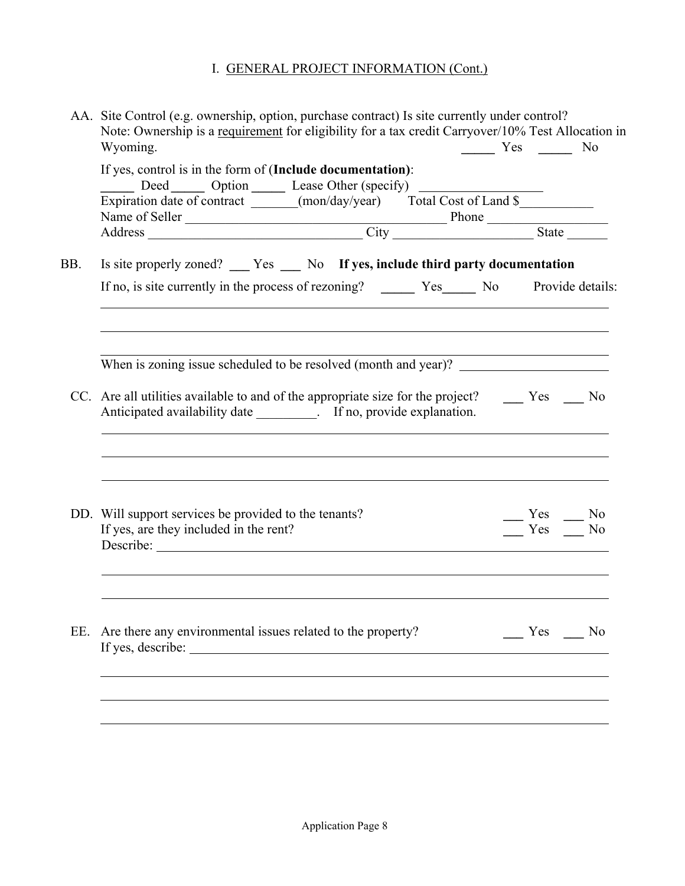## I. GENERAL PROJECT INFORMATION (Cont.)

AA. Site Control (e.g. ownership, option, purchase contract) Is site currently under control? Note: Ownership is a requirement for eligibility for a tax credit Carryover/10% Test Allocation in Wyoming. _____ Yes _____ No

If yes, control is in the form of (**Include documentation**):
_____ Deed _____ Option _____ Lease Other (specify) ___________________
Expiration date of contract _______(mon/day/year) Total Cost of Land $___________
Name of Seller ________________________________________ Phone __________________
Address _________________________________ City ____________________ State ______

BB. Is site properly zoned? ___ Yes ___ No **If yes, include third party documentation**

If no, is site currently in the process of rezoning? _____ Yes_____ No Provide details:

______________________________________________________________________________

______________________________________________________________________________

______________________________________________________________________________

When is zoning issue scheduled to be resolved (month and year)? ______________________

CC. Are all utilities available to and of the appropriate size for the project? ___ Yes ___ No
Anticipated availability date _________. If no, provide explanation.

______________________________________________________________________________

______________________________________________________________________________

______________________________________________________________________________

DD. Will support services be provided to the tenants? ___ Yes ___ No
If yes, are they included in the rent? ___ Yes ___ No
Describe: _____________________________________________________________________

______________________________________________________________________________

______________________________________________________________________________

EE. Are there any environmental issues related to the property? ___ Yes ___ No
If yes, describe: _______________________________________________________________

______________________________________________________________________________

______________________________________________________________________________

______________________________________________________________________________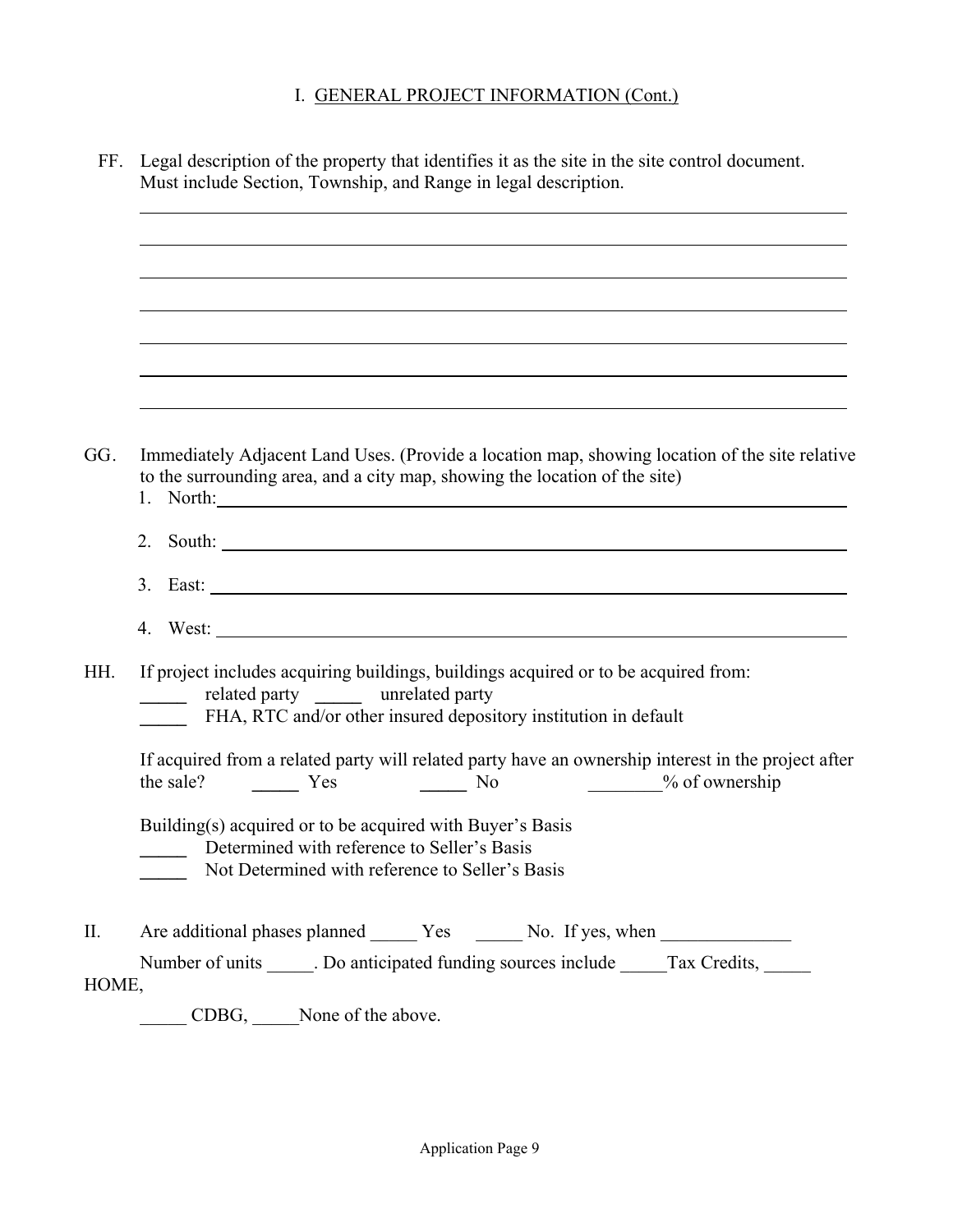## I. GENERAL PROJECT INFORMATION (Cont.)

FF. Legal description of the property that identifies it as the site in the site control document. Must include Section, Township, and Range in legal description.

\_\_\_\_\_\_\_\_\_\_\_\_\_\_\_\_\_\_\_\_\_\_\_\_\_\_\_\_\_\_\_\_\_\_\_\_\_\_\_\_\_\_\_\_\_\_\_\_\_\_\_\_\_\_\_\_\_\_\_\_\_\_\_\_

\_\_\_\_\_\_\_\_\_\_\_\_\_\_\_\_\_\_\_\_\_\_\_\_\_\_\_\_\_\_\_\_\_\_\_\_\_\_\_\_\_\_\_\_\_\_\_\_\_\_\_\_\_\_\_\_\_\_\_\_\_\_\_\_

\_\_\_\_\_\_\_\_\_\_\_\_\_\_\_\_\_\_\_\_\_\_\_\_\_\_\_\_\_\_\_\_\_\_\_\_\_\_\_\_\_\_\_\_\_\_\_\_\_\_\_\_\_\_\_\_\_\_\_\_\_\_\_\_

\_\_\_\_\_\_\_\_\_\_\_\_\_\_\_\_\_\_\_\_\_\_\_\_\_\_\_\_\_\_\_\_\_\_\_\_\_\_\_\_\_\_\_\_\_\_\_\_\_\_\_\_\_\_\_\_\_\_\_\_\_\_\_\_

\_\_\_\_\_\_\_\_\_\_\_\_\_\_\_\_\_\_\_\_\_\_\_\_\_\_\_\_\_\_\_\_\_\_\_\_\_\_\_\_\_\_\_\_\_\_\_\_\_\_\_\_\_\_\_\_\_\_\_\_\_\_\_\_

\_\_\_\_\_\_\_\_\_\_\_\_\_\_\_\_\_\_\_\_\_\_\_\_\_\_\_\_\_\_\_\_\_\_\_\_\_\_\_\_\_\_\_\_\_\_\_\_\_\_\_\_\_\_\_\_\_\_\_\_\_\_\_\_

\_\_\_\_\_\_\_\_\_\_\_\_\_\_\_\_\_\_\_\_\_\_\_\_\_\_\_\_\_\_\_\_\_\_\_\_\_\_\_\_\_\_\_\_\_\_\_\_\_\_\_\_\_\_\_\_\_\_\_\_\_\_\_\_

GG. Immediately Adjacent Land Uses. (Provide a location map, showing location of the site relative to the surrounding area, and a city map, showing the location of the site)

1. North: \_\_\_\_\_\_\_\_\_\_\_\_\_\_\_\_\_\_\_\_\_\_\_\_\_\_\_\_\_\_\_\_\_\_\_\_\_\_\_\_\_\_\_\_\_\_\_\_\_\_\_\_\_\_
2. South: \_\_\_\_\_\_\_\_\_\_\_\_\_\_\_\_\_\_\_\_\_\_\_\_\_\_\_\_\_\_\_\_\_\_\_\_\_\_\_\_\_\_\_\_\_\_\_\_\_\_\_\_\_\_
3. East: \_\_\_\_\_\_\_\_\_\_\_\_\_\_\_\_\_\_\_\_\_\_\_\_\_\_\_\_\_\_\_\_\_\_\_\_\_\_\_\_\_\_\_\_\_\_\_\_\_\_\_\_\_\_\_
4. West: \_\_\_\_\_\_\_\_\_\_\_\_\_\_\_\_\_\_\_\_\_\_\_\_\_\_\_\_\_\_\_\_\_\_\_\_\_\_\_\_\_\_\_\_\_\_\_\_\_\_\_\_\_\_\_

HH. If project includes acquiring buildings, buildings acquired or to be acquired from:

\_\_\_\_\_ related party \_\_\_\_\_ unrelated party

\_\_\_\_\_ FHA, RTC and/or other insured depository institution in default

If acquired from a related party will related party have an ownership interest in the project after the sale? \_\_\_\_\_ Yes \_\_\_\_\_ No \_\_\_\_\_\_\_\_% of ownership

Building(s) acquired or to be acquired with Buyer's Basis

\_\_\_\_\_ Determined with reference to Seller's Basis

\_\_\_\_\_ Not Determined with reference to Seller's Basis

II. Are additional phases planned \_\_\_\_\_ Yes \_\_\_\_\_ No. If yes, when \_\_\_\_\_\_\_\_\_\_\_\_\_\_

Number of units \_\_\_\_\_. Do anticipated funding sources include \_\_\_\_\_Tax Credits, \_\_\_\_\_ HOME,

\_\_\_\_\_ CDBG, \_\_\_\_\_None of the above.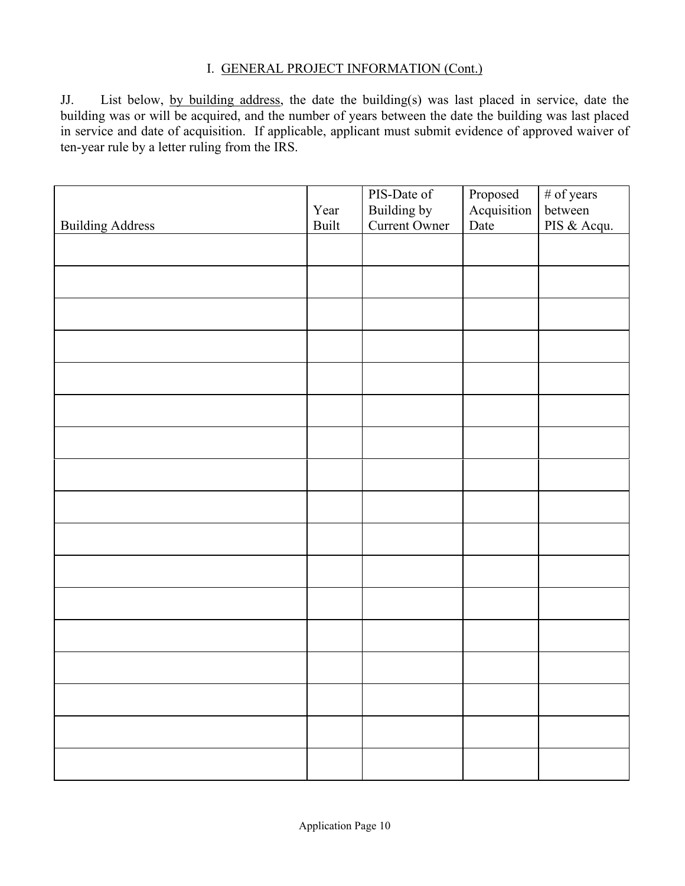## I. GENERAL PROJECT INFORMATION (Cont.)

JJ. List below, by building address, the date the building(s) was last placed in service, date the building was or will be acquired, and the number of years between the date the building was last placed in service and date of acquisition. If applicable, applicant must submit evidence of approved waiver of ten-year rule by a letter ruling from the IRS.

| Building Address | Year Built | PIS-Date of Building by Current Owner | Proposed Acquisition Date | # of years between PIS & Acqu. |
|---|---|---|---|---|
| | | | | |
| | | | | |
| | | | | |
| | | | | |
| | | | | |
| | | | | |
| | | | | |
| | | | | |
| | | | | |
| | | | | |
| | | | | |
| | | | | |
| | | | | |
| | | | | |
| | | | | |
| | | | | |
| | | | | |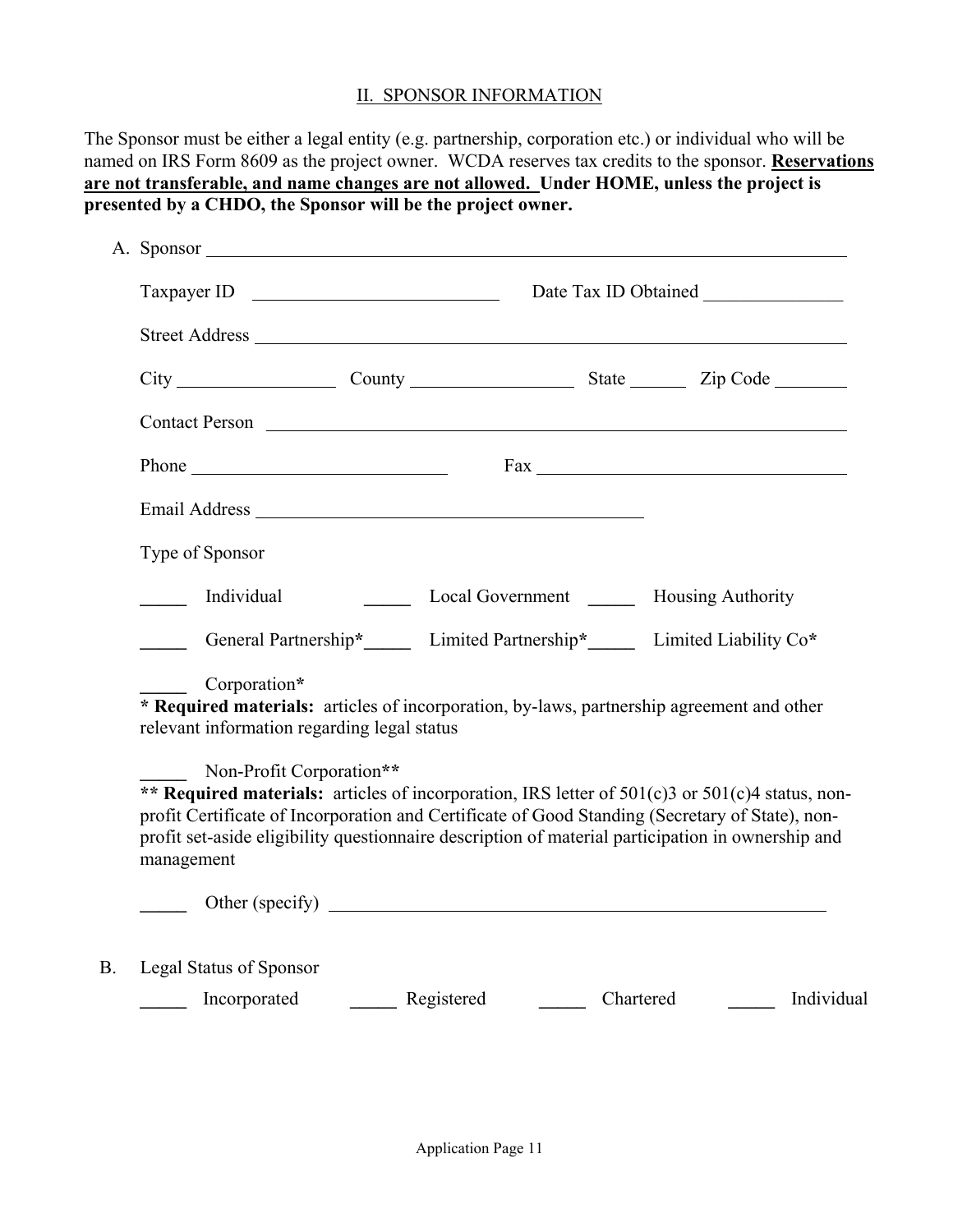## II. SPONSOR INFORMATION

The Sponsor must be either a legal entity (e.g. partnership, corporation etc.) or individual who will be named on IRS Form 8609 as the project owner. WCDA reserves tax credits to the sponsor. **Reservations are not transferable, and name changes are not allowed. Under HOME, unless the project is presented by a CHDO, the Sponsor will be the project owner.**

A. Sponsor ______________________________

Taxpayer ID ______________________ Date Tax ID Obtained ______________

Street Address ______________________________

City ______________ County ______________ State ______ Zip Code ________

Contact Person ______________________________

Phone ______________________ Fax ______________________

Email Address ______________________________

Type of Sponsor

_____ Individual _____ Local Government _____ Housing Authority

_____ General Partnership* _____ Limited Partnership* _____ Limited Liability Co*

_____ Corporation*

**\* Required materials:** articles of incorporation, by-laws, partnership agreement and other relevant information regarding legal status

_____ Non-Profit Corporation**

**\*\* Required materials:** articles of incorporation, IRS letter of 501(c)3 or 501(c)4 status, non-profit Certificate of Incorporation and Certificate of Good Standing (Secretary of State), non-profit set-aside eligibility questionnaire description of material participation in ownership and management

_____ Other (specify) ______________________________

B. Legal Status of Sponsor

_____ Incorporated _____ Registered _____ Chartered _____ Individual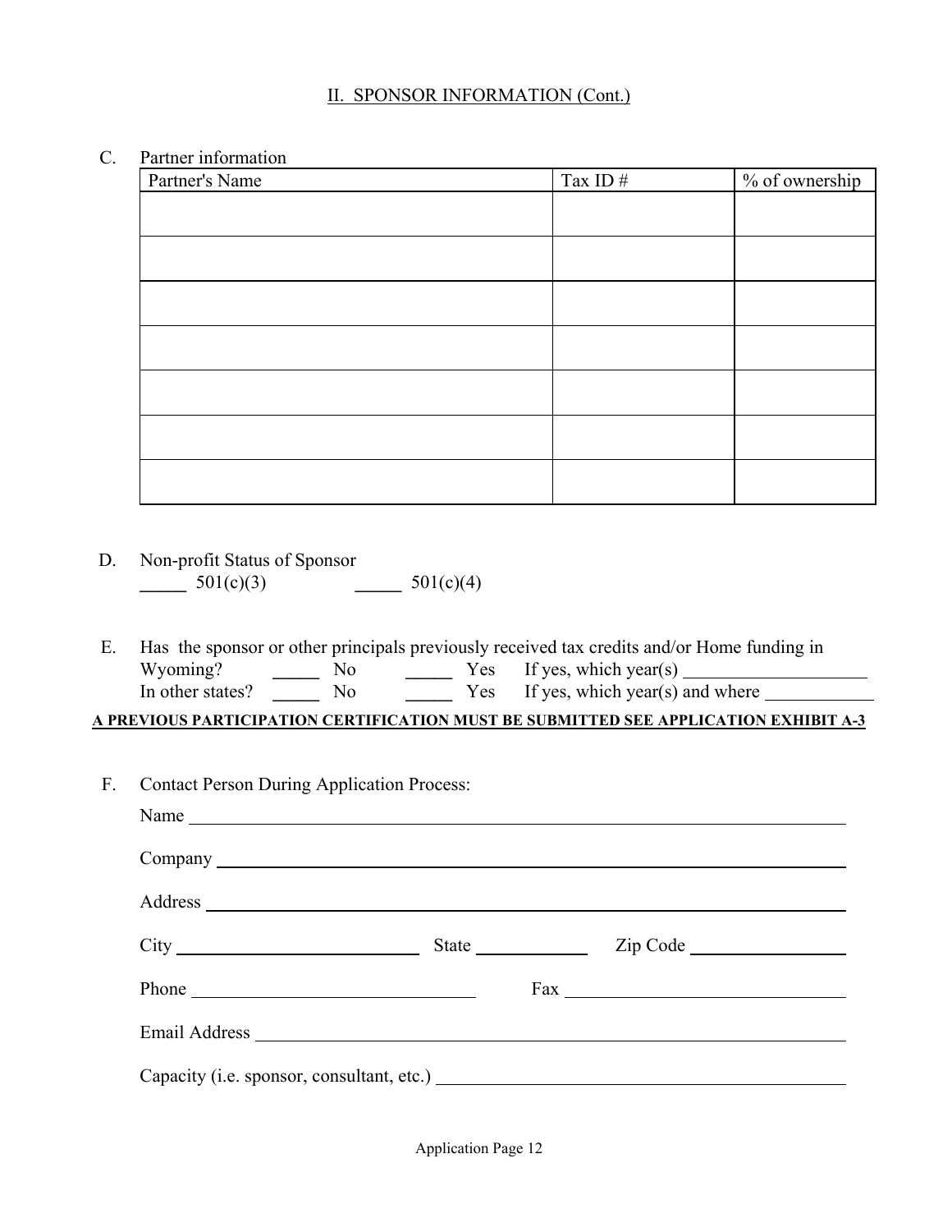## II. SPONSOR INFORMATION (Cont.)

C. Partner information

| Partner's Name | Tax ID # | % of ownership |
|---|---|---|
| | | |
| | | |
| | | |
| | | |
| | | |
| | | |
| | | |

D. Non-profit Status of Sponsor

_____ 501(c)(3) _____ 501(c)(4)

E. Has the sponsor or other principals previously received tax credits and/or Home funding in

Wyoming? _____ No _____ Yes If yes, which year(s) ____________________

In other states? _____ No _____ Yes If yes, which year(s) and where ____________

**A PREVIOUS PARTICIPATION CERTIFICATION MUST BE SUBMITTED SEE APPLICATION EXHIBIT A-3**

F. Contact Person During Application Process:

Name ________________________________________________________________

Company ______________________________________________________________

Address _______________________________________________________________

City ___________________________ State ____________ Zip Code ________________

Phone ______________________________ Fax ______________________________

Email Address ___________________________________________________________

Capacity (i.e. sponsor, consultant, etc.) _____________________________________________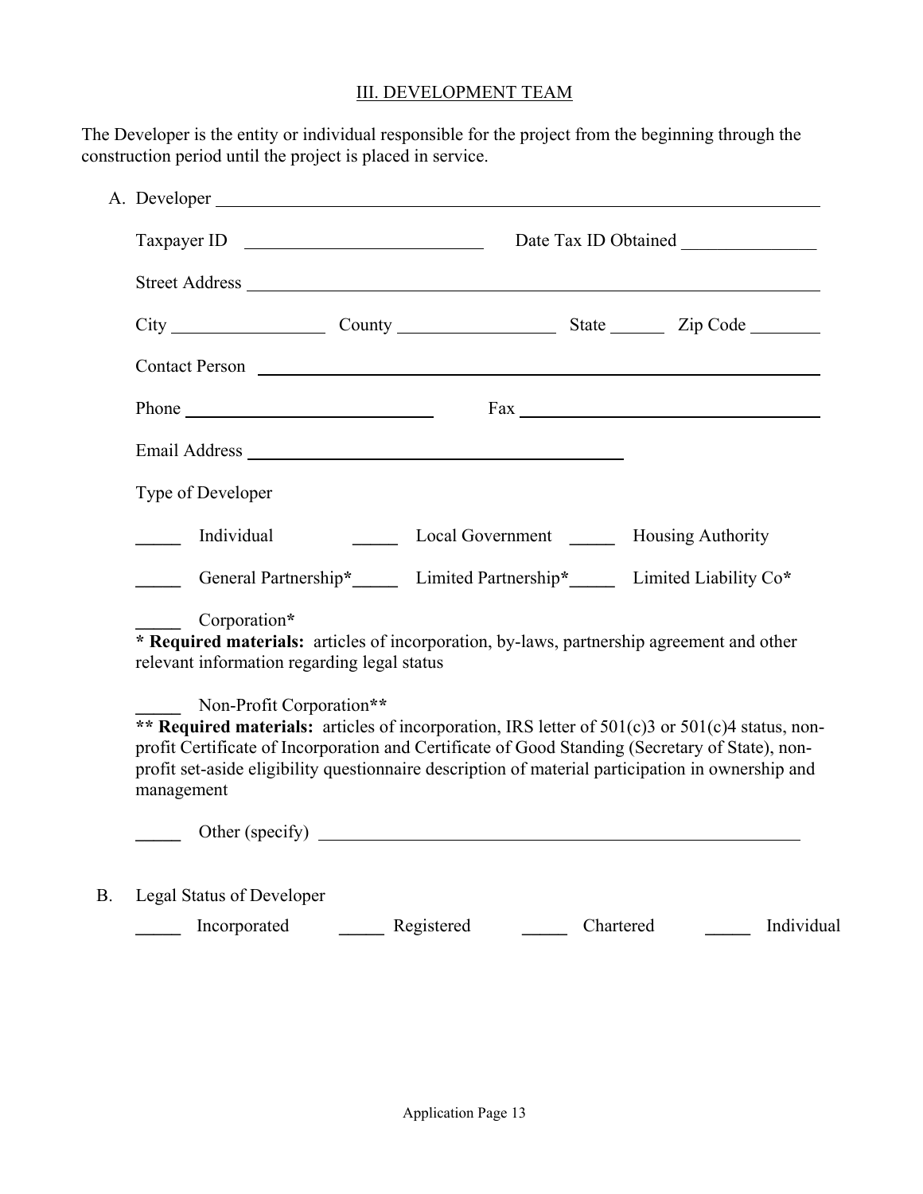## III. DEVELOPMENT TEAM

The Developer is the entity or individual responsible for the project from the beginning through the construction period until the project is placed in service.

A. Developer ______________________________________________________________

Taxpayer ID ____________________________ Date Tax ID Obtained ________________

Street Address ___________________________________________________________

City __________________ County __________________ State _______ Zip Code ________

Contact Person ___________________________________________________________

Phone ____________________________ Fax ___________________________________

Email Address ______________________________________________

Type of Developer

_____ Individual _____ Local Government _____ Housing Authority

_____ General Partnership* _____ Limited Partnership* _____ Limited Liability Co*

_____ Corporation*

**\* Required materials:** articles of incorporation, by-laws, partnership agreement and other relevant information regarding legal status

_____ Non-Profit Corporation**

**\*\* Required materials:** articles of incorporation, IRS letter of 501(c)3 or 501(c)4 status, non-profit Certificate of Incorporation and Certificate of Good Standing (Secretary of State), non-profit set-aside eligibility questionnaire description of material participation in ownership and management

_____ Other (specify) _____________________________________________________

B. Legal Status of Developer

_____ Incorporated _____ Registered _____ Chartered _____ Individual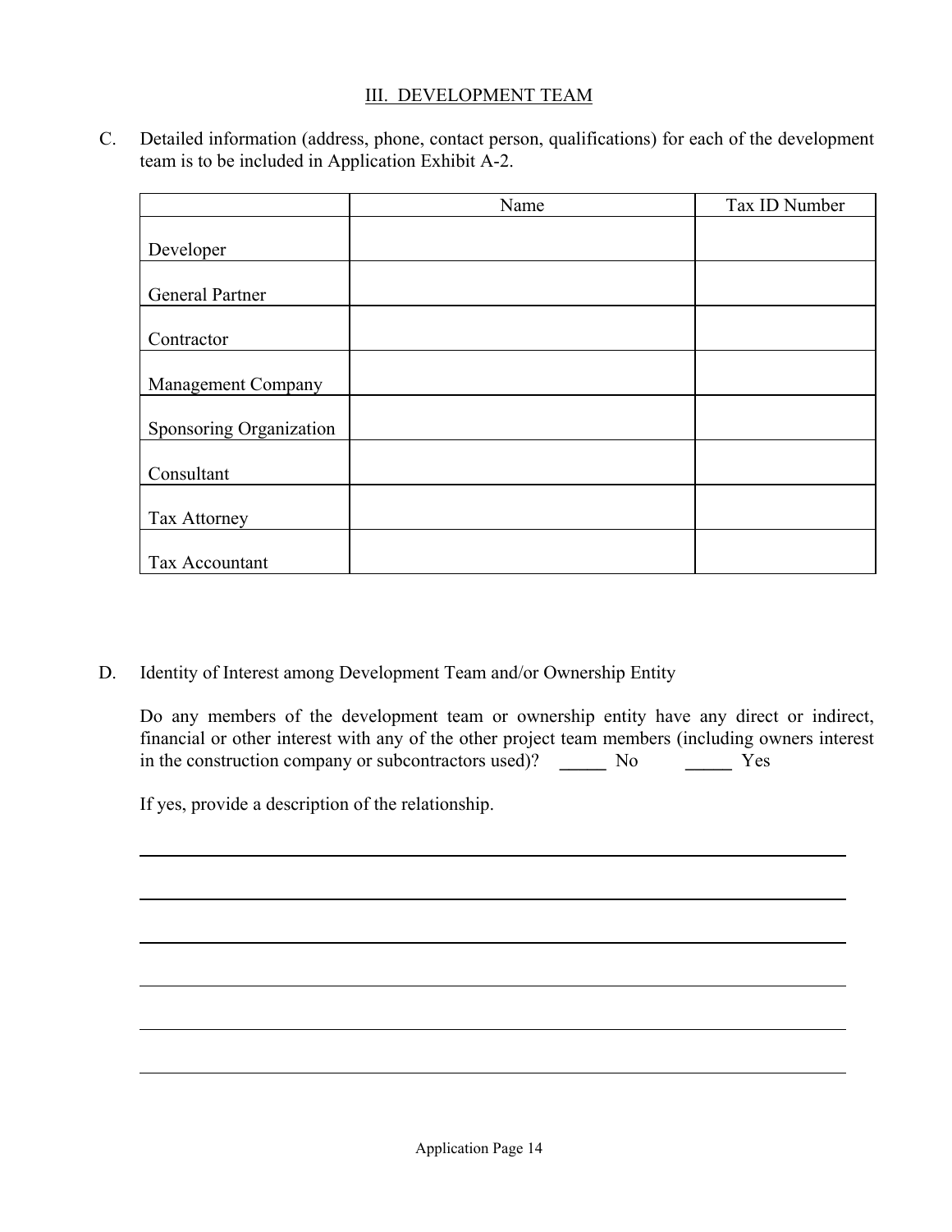## III. DEVELOPMENT TEAM

C. Detailed information (address, phone, contact person, qualifications) for each of the development team is to be included in Application Exhibit A-2.

| | Name | Tax ID Number |
|---|---|---|
| Developer | | |
| General Partner | | |
| Contractor | | |
| Management Company | | |
| Sponsoring Organization | | |
| Consultant | | |
| Tax Attorney | | |
| Tax Accountant | | |

D. Identity of Interest among Development Team and/or Ownership Entity

Do any members of the development team or ownership entity have any direct or indirect, financial or other interest with any of the other project team members (including owners interest in the construction company or subcontractors used)? _____ No _____ Yes

If yes, provide a description of the relationship.

______________________________________________________________________

______________________________________________________________________

______________________________________________________________________

______________________________________________________________________

______________________________________________________________________

______________________________________________________________________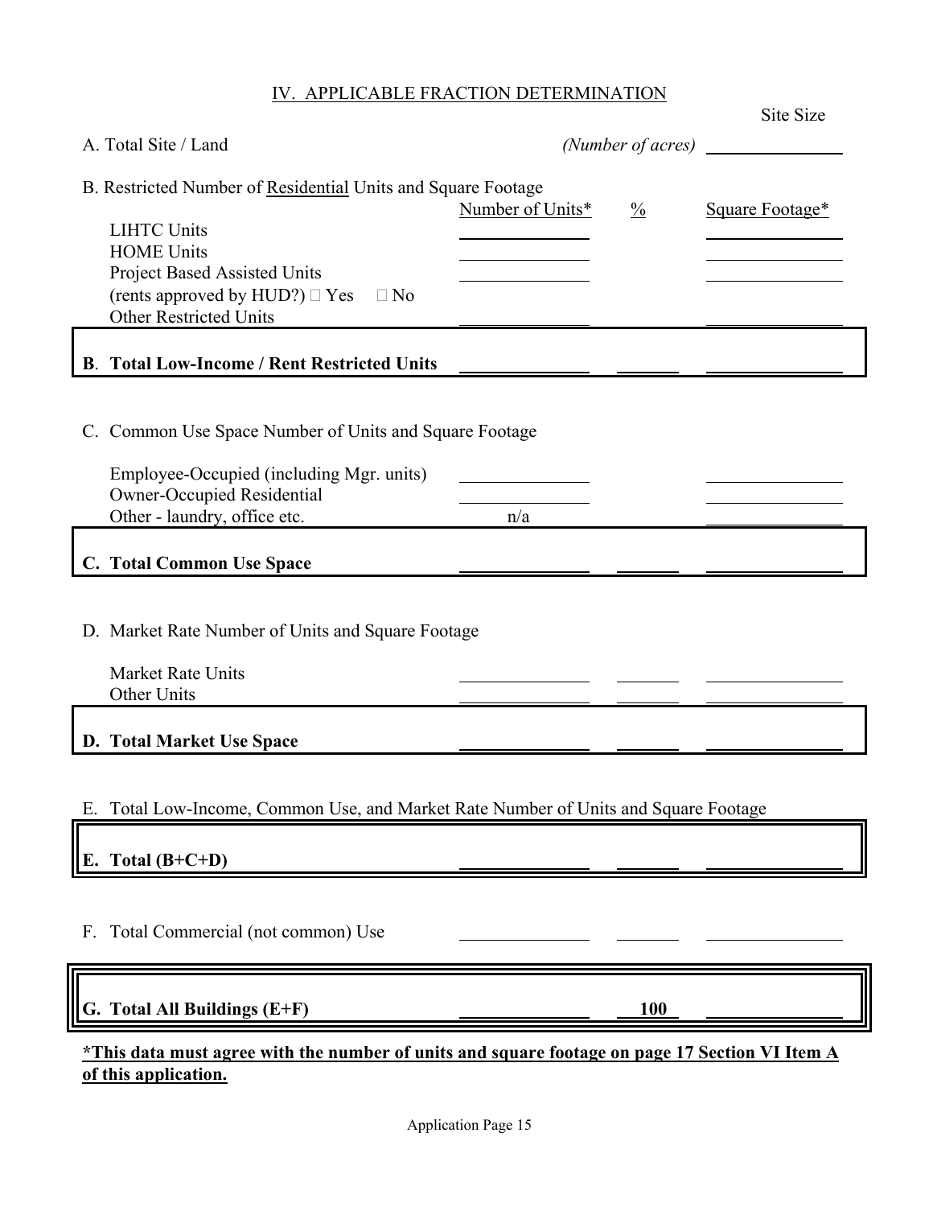## IV. APPLICABLE FRACTION DETERMINATION

| | | | Site Size |
|---|---|---|---|
| A. Total Site / Land | | *(Number of acres)* | |

B. Restricted Number of Residential Units and Square Footage

| | Number of Units* | % | Square Footage* |
|---|---|---|---|
| LIHTC Units | | | |
| HOME Units | | | |
| Project Based Assisted Units | | | |
| (rents approved by HUD?) ☐ Yes ☐ No | | | |
| Other Restricted Units | | | |
| **B. Total Low-Income / Rent Restricted Units** | | | |

C. Common Use Space Number of Units and Square Footage

| | Number of Units | % | Square Footage |
|---|---|---|---|
| Employee-Occupied (including Mgr. units) | | | |
| Owner-Occupied Residential | | | |
| Other - laundry, office etc. | n/a | | |
| **C. Total Common Use Space** | | | |

D. Market Rate Number of Units and Square Footage

| | Number of Units | % | Square Footage |
|---|---|---|---|
| Market Rate Units | | | |
| Other Units | | | |
| **D. Total Market Use Space** | | | |

E. Total Low-Income, Common Use, and Market Rate Number of Units and Square Footage

| | Number of Units | % | Square Footage |
|---|---|---|---|
| **E. Total (B+C+D)** | | | |

| | Number of Units | % | Square Footage |
|---|---|---|---|
| F. Total Commercial (not common) Use | | | |

| | Number of Units | % | Square Footage |
|---|---|---|---|
| **G. Total All Buildings (E+F)** | | **100** | |

***This data must agree with the number of units and square footage on page 17 Section VI Item A of this application.**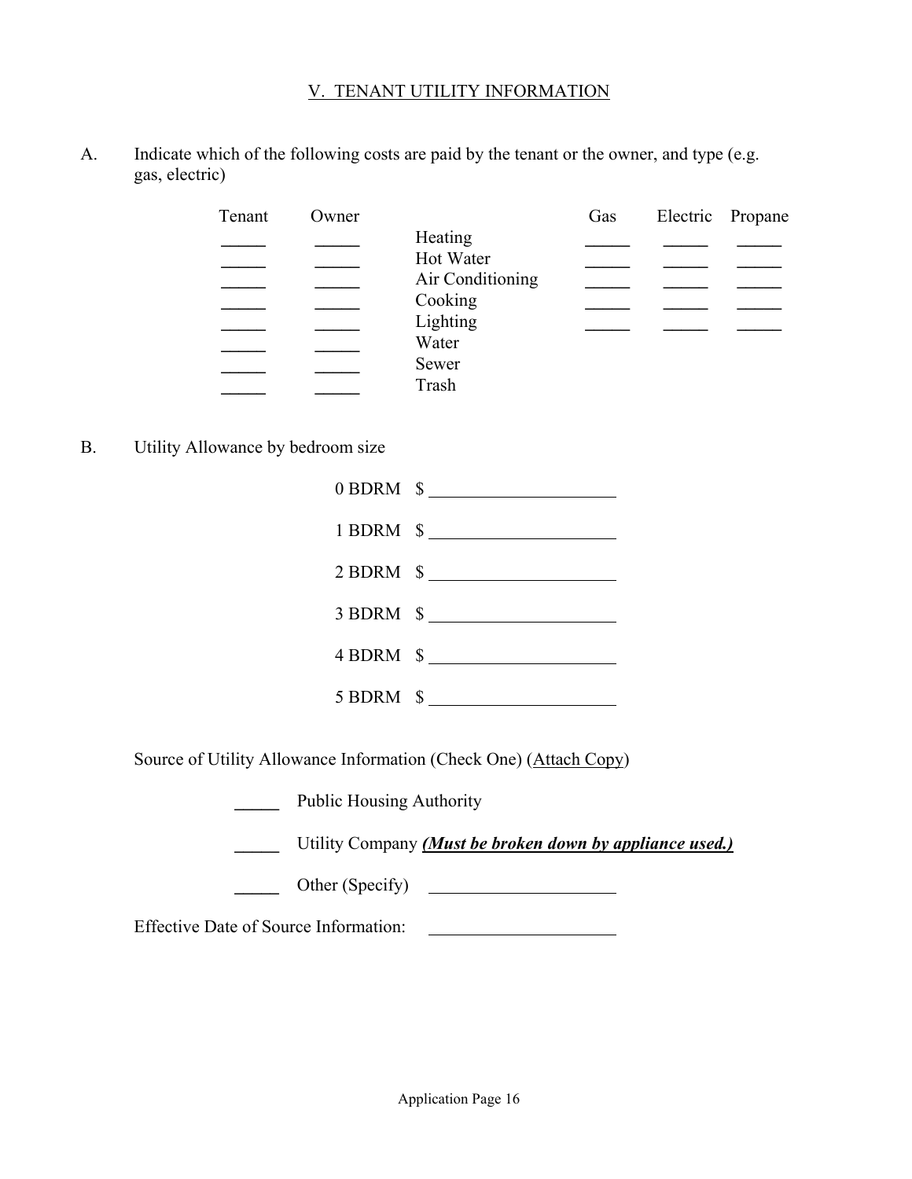## V. TENANT UTILITY INFORMATION

A. Indicate which of the following costs are paid by the tenant or the owner, and type (e.g. gas, electric)

| Tenant | Owner | | Gas | Electric | Propane |
|---|---|---|---|---|---|
| _____ | _____ | Heating | _____ | _____ | _____ |
| _____ | _____ | Hot Water | _____ | _____ | _____ |
| _____ | _____ | Air Conditioning | _____ | _____ | _____ |
| _____ | _____ | Cooking | _____ | _____ | _____ |
| _____ | _____ | Lighting | _____ | _____ | _____ |
| _____ | _____ | Water | | | |
| _____ | _____ | Sewer | | | |
| _____ | _____ | Trash | | | |

B. Utility Allowance by bedroom size

0 BDRM $ ____________________

1 BDRM $ ____________________

2 BDRM $ ____________________

3 BDRM $ ____________________

4 BDRM $ ____________________

5 BDRM $ ____________________

Source of Utility Allowance Information (Check One) (Attach Copy)

_____ Public Housing Authority

_____ Utility Company ***(Must be broken down by appliance used.)***

_____ Other (Specify) ____________________

Effective Date of Source Information: ____________________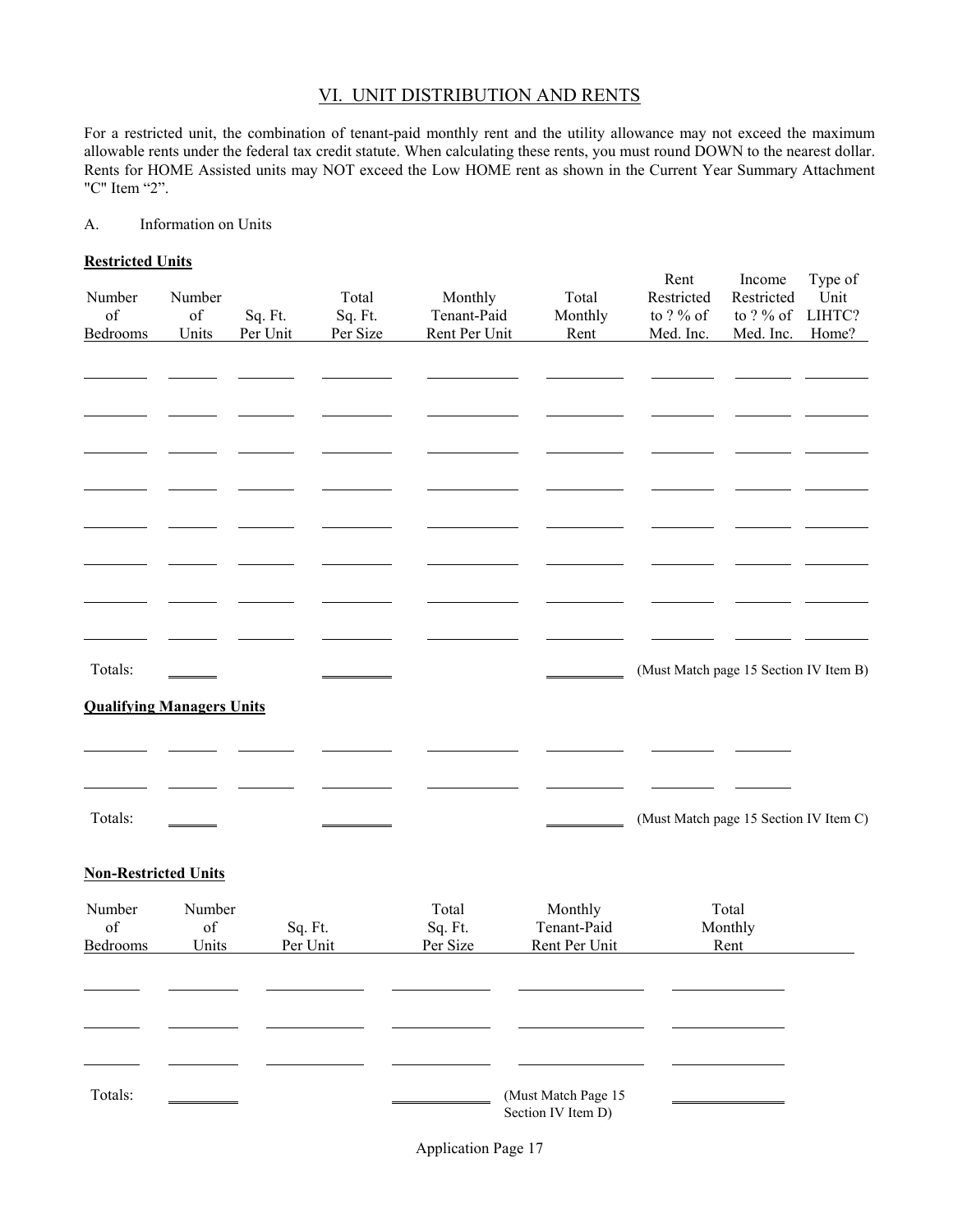## VI. UNIT DISTRIBUTION AND RENTS

For a restricted unit, the combination of tenant-paid monthly rent and the utility allowance may not exceed the maximum allowable rents under the federal tax credit statute. When calculating these rents, you must round DOWN to the nearest dollar. Rents for HOME Assisted units may NOT exceed the Low HOME rent as shown in the Current Year Summary Attachment "C" Item "2".

A. Information on Units

**Restricted Units**

| Number of Bedrooms | Number of Units | Sq. Ft. Per Unit | Total Sq. Ft. Per Size | Monthly Tenant-Paid Rent Per Unit | Total Monthly Rent | Rent Restricted to ? % of Med. Inc. | Income Restricted to ? % of Med. Inc. | Type of Unit LIHTC? Home? |
|---|---|---|---|---|---|---|---|---|
| | | | | | | | | |
| | | | | | | | | |
| | | | | | | | | |
| | | | | | | | | |
| | | | | | | | | |
| | | | | | | | | |
| | | | | | | | | |
| | | | | | | | | |
| Totals: | | | | | | (Must Match page 15 Section IV Item B) | | |

**Qualifying Managers Units**

| Number of Bedrooms | Number of Units | Sq. Ft. Per Unit | Total Sq. Ft. Per Size | Monthly Tenant-Paid Rent Per Unit | Total Monthly Rent | Rent Restricted to ? % of Med. Inc. | Income Restricted to ? % of Med. Inc. |
|---|---|---|---|---|---|---|---|
| | | | | | | | |
| | | | | | | | |
| Totals: | | | | | | (Must Match page 15 Section IV Item C) | |

**Non-Restricted Units**

| Number of Bedrooms | Number of Units | Sq. Ft. Per Unit | Total Sq. Ft. Per Size | Monthly Tenant-Paid Rent Per Unit | Total Monthly Rent |
|---|---|---|---|---|---|
| | | | | | |
| | | | | | |
| | | | | | |
| Totals: | | | | (Must Match Page 15 Section IV Item D) | |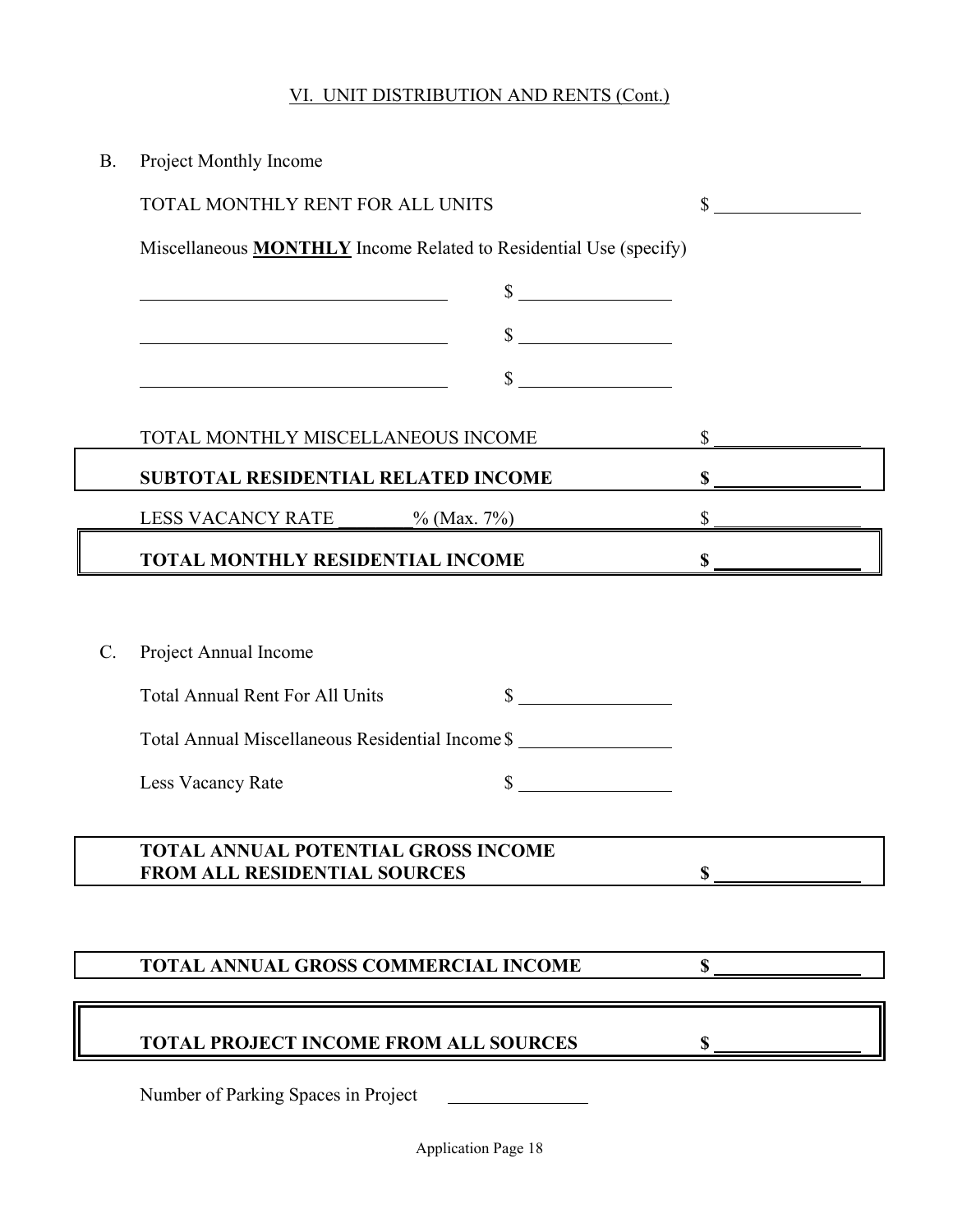## VI. UNIT DISTRIBUTION AND RENTS (Cont.)

B. Project Monthly Income

TOTAL MONTHLY RENT FOR ALL UNITS $ ________________

Miscellaneous **MONTHLY** Income Related to Residential Use (specify)

________________________________ $ ________________

________________________________ $ ________________

________________________________ $ ________________

TOTAL MONTHLY MISCELLANEOUS INCOME $ ________________

**SUBTOTAL RESIDENTIAL RELATED INCOME** **$ ________________**

LESS VACANCY RATE ________% (Max. 7%) $ ________________

**TOTAL MONTHLY RESIDENTIAL INCOME** **$ ________________**

C. Project Annual Income

Total Annual Rent For All Units $ ________________

Total Annual Miscellaneous Residential Income $ ________________

Less Vacancy Rate $ ________________

**TOTAL ANNUAL POTENTIAL GROSS INCOME FROM ALL RESIDENTIAL SOURCES** **$ ________________**

**TOTAL ANNUAL GROSS COMMERCIAL INCOME** **$ ________________**

**TOTAL PROJECT INCOME FROM ALL SOURCES** **$ ________________**

Number of Parking Spaces in Project ________________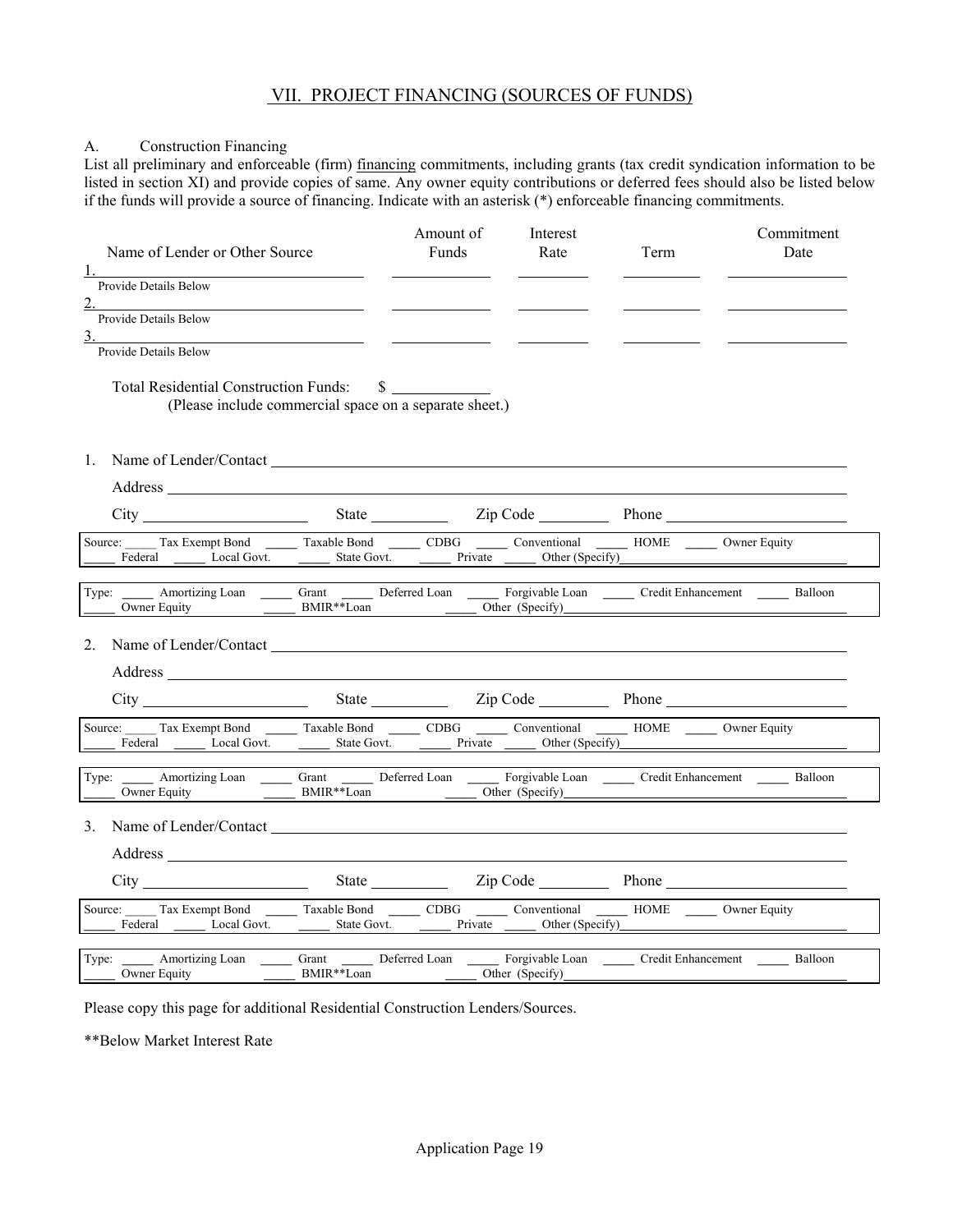## VII. PROJECT FINANCING (SOURCES OF FUNDS)

A. Construction Financing

List all preliminary and enforceable (firm) financing commitments, including grants (tax credit syndication information to be listed in section XI) and provide copies of same. Any owner equity contributions or deferred fees should also be listed below if the funds will provide a source of financing. Indicate with an asterisk (*) enforceable financing commitments.

| Name of Lender or Other Source | Amount of Funds | Interest Rate | Term | Commitment Date |
|---|---|---|---|---|
| 1. ______ (Provide Details Below) | ______ | ______ | ______ | ______ |
| 2. ______ (Provide Details Below) | ______ | ______ | ______ | ______ |
| 3. ______ (Provide Details Below) | ______ | ______ | ______ | ______ |

Total Residential Construction Funds: $ ______
(Please include commercial space on a separate sheet.)

1. Name of Lender/Contact ______

   Address ______

   City ______ State ______ Zip Code ______ Phone ______

   Source: _____ Tax Exempt Bond _____ Taxable Bond _____ CDBG _____ Conventional _____ HOME _____ Owner Equity _____ Federal _____ Local Govt. _____ State Govt. _____ Private _____ Other (Specify) ______

   Type: _____ Amortizing Loan _____ Grant _____ Deferred Loan _____ Forgivable Loan _____ Credit Enhancement _____ Balloon _____ Owner Equity _____ BMIR**Loan _____ Other (Specify) ______

2. Name of Lender/Contact ______

   Address ______

   City ______ State ______ Zip Code ______ Phone ______

   Source: _____ Tax Exempt Bond _____ Taxable Bond _____ CDBG _____ Conventional _____ HOME _____ Owner Equity _____ Federal _____ Local Govt. _____ State Govt. _____ Private _____ Other (Specify) ______

   Type: _____ Amortizing Loan _____ Grant _____ Deferred Loan _____ Forgivable Loan _____ Credit Enhancement _____ Balloon _____ Owner Equity _____ BMIR**Loan _____ Other (Specify) ______

3. Name of Lender/Contact ______

   Address ______

   City ______ State ______ Zip Code ______ Phone ______

   Source: _____ Tax Exempt Bond _____ Taxable Bond _____ CDBG _____ Conventional _____ HOME _____ Owner Equity _____ Federal _____ Local Govt. _____ State Govt. _____ Private _____ Other (Specify) ______

   Type: _____ Amortizing Loan _____ Grant _____ Deferred Loan _____ Forgivable Loan _____ Credit Enhancement _____ Balloon _____ Owner Equity _____ BMIR**Loan _____ Other (Specify) ______

Please copy this page for additional Residential Construction Lenders/Sources.

**Below Market Interest Rate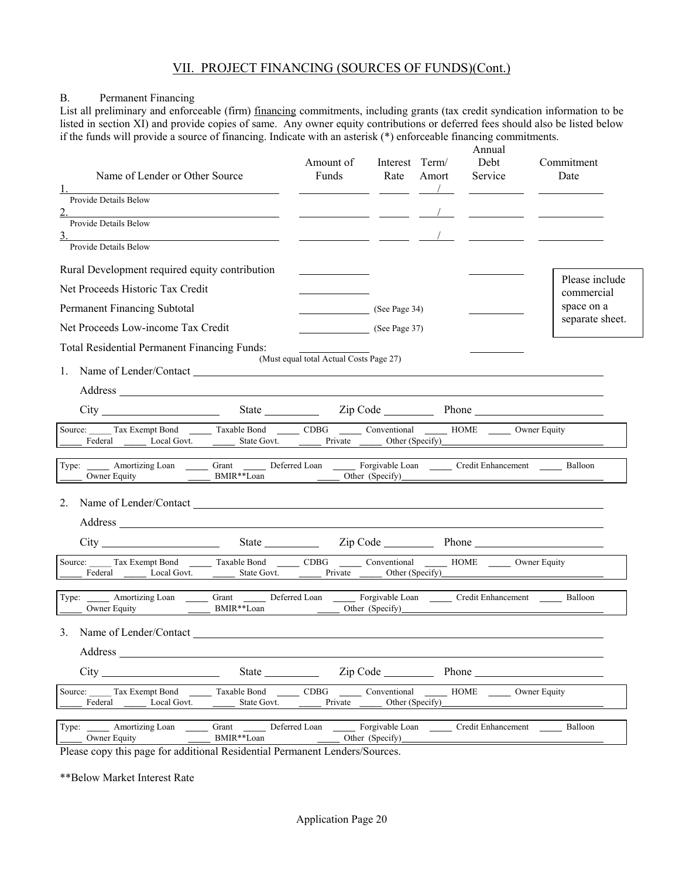## VII. PROJECT FINANCING (SOURCES OF FUNDS)(Cont.)

B. Permanent Financing

List all preliminary and enforceable (firm) financing commitments, including grants (tax credit syndication information to be listed in section XI) and provide copies of same. Any owner equity contributions or deferred fees should also be listed below if the funds will provide a source of financing. Indicate with an asterisk (*) enforceable financing commitments.

| Name of Lender or Other Source | Amount of Funds | Interest Rate | Term/ Amort | Annual Debt Service | Commitment Date |
|---|---|---|---|---|---|
| 1. ______ Provide Details Below | ______ | ______ | ___/___ | ______ | ______ |
| 2. ______ Provide Details Below | ______ | ______ | ___/___ | ______ | ______ |
| 3. ______ Provide Details Below | ______ | ______ | ___/___ | ______ | ______ |
| Rural Development required equity contribution | ______ | | | ______ | |
| Net Proceeds Historic Tax Credit | ______ | | | | |
| Permanent Financing Subtotal | ______ (See Page 34) | | | ______ | |
| Net Proceeds Low-income Tax Credit | ______ (See Page 37) | | | | |
| Total Residential Permanent Financing Funds: | ______ (Must equal total Actual Costs Page 27) | | | ______ | |

Please include commercial space on a separate sheet.

1. Name of Lender/Contact ______

Address ______

City ______ State ______ Zip Code ______ Phone ______

Source: _____ Tax Exempt Bond _____ Taxable Bond _____ CDBG _____ Conventional _____ HOME _____ Owner Equity _____ Federal _____ Local Govt. _____ State Govt. _____ Private _____ Other (Specify)______

Type: _____ Amortizing Loan _____ Grant _____ Deferred Loan _____ Forgivable Loan _____ Credit Enhancement _____ Balloon _____ Owner Equity _____ BMIR**Loan _____ Other (Specify)______

2. Name of Lender/Contact ______

Address ______

City ______ State ______ Zip Code ______ Phone ______

Source: _____ Tax Exempt Bond _____ Taxable Bond _____ CDBG _____ Conventional _____ HOME _____ Owner Equity _____ Federal _____ Local Govt. _____ State Govt. _____ Private _____ Other (Specify)______

Type: _____ Amortizing Loan _____ Grant _____ Deferred Loan _____ Forgivable Loan _____ Credit Enhancement _____ Balloon _____ Owner Equity _____ BMIR**Loan _____ Other (Specify)______

3. Name of Lender/Contact ______

Address ______

City ______ State ______ Zip Code ______ Phone ______

Source: _____ Tax Exempt Bond _____ Taxable Bond _____ CDBG _____ Conventional _____ HOME _____ Owner Equity _____ Federal _____ Local Govt. _____ State Govt. _____ Private _____ Other (Specify)______

Type: _____ Amortizing Loan _____ Grant _____ Deferred Loan _____ Forgivable Loan _____ Credit Enhancement _____ Balloon _____ Owner Equity _____ BMIR**Loan _____ Other (Specify)______

Please copy this page for additional Residential Permanent Lenders/Sources.

**Below Market Interest Rate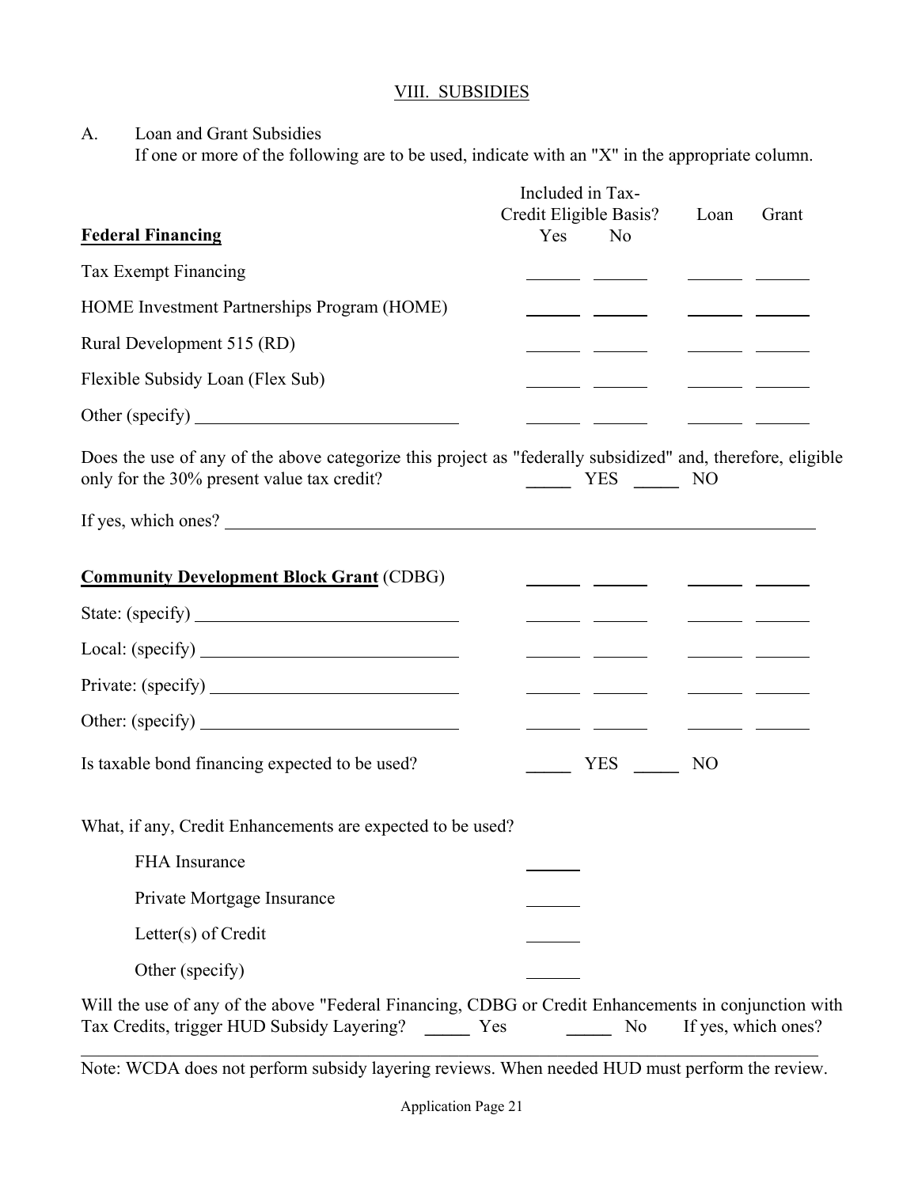## VIII. SUBSIDIES

A. Loan and Grant Subsidies
If one or more of the following are to be used, indicate with an "X" in the appropriate column.

| **Federal Financing** | Included in Tax-Credit Eligible Basis? Yes | No | Loan | Grant |
|---|---|---|---|---|
| Tax Exempt Financing | ______ | ______ | ______ | ______ |
| HOME Investment Partnerships Program (HOME) | ______ | ______ | ______ | ______ |
| Rural Development 515 (RD) | ______ | ______ | ______ | ______ |
| Flexible Subsidy Loan (Flex Sub) | ______ | ______ | ______ | ______ |
| Other (specify) ______________________________ | ______ | ______ | ______ | ______ |

Does the use of any of the above categorize this project as "federally subsidized" and, therefore, eligible only for the 30% present value tax credit? _____ YES _____ NO

If yes, which ones? ______________________________________________________________________

| | Yes | No | Loan | Grant |
|---|---|---|---|---|
| **Community Development Block Grant** (CDBG) | ______ | ______ | ______ | ______ |
| State: (specify) ______________________________ | ______ | ______ | ______ | ______ |
| Local: (specify) ______________________________ | ______ | ______ | ______ | ______ |
| Private: (specify) ____________________________ | ______ | ______ | ______ | ______ |
| Other: (specify) ______________________________ | ______ | ______ | ______ | ______ |

Is taxable bond financing expected to be used? _____ YES _____ NO

What, if any, Credit Enhancements are expected to be used?

- FHA Insurance ______
- Private Mortgage Insurance ______
- Letter(s) of Credit ______
- Other (specify) ______

Will the use of any of the above "Federal Financing, CDBG or Credit Enhancements in conjunction with Tax Credits, trigger HUD Subsidy Layering? _____ Yes _____ No If yes, which ones?
______________________________________________________________________________

Note: WCDA does not perform subsidy layering reviews. When needed HUD must perform the review.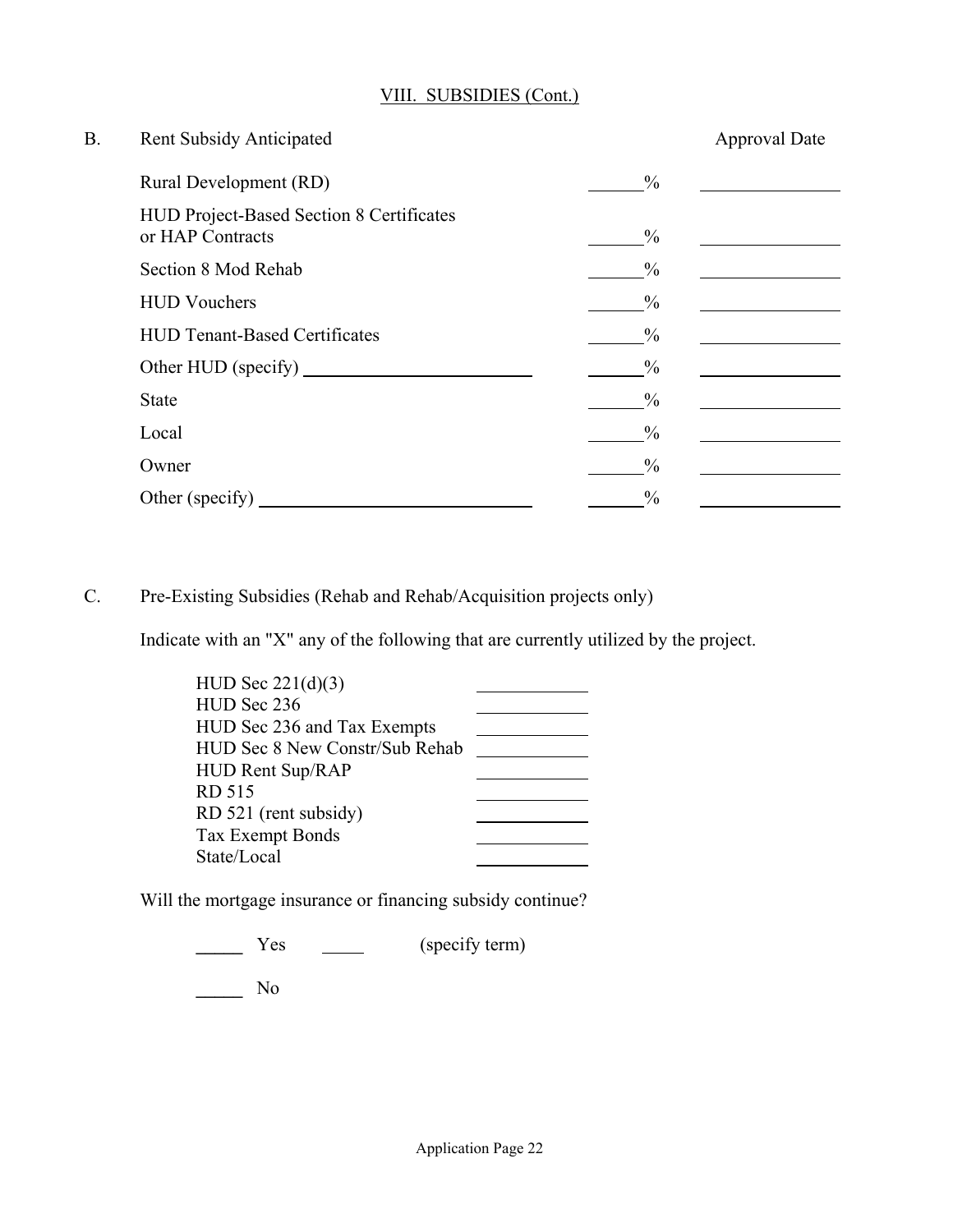VIII. SUBSIDIES (Cont.)

B. Rent Subsidy Anticipated

| | | Approval Date |
|---|---|---|
| Rural Development (RD) | ______% | ____________ |
| HUD Project-Based Section 8 Certificates or HAP Contracts | ______% | ____________ |
| Section 8 Mod Rehab | ______% | ____________ |
| HUD Vouchers | ______% | ____________ |
| HUD Tenant-Based Certificates | ______% | ____________ |
| Other HUD (specify) ____________________ | ______% | ____________ |
| State | ______% | ____________ |
| Local | ______% | ____________ |
| Owner | ______% | ____________ |
| Other (specify) ____________________ | ______% | ____________ |

C. Pre-Existing Subsidies (Rehab and Rehab/Acquisition projects only)

Indicate with an "X" any of the following that are currently utilized by the project.

| | |
|---|---|
| HUD Sec 221(d)(3) | ________ |
| HUD Sec 236 | ________ |
| HUD Sec 236 and Tax Exempts | ________ |
| HUD Sec 8 New Constr/Sub Rehab | ________ |
| HUD Rent Sup/RAP | ________ |
| RD 515 | ________ |
| RD 521 (rent subsidy) | ________ |
| Tax Exempt Bonds | ________ |
| State/Local | ________ |

Will the mortgage insurance or financing subsidy continue?

_____ Yes _____ (specify term)

_____ No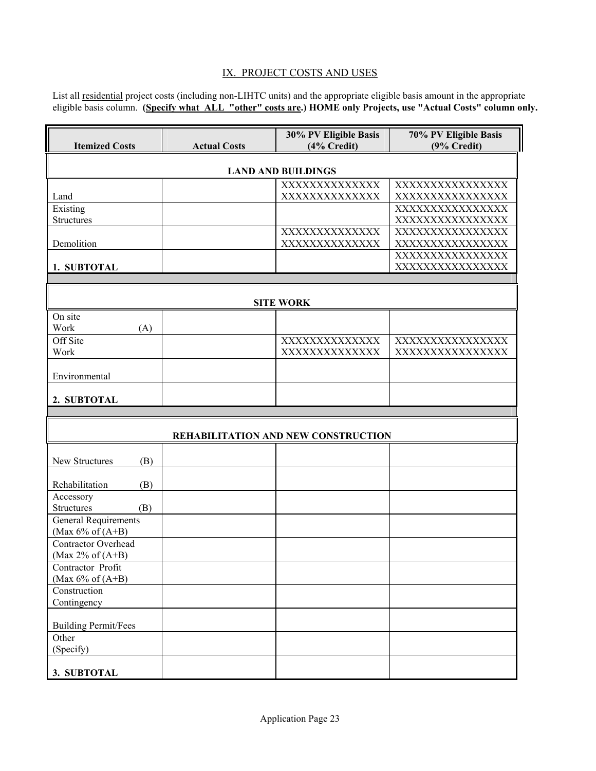## IX. PROJECT COSTS AND USES

List all residential project costs (including non-LIHTC units) and the appropriate eligible basis amount in the appropriate eligible basis column. **(Specify what ALL "other" costs are.) HOME only Projects, use "Actual Costs" column only.**

| Itemized Costs | Actual Costs | 30% PV Eligible Basis (4% Credit) | 70% PV Eligible Basis (9% Credit) |
|---|---|---|---|
| **LAND AND BUILDINGS** | | | |
| Land | | XXXXXXXXXXXXXX XXXXXXXXXXXXXX | XXXXXXXXXXXXXXXX XXXXXXXXXXXXXXXX |
| Existing Structures | | | XXXXXXXXXXXXXXXX XXXXXXXXXXXXXXXX |
| Demolition | | XXXXXXXXXXXXXX XXXXXXXXXXXXXX | XXXXXXXXXXXXXXXX XXXXXXXXXXXXXXXX |
| **1. SUBTOTAL** | | | XXXXXXXXXXXXXXXX XXXXXXXXXXXXXXXX |
| **SITE WORK** | | | |
| On site Work (A) | | | |
| Off Site Work | | XXXXXXXXXXXXXX XXXXXXXXXXXXXX | XXXXXXXXXXXXXXXX XXXXXXXXXXXXXXXX |
| Environmental | | | |
| **2. SUBTOTAL** | | | |
| **REHABILITATION AND NEW CONSTRUCTION** | | | |
| New Structures (B) | | | |
| Rehabilitation (B) | | | |
| Accessory Structures (B) | | | |
| General Requirements (Max 6% of (A+B) | | | |
| Contractor Overhead (Max 2% of (A+B) | | | |
| Contractor Profit (Max 6% of (A+B) | | | |
| Construction Contingency | | | |
| Building Permit/Fees | | | |
| Other (Specify) | | | |
| **3. SUBTOTAL** | | | |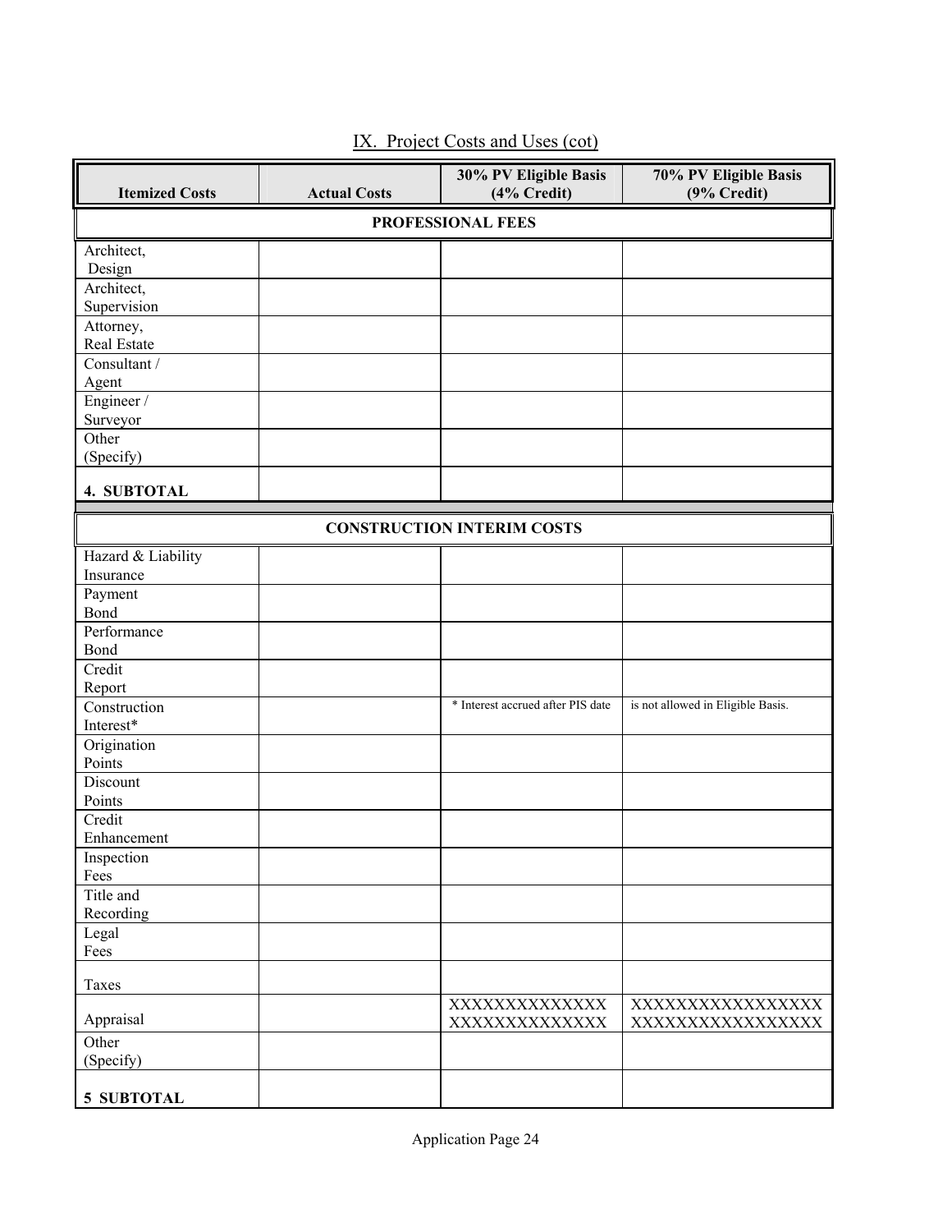## IX. Project Costs and Uses (cot)

| Itemized Costs | Actual Costs | 30% PV Eligible Basis (4% Credit) | 70% PV Eligible Basis (9% Credit) |
|---|---|---|---|
| **PROFESSIONAL FEES** | | | |
| Architect, Design | | | |
| Architect, Supervision | | | |
| Attorney, Real Estate | | | |
| Consultant / Agent | | | |
| Engineer / Surveyor | | | |
| Other (Specify) | | | |
| **4. SUBTOTAL** | | | |
| **CONSTRUCTION INTERIM COSTS** | | | |
| Hazard & Liability Insurance | | | |
| Payment Bond | | | |
| Performance Bond | | | |
| Credit Report | | | |
| Construction Interest* | | * Interest accrued after PIS date | is not allowed in Eligible Basis. |
| Origination Points | | | |
| Discount Points | | | |
| Credit Enhancement | | | |
| Inspection Fees | | | |
| Title and Recording | | | |
| Legal Fees | | | |
| Taxes | | | |
| Appraisal | | XXXXXXXXXXXXXX XXXXXXXXXXXXXX | XXXXXXXXXXXXXXXXX XXXXXXXXXXXXXXXXX |
| Other (Specify) | | | |
| **5 SUBTOTAL** | | | |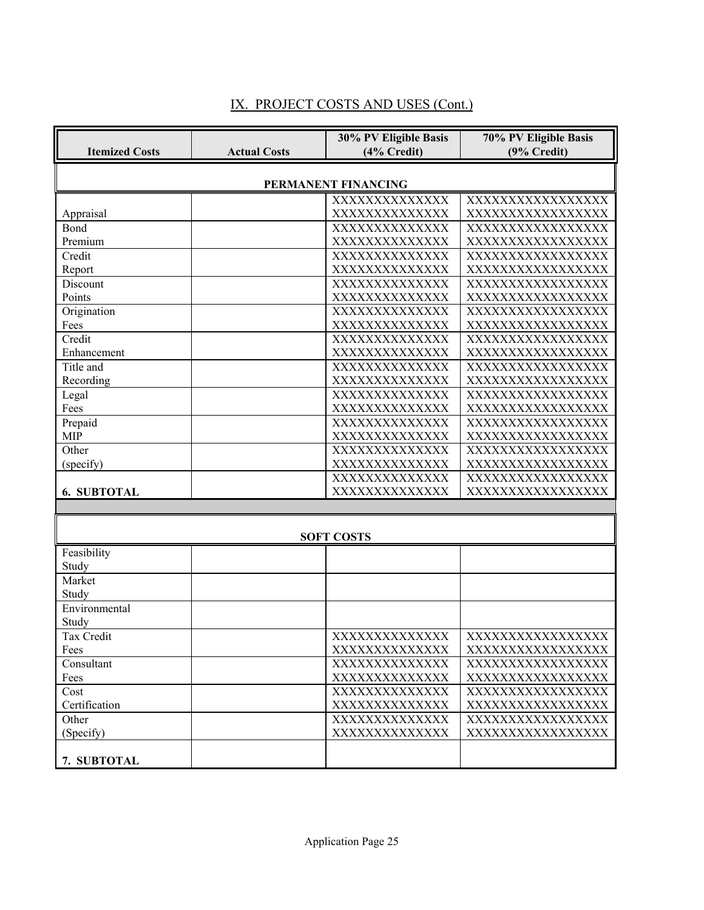## IX. PROJECT COSTS AND USES (Cont.)

| Itemized Costs | Actual Costs | 30% PV Eligible Basis (4% Credit) | 70% PV Eligible Basis (9% Credit) |
|---|---|---|---|
| **PERMANENT FINANCING** | | | |
| Appraisal | | XXXXXXXXXXXXXX XXXXXXXXXXXXXX | XXXXXXXXXXXXXXXXX XXXXXXXXXXXXXXXXX |
| Bond Premium | | XXXXXXXXXXXXXX XXXXXXXXXXXXXX | XXXXXXXXXXXXXXXXX XXXXXXXXXXXXXXXXX |
| Credit Report | | XXXXXXXXXXXXXX XXXXXXXXXXXXXX | XXXXXXXXXXXXXXXXX XXXXXXXXXXXXXXXXX |
| Discount Points | | XXXXXXXXXXXXXX XXXXXXXXXXXXXX | XXXXXXXXXXXXXXXXX XXXXXXXXXXXXXXXXX |
| Origination Fees | | XXXXXXXXXXXXXX XXXXXXXXXXXXXX | XXXXXXXXXXXXXXXXX XXXXXXXXXXXXXXXXX |
| Credit Enhancement | | XXXXXXXXXXXXXX XXXXXXXXXXXXXX | XXXXXXXXXXXXXXXXX XXXXXXXXXXXXXXXXX |
| Title and Recording | | XXXXXXXXXXXXXX XXXXXXXXXXXXXX | XXXXXXXXXXXXXXXXX XXXXXXXXXXXXXXXXX |
| Legal Fees | | XXXXXXXXXXXXXX XXXXXXXXXXXXXX | XXXXXXXXXXXXXXXXX XXXXXXXXXXXXXXXXX |
| Prepaid MIP | | XXXXXXXXXXXXXX XXXXXXXXXXXXXX | XXXXXXXXXXXXXXXXX XXXXXXXXXXXXXXXXX |
| Other (specify) | | XXXXXXXXXXXXXX XXXXXXXXXXXXXX | XXXXXXXXXXXXXXXXX XXXXXXXXXXXXXXXXX |
| **6. SUBTOTAL** | | XXXXXXXXXXXXXX XXXXXXXXXXXXXX | XXXXXXXXXXXXXXXXX XXXXXXXXXXXXXXXXX |
| **SOFT COSTS** | | | |
| Feasibility Study | | | |
| Market Study | | | |
| Environmental Study | | | |
| Tax Credit Fees | | XXXXXXXXXXXXXX XXXXXXXXXXXXXX | XXXXXXXXXXXXXXXXX XXXXXXXXXXXXXXXXX |
| Consultant Fees | | XXXXXXXXXXXXXX XXXXXXXXXXXXXX | XXXXXXXXXXXXXXXXX XXXXXXXXXXXXXXXXX |
| Cost Certification | | XXXXXXXXXXXXXX XXXXXXXXXXXXXX | XXXXXXXXXXXXXXXXX XXXXXXXXXXXXXXXXX |
| Other (Specify) | | XXXXXXXXXXXXXX XXXXXXXXXXXXXX | XXXXXXXXXXXXXXXXX XXXXXXXXXXXXXXXXX |
| **7. SUBTOTAL** | | | |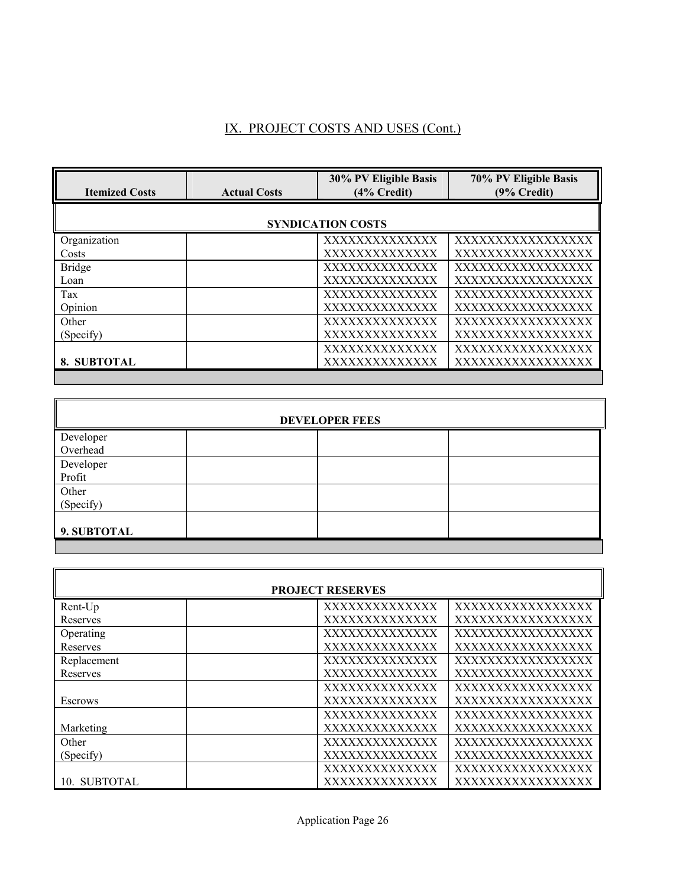## IX. PROJECT COSTS AND USES (Cont.)

| Itemized Costs | Actual Costs | 30% PV Eligible Basis (4% Credit) | 70% PV Eligible Basis (9% Credit) |
|---|---|---|---|
| **SYNDICATION COSTS** | | | |
| Organization Costs | | XXXXXXXXXXXXXX XXXXXXXXXXXXXX | XXXXXXXXXXXXXXXXX XXXXXXXXXXXXXXXXX |
| Bridge Loan | | XXXXXXXXXXXXXX XXXXXXXXXXXXXX | XXXXXXXXXXXXXXXXX XXXXXXXXXXXXXXXXX |
| Tax Opinion | | XXXXXXXXXXXXXX XXXXXXXXXXXXXX | XXXXXXXXXXXXXXXXX XXXXXXXXXXXXXXXXX |
| Other (Specify) | | XXXXXXXXXXXXXX XXXXXXXXXXXXXX | XXXXXXXXXXXXXXXXX XXXXXXXXXXXXXXXXX |
| **8. SUBTOTAL** | | XXXXXXXXXXXXXX XXXXXXXXXXXXXX | XXXXXXXXXXXXXXXXX XXXXXXXXXXXXXXXXX |

| **DEVELOPER FEES** | | | |
|---|---|---|---|
| Developer Overhead | | | |
| Developer Profit | | | |
| Other (Specify) | | | |
| **9. SUBTOTAL** | | | |

| **PROJECT RESERVES** | | | |
|---|---|---|---|
| Rent-Up Reserves | | XXXXXXXXXXXXXX XXXXXXXXXXXXXX | XXXXXXXXXXXXXXXXX XXXXXXXXXXXXXXXXX |
| Operating Reserves | | XXXXXXXXXXXXXX XXXXXXXXXXXXXX | XXXXXXXXXXXXXXXXX XXXXXXXXXXXXXXXXX |
| Replacement Reserves | | XXXXXXXXXXXXXX XXXXXXXXXXXXXX | XXXXXXXXXXXXXXXXX XXXXXXXXXXXXXXXXX |
| Escrows | | XXXXXXXXXXXXXX XXXXXXXXXXXXXX | XXXXXXXXXXXXXXXXX XXXXXXXXXXXXXXXXX |
| Marketing | | XXXXXXXXXXXXXX XXXXXXXXXXXXXX | XXXXXXXXXXXXXXXXX XXXXXXXXXXXXXXXXX |
| Other (Specify) | | XXXXXXXXXXXXXX XXXXXXXXXXXXXX | XXXXXXXXXXXXXXXXX XXXXXXXXXXXXXXXXX |
| 10. SUBTOTAL | | XXXXXXXXXXXXXX XXXXXXXXXXXXXX | XXXXXXXXXXXXXXXXX XXXXXXXXXXXXXXXXX |

Application Page 26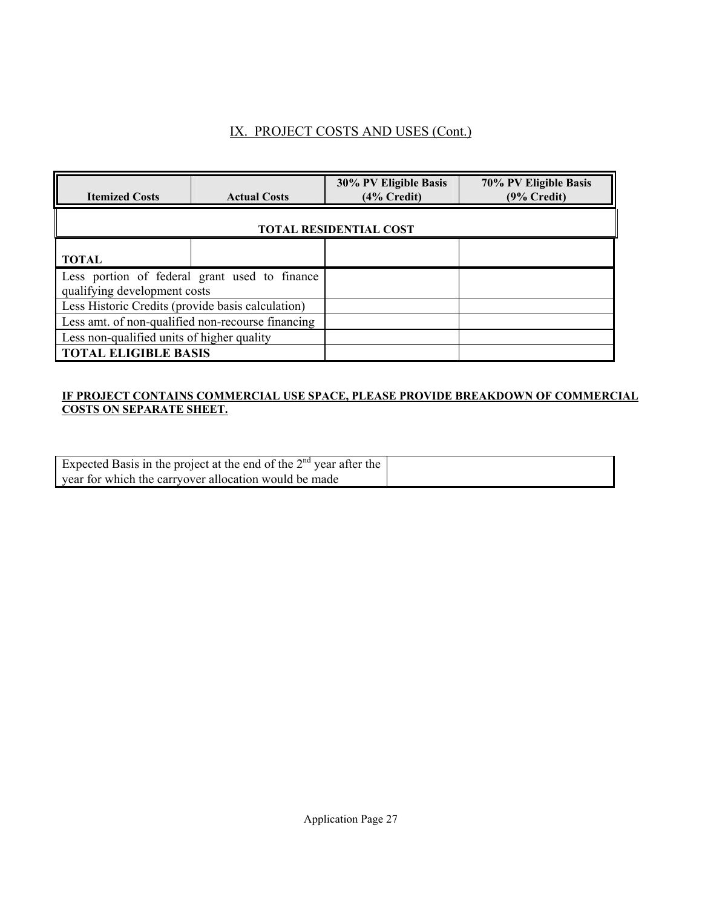## IX. PROJECT COSTS AND USES (Cont.)

| Itemized Costs | Actual Costs | 30% PV Eligible Basis (4% Credit) | 70% PV Eligible Basis (9% Credit) |
|---|---|---|---|
| **TOTAL RESIDENTIAL COST** | | | |
| **TOTAL** | | | |
| Less portion of federal grant used to finance qualifying development costs | | | |
| Less Historic Credits (provide basis calculation) | | | |
| Less amt. of non-qualified non-recourse financing | | | |
| Less non-qualified units of higher quality | | | |
| **TOTAL ELIGIBLE BASIS** | | | |

**IF PROJECT CONTAINS COMMERCIAL USE SPACE, PLEASE PROVIDE BREAKDOWN OF COMMERCIAL COSTS ON SEPARATE SHEET.**

| Expected Basis in the project at the end of the 2nd year after the year for which the carryover allocation would be made | |
|---|---|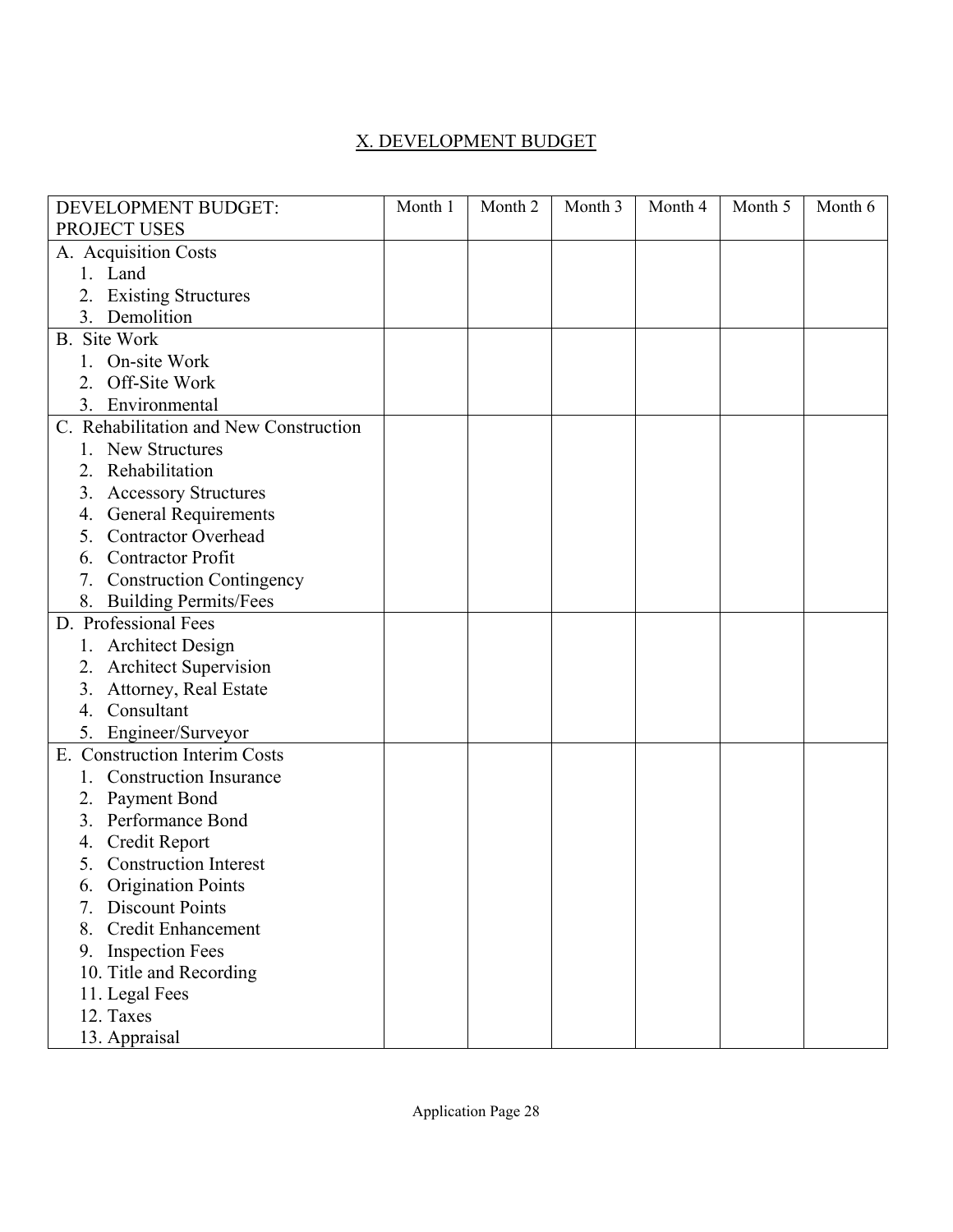## X. DEVELOPMENT BUDGET

| DEVELOPMENT BUDGET: PROJECT USES | Month 1 | Month 2 | Month 3 | Month 4 | Month 5 | Month 6 |
|---|---|---|---|---|---|---|
| A. Acquisition Costs | | | | | | |
| 1. Land | | | | | | |
| 2. Existing Structures | | | | | | |
| 3. Demolition | | | | | | |
| B. Site Work | | | | | | |
| 1. On-site Work | | | | | | |
| 2. Off-Site Work | | | | | | |
| 3. Environmental | | | | | | |
| C. Rehabilitation and New Construction | | | | | | |
| 1. New Structures | | | | | | |
| 2. Rehabilitation | | | | | | |
| 3. Accessory Structures | | | | | | |
| 4. General Requirements | | | | | | |
| 5. Contractor Overhead | | | | | | |
| 6. Contractor Profit | | | | | | |
| 7. Construction Contingency | | | | | | |
| 8. Building Permits/Fees | | | | | | |
| D. Professional Fees | | | | | | |
| 1. Architect Design | | | | | | |
| 2. Architect Supervision | | | | | | |
| 3. Attorney, Real Estate | | | | | | |
| 4. Consultant | | | | | | |
| 5. Engineer/Surveyor | | | | | | |
| E. Construction Interim Costs | | | | | | |
| 1. Construction Insurance | | | | | | |
| 2. Payment Bond | | | | | | |
| 3. Performance Bond | | | | | | |
| 4. Credit Report | | | | | | |
| 5. Construction Interest | | | | | | |
| 6. Origination Points | | | | | | |
| 7. Discount Points | | | | | | |
| 8. Credit Enhancement | | | | | | |
| 9. Inspection Fees | | | | | | |
| 10. Title and Recording | | | | | | |
| 11. Legal Fees | | | | | | |
| 12. Taxes | | | | | | |
| 13. Appraisal | | | | | | |

Application Page 28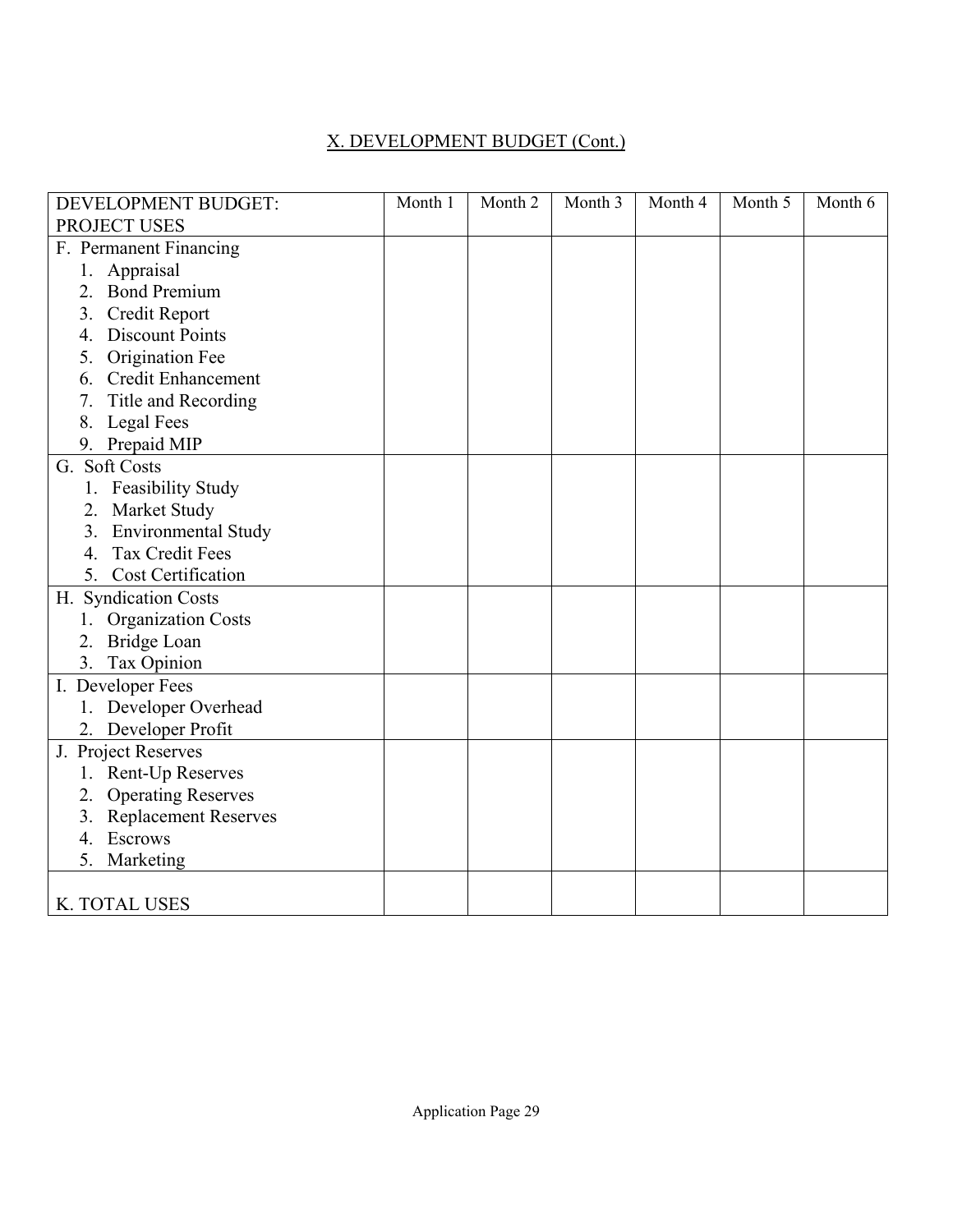## X. DEVELOPMENT BUDGET (Cont.)

| DEVELOPMENT BUDGET: PROJECT USES | Month 1 | Month 2 | Month 3 | Month 4 | Month 5 | Month 6 |
|---|---|---|---|---|---|---|
| F. Permanent Financing | | | | | | |
| 1. Appraisal | | | | | | |
| 2. Bond Premium | | | | | | |
| 3. Credit Report | | | | | | |
| 4. Discount Points | | | | | | |
| 5. Origination Fee | | | | | | |
| 6. Credit Enhancement | | | | | | |
| 7. Title and Recording | | | | | | |
| 8. Legal Fees | | | | | | |
| 9. Prepaid MIP | | | | | | |
| G. Soft Costs | | | | | | |
| 1. Feasibility Study | | | | | | |
| 2. Market Study | | | | | | |
| 3. Environmental Study | | | | | | |
| 4. Tax Credit Fees | | | | | | |
| 5. Cost Certification | | | | | | |
| H. Syndication Costs | | | | | | |
| 1. Organization Costs | | | | | | |
| 2. Bridge Loan | | | | | | |
| 3. Tax Opinion | | | | | | |
| I. Developer Fees | | | | | | |
| 1. Developer Overhead | | | | | | |
| 2. Developer Profit | | | | | | |
| J. Project Reserves | | | | | | |
| 1. Rent-Up Reserves | | | | | | |
| 2. Operating Reserves | | | | | | |
| 3. Replacement Reserves | | | | | | |
| 4. Escrows | | | | | | |
| 5. Marketing | | | | | | |
| K. TOTAL USES | | | | | | |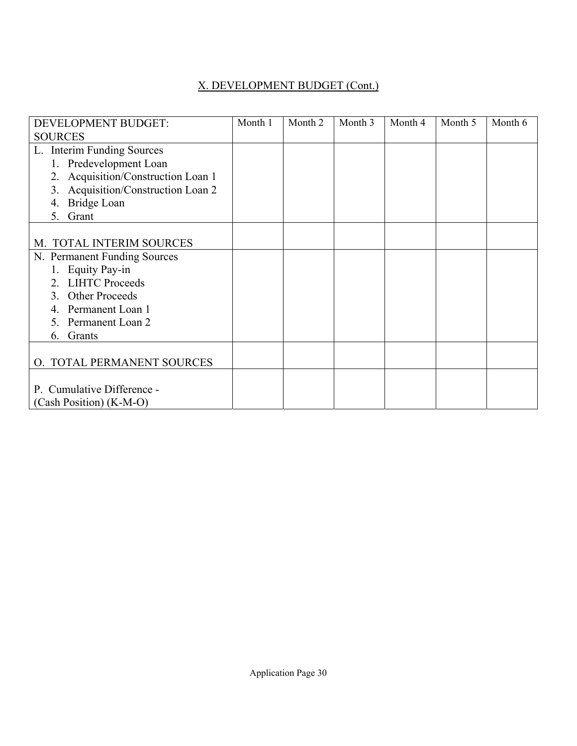## X. DEVELOPMENT BUDGET (Cont.)

| DEVELOPMENT BUDGET: SOURCES | Month 1 | Month 2 | Month 3 | Month 4 | Month 5 | Month 6 |
|---|---|---|---|---|---|---|
| L. Interim Funding Sources<br>1. Predevelopment Loan<br>2. Acquisition/Construction Loan 1<br>3. Acquisition/Construction Loan 2<br>4. Bridge Loan<br>5. Grant | | | | | | |
| M. TOTAL INTERIM SOURCES | | | | | | |
| N. Permanent Funding Sources<br>1. Equity Pay-in<br>2. LIHTC Proceeds<br>3. Other Proceeds<br>4. Permanent Loan 1<br>5. Permanent Loan 2<br>6. Grants | | | | | | |
| O. TOTAL PERMANENT SOURCES | | | | | | |
| P. Cumulative Difference - (Cash Position) (K-M-O) | | | | | | |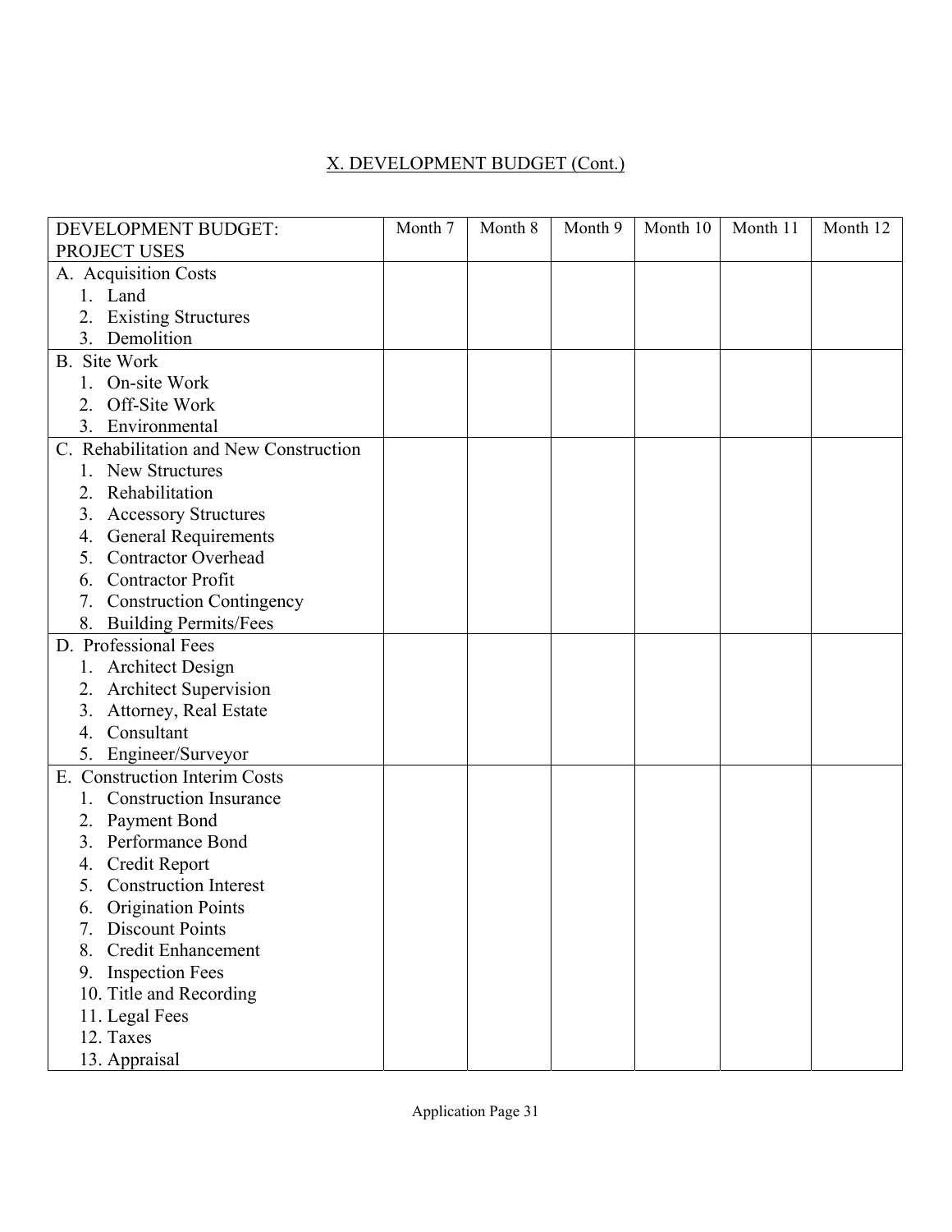## X. DEVELOPMENT BUDGET (Cont.)

| DEVELOPMENT BUDGET: PROJECT USES | Month 7 | Month 8 | Month 9 | Month 10 | Month 11 | Month 12 |
|---|---|---|---|---|---|---|
| A. Acquisition Costs<br>1. Land<br>2. Existing Structures<br>3. Demolition | | | | | | |
| B. Site Work<br>1. On-site Work<br>2. Off-Site Work<br>3. Environmental | | | | | | |
| C. Rehabilitation and New Construction<br>1. New Structures<br>2. Rehabilitation<br>3. Accessory Structures<br>4. General Requirements<br>5. Contractor Overhead<br>6. Contractor Profit<br>7. Construction Contingency<br>8. Building Permits/Fees | | | | | | |
| D. Professional Fees<br>1. Architect Design<br>2. Architect Supervision<br>3. Attorney, Real Estate<br>4. Consultant<br>5. Engineer/Surveyor | | | | | | |
| E. Construction Interim Costs<br>1. Construction Insurance<br>2. Payment Bond<br>3. Performance Bond<br>4. Credit Report<br>5. Construction Interest<br>6. Origination Points<br>7. Discount Points<br>8. Credit Enhancement<br>9. Inspection Fees<br>10. Title and Recording<br>11. Legal Fees<br>12. Taxes<br>13. Appraisal | | | | | | |

Application Page 31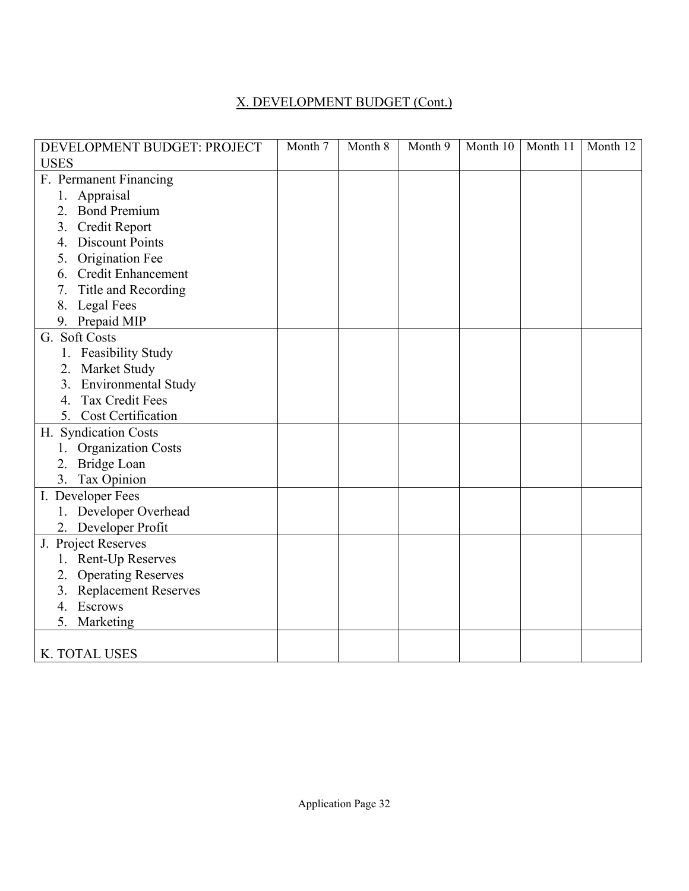## X. DEVELOPMENT BUDGET (Cont.)

| DEVELOPMENT BUDGET: PROJECT USES | Month 7 | Month 8 | Month 9 | Month 10 | Month 11 | Month 12 |
|---|---|---|---|---|---|---|
| F. Permanent Financing<br>1. Appraisal<br>2. Bond Premium<br>3. Credit Report<br>4. Discount Points<br>5. Origination Fee<br>6. Credit Enhancement<br>7. Title and Recording<br>8. Legal Fees<br>9. Prepaid MIP | | | | | | |
| G. Soft Costs<br>1. Feasibility Study<br>2. Market Study<br>3. Environmental Study<br>4. Tax Credit Fees<br>5. Cost Certification | | | | | | |
| H. Syndication Costs<br>1. Organization Costs<br>2. Bridge Loan<br>3. Tax Opinion | | | | | | |
| I. Developer Fees<br>1. Developer Overhead<br>2. Developer Profit | | | | | | |
| J. Project Reserves<br>1. Rent-Up Reserves<br>2. Operating Reserves<br>3. Replacement Reserves<br>4. Escrows<br>5. Marketing | | | | | | |
| K. TOTAL USES | | | | | | |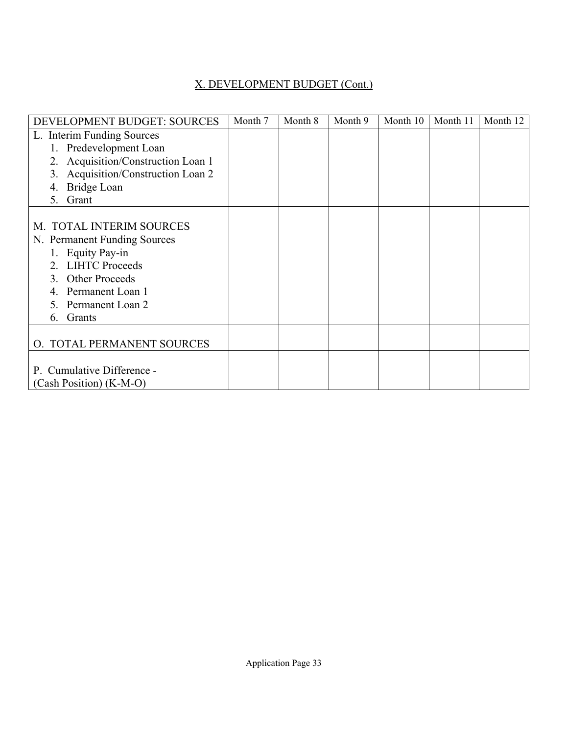## X. DEVELOPMENT BUDGET (Cont.)

| DEVELOPMENT BUDGET: SOURCES | Month 7 | Month 8 | Month 9 | Month 10 | Month 11 | Month 12 |
|---|---|---|---|---|---|---|
| L. Interim Funding Sources<br>1. Predevelopment Loan<br>2. Acquisition/Construction Loan 1<br>3. Acquisition/Construction Loan 2<br>4. Bridge Loan<br>5. Grant | | | | | | |
| M. TOTAL INTERIM SOURCES | | | | | | |
| N. Permanent Funding Sources<br>1. Equity Pay-in<br>2. LIHTC Proceeds<br>3. Other Proceeds<br>4. Permanent Loan 1<br>5. Permanent Loan 2<br>6. Grants | | | | | | |
| O. TOTAL PERMANENT SOURCES | | | | | | |
| P. Cumulative Difference -<br>(Cash Position) (K-M-O) | | | | | | |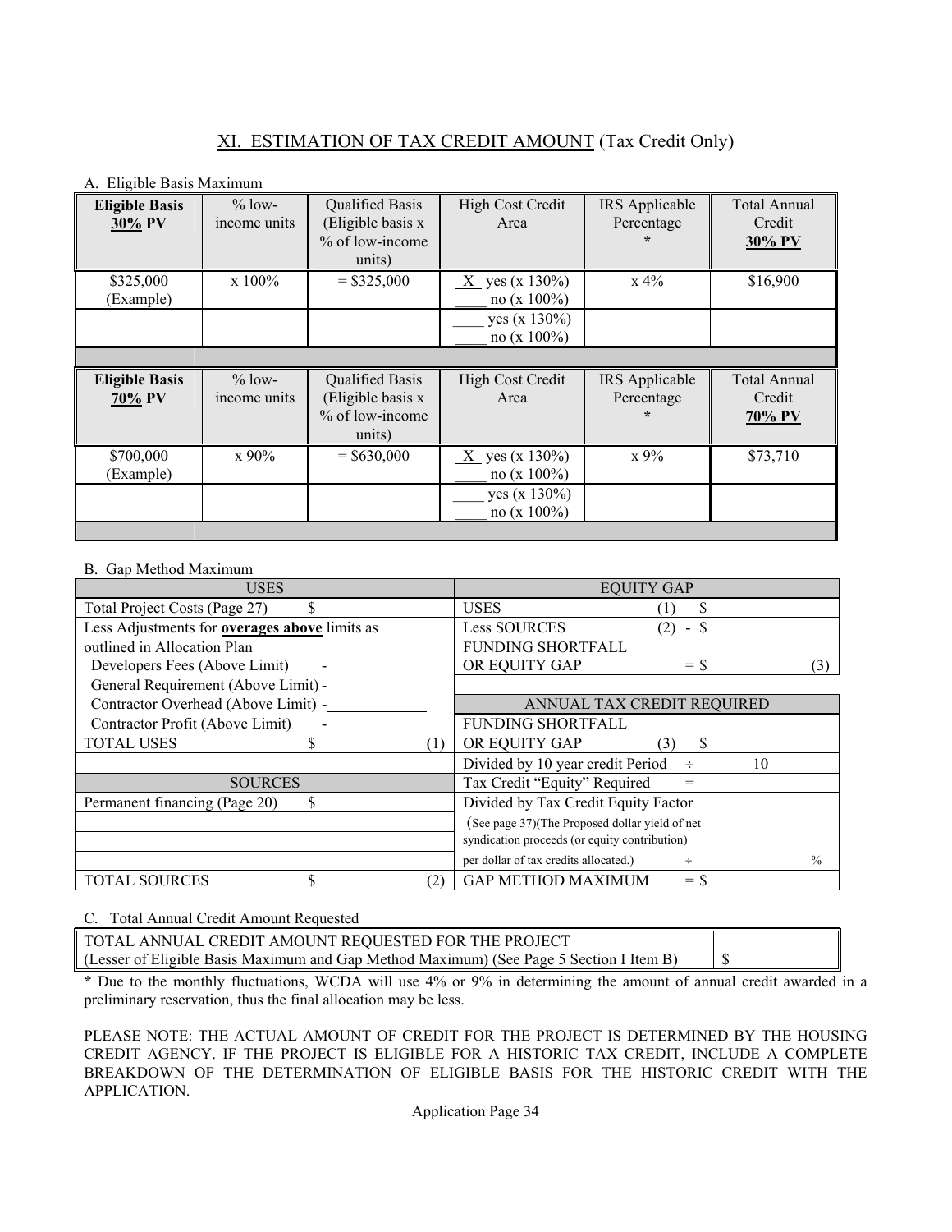## XI. ESTIMATION OF TAX CREDIT AMOUNT (Tax Credit Only)

A. Eligible Basis Maximum

| **Eligible Basis 30% PV** | % low-income units | Qualified Basis (Eligible basis x % of low-income units) | High Cost Credit Area | IRS Applicable Percentage * | Total Annual Credit **30% PV** |
|---|---|---|---|---|---|
| $325,000 (Example) | x 100% | = $325,000 | _X_ yes (x 130%) ____ no (x 100%) | x 4% | $16,900 |
| | | | ____ yes (x 130%) ____ no (x 100%) | | |

| **Eligible Basis 70% PV** | % low-income units | Qualified Basis (Eligible basis x % of low-income units) | High Cost Credit Area | IRS Applicable Percentage * | Total Annual Credit **70% PV** |
|---|---|---|---|---|---|
| $700,000 (Example) | x 90% | = $630,000 | _X_ yes (x 130%) ____ no (x 100%) | x 9% | $73,710 |
| | | | ____ yes (x 130%) ____ no (x 100%) | | |

B. Gap Method Maximum

| USES | | EQUITY GAP | |
|---|---|---|---|
| Total Project Costs (Page 27) | $ | USES | (1) $ |
| Less Adjustments for **overages above** limits as outlined in Allocation Plan | | Less SOURCES | (2) - $ |
| Developers Fees (Above Limit) | - | FUNDING SHORTFALL OR EQUITY GAP | = $ (3) |
| General Requirement (Above Limit) | - | | |
| Contractor Overhead (Above Limit) | - | ANNUAL TAX CREDIT REQUIRED | |
| Contractor Profit (Above Limit) | - | FUNDING SHORTFALL OR EQUITY GAP | (3) $ |
| TOTAL USES | $ (1) | Divided by 10 year credit Period | ÷ 10 |
| SOURCES | | Tax Credit "Equity" Required | = |
| Permanent financing (Page 20) | $ | Divided by Tax Credit Equity Factor (See page 37)(The Proposed dollar yield of net syndication proceeds (or equity contribution) per dollar of tax credits allocated.) | ÷ % |
| TOTAL SOURCES | $ (2) | GAP METHOD MAXIMUM | = $ |

C. Total Annual Credit Amount Requested

| TOTAL ANNUAL CREDIT AMOUNT REQUESTED FOR THE PROJECT (Lesser of Eligible Basis Maximum and Gap Method Maximum) (See Page 5 Section I Item B) | $ |
|---|---|

**\*** Due to the monthly fluctuations, WCDA will use 4% or 9% in determining the amount of annual credit awarded in a preliminary reservation, thus the final allocation may be less.

PLEASE NOTE: THE ACTUAL AMOUNT OF CREDIT FOR THE PROJECT IS DETERMINED BY THE HOUSING CREDIT AGENCY. IF THE PROJECT IS ELIGIBLE FOR A HISTORIC TAX CREDIT, INCLUDE A COMPLETE BREAKDOWN OF THE DETERMINATION OF ELIGIBLE BASIS FOR THE HISTORIC CREDIT WITH THE APPLICATION.

Application Page 34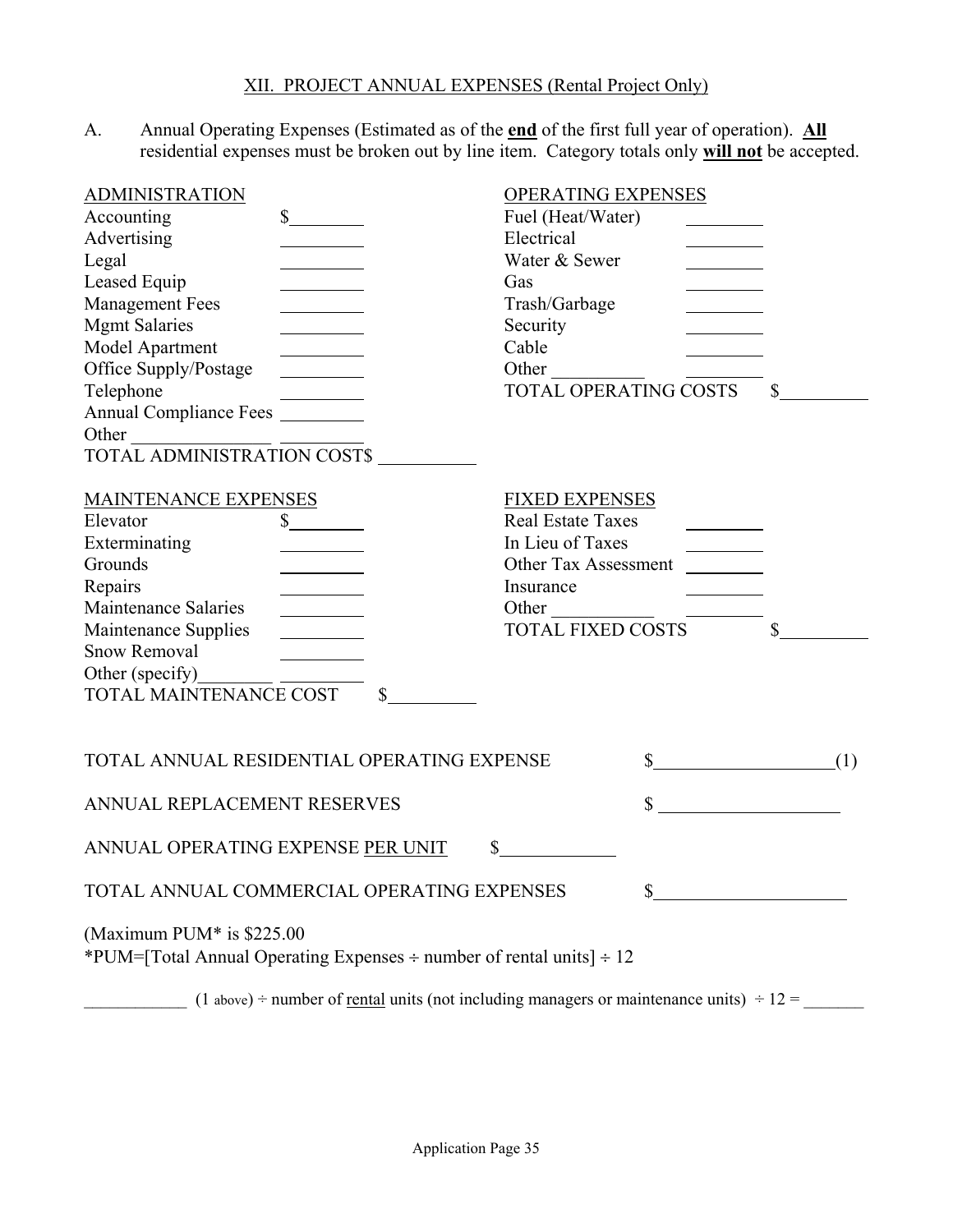## XII. PROJECT ANNUAL EXPENSES (Rental Project Only)

A. Annual Operating Expenses (Estimated as of the **end** of the first full year of operation). **All** residential expenses must be broken out by line item. Category totals only **will not** be accepted.

**ADMINISTRATION**

| Item | Amount |
|---|---|
| Accounting | $________ |
| Advertising | ________ |
| Legal | ________ |
| Leased Equip | ________ |
| Management Fees | ________ |
| Mgmt Salaries | ________ |
| Model Apartment | ________ |
| Office Supply/Postage | ________ |
| Telephone | ________ |
| Annual Compliance Fees | ________ |
| Other ______________ | ________ |
| TOTAL ADMINISTRATION COST | $__________ |

**OPERATING EXPENSES**

| Item | Amount |
|---|---|
| Fuel (Heat/Water) | ________ |
| Electrical | ________ |
| Water & Sewer | ________ |
| Gas | ________ |
| Trash/Garbage | ________ |
| Security | ________ |
| Cable | ________ |
| Other __________ | ________ |
| TOTAL OPERATING COSTS | $_________ |

**MAINTENANCE EXPENSES**

| Item | Amount |
|---|---|
| Elevator | $________ |
| Exterminating | ________ |
| Grounds | ________ |
| Repairs | ________ |
| Maintenance Salaries | ________ |
| Maintenance Supplies | ________ |
| Snow Removal | ________ |
| Other (specify)________ | ________ |
| TOTAL MAINTENANCE COST | $_________ |

**FIXED EXPENSES**

| Item | Amount |
|---|---|
| Real Estate Taxes | ________ |
| In Lieu of Taxes | ________ |
| Other Tax Assessment | ________ |
| Insurance | ________ |
| Other ___________ | ________ |
| TOTAL FIXED COSTS | $_________ |

TOTAL ANNUAL RESIDENTIAL OPERATING EXPENSE $___________________(1)

ANNUAL REPLACEMENT RESERVES $ ___________________

ANNUAL OPERATING EXPENSE PER UNIT $____________

TOTAL ANNUAL COMMERCIAL OPERATING EXPENSES $_____________________

(Maximum PUM* is $225.00

*PUM=[Total Annual Operating Expenses ÷ number of rental units] ÷ 12

___________ (1 above) ÷ number of rental units (not including managers or maintenance units) ÷ 12 = _______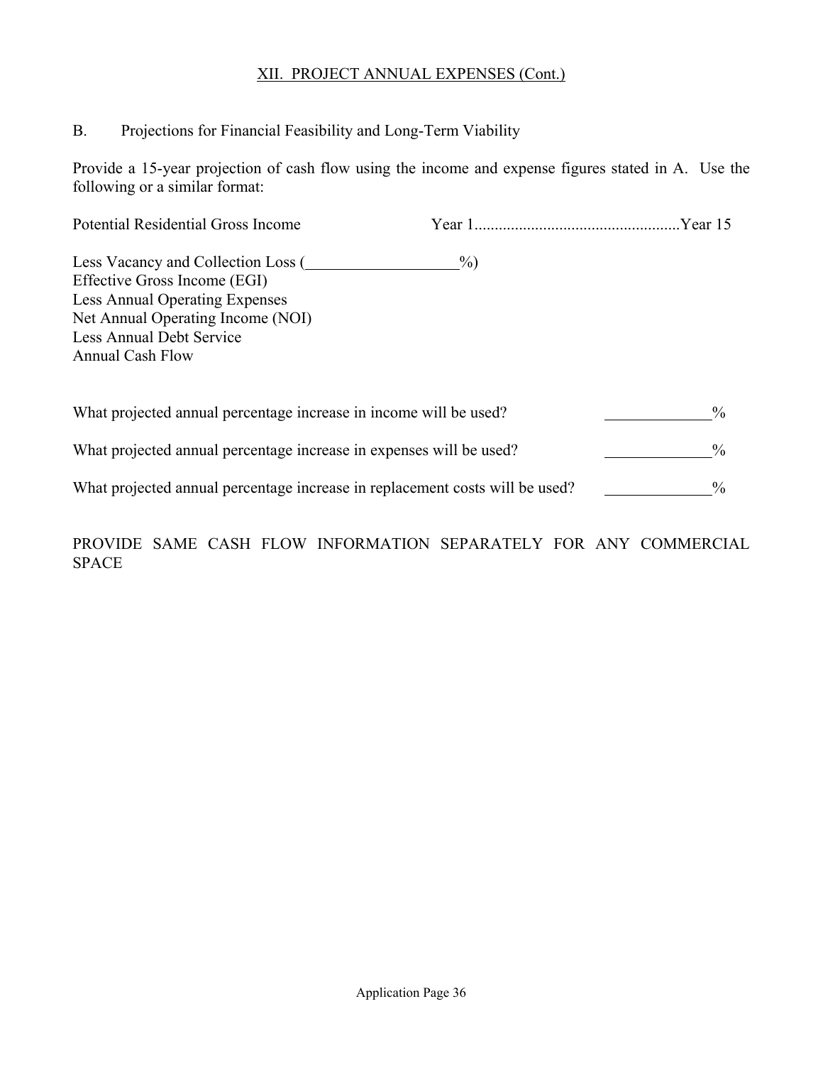## XII. PROJECT ANNUAL EXPENSES (Cont.)

B. Projections for Financial Feasibility and Long-Term Viability

Provide a 15-year projection of cash flow using the income and expense figures stated in A. Use the following or a similar format:

Potential Residential Gross Income Year 1..................................................Year 15

Less Vacancy and Collection Loss (___________________%)
Effective Gross Income (EGI)
Less Annual Operating Expenses
Net Annual Operating Income (NOI)
Less Annual Debt Service
Annual Cash Flow

What projected annual percentage increase in income will be used? _____________%

What projected annual percentage increase in expenses will be used? _____________%

What projected annual percentage increase in replacement costs will be used? _____________%

PROVIDE SAME CASH FLOW INFORMATION SEPARATELY FOR ANY COMMERCIAL SPACE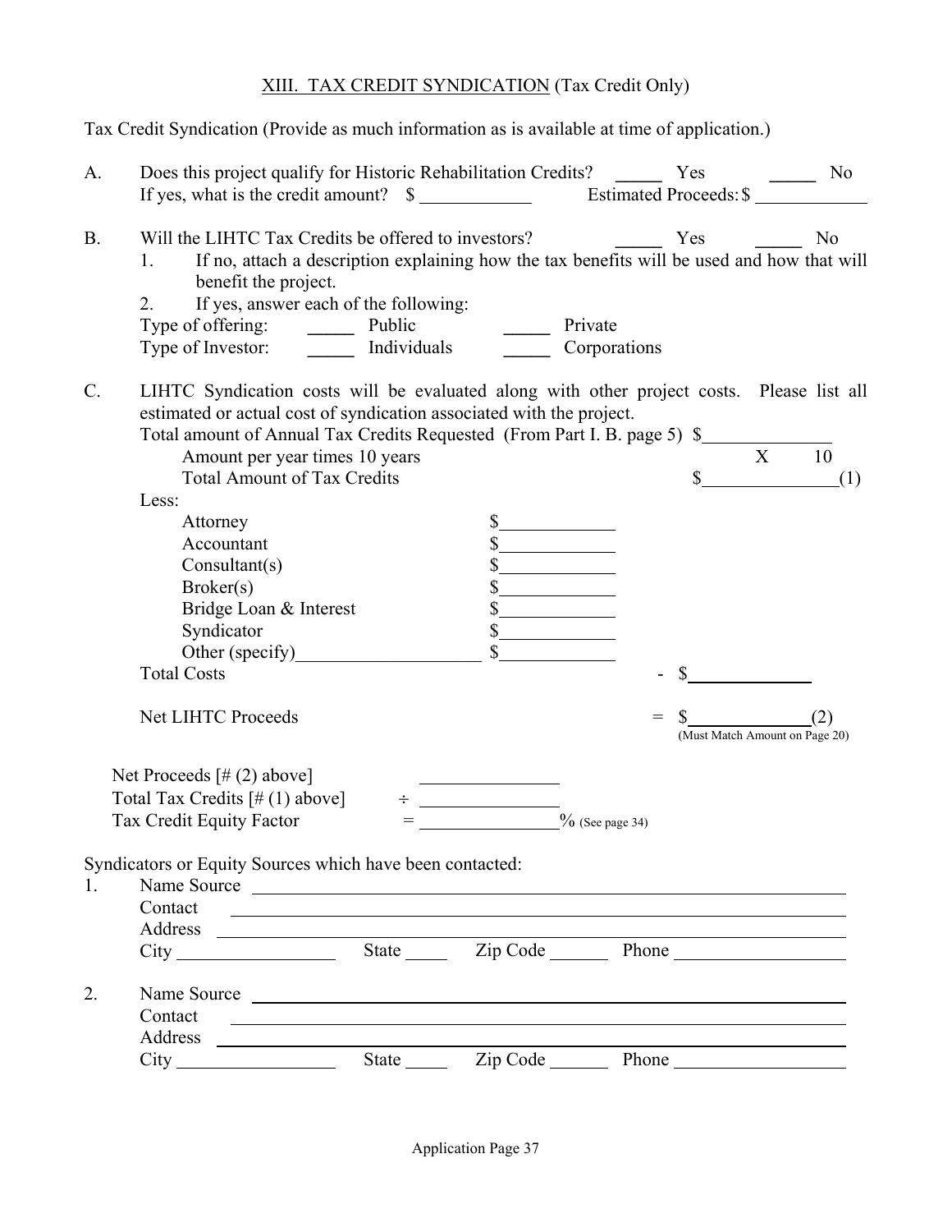## XIII. TAX CREDIT SYNDICATION (Tax Credit Only)

Tax Credit Syndication (Provide as much information as is available at time of application.)

A. Does this project qualify for Historic Rehabilitation Credits? _____ Yes _____ No
   If yes, what is the credit amount? $ ____________ Estimated Proceeds: $ ____________

B. Will the LIHTC Tax Credits be offered to investors? _____ Yes _____ No
   1. If no, attach a description explaining how the tax benefits will be used and how that will benefit the project.
   2. If yes, answer each of the following:
   Type of offering: _____ Public _____ Private
   Type of Investor: _____ Individuals _____ Corporations

C. LIHTC Syndication costs will be evaluated along with other project costs. Please list all estimated or actual cost of syndication associated with the project.

| | | | |
|---|---|---|---|
| Total amount of Annual Tax Credits Requested (From Part I. B. page 5) | | | $______________ |
| Amount per year times 10 years | | | X 10 |
| Total Amount of Tax Credits | | | $______________(1) |
| Less: | | | |
| Attorney | $____________ | | |
| Accountant | $____________ | | |
| Consultant(s) | $____________ | | |
| Broker(s) | $____________ | | |
| Bridge Loan & Interest | $____________ | | |
| Syndicator | $____________ | | |
| Other (specify)____________________ | $____________ | | |
| Total Costs | | - | $______________ |
| Net LIHTC Proceeds | | = | $______________(2) (Must Match Amount on Page 20) |

| | | |
|---|---|---|
| Net Proceeds [# (2) above] | | _______________ |
| Total Tax Credits [# (1) above] | ÷ | _______________ |
| Tax Credit Equity Factor | = | _______________% (See page 34) |

Syndicators or Equity Sources which have been contacted:

1. Name Source ____________________________________________
   Contact ____________________________________________
   Address ____________________________________________
   City ________________ State _____ Zip Code _______ Phone __________________

2. Name Source ____________________________________________
   Contact ____________________________________________
   Address ____________________________________________
   City ________________ State _____ Zip Code _______ Phone __________________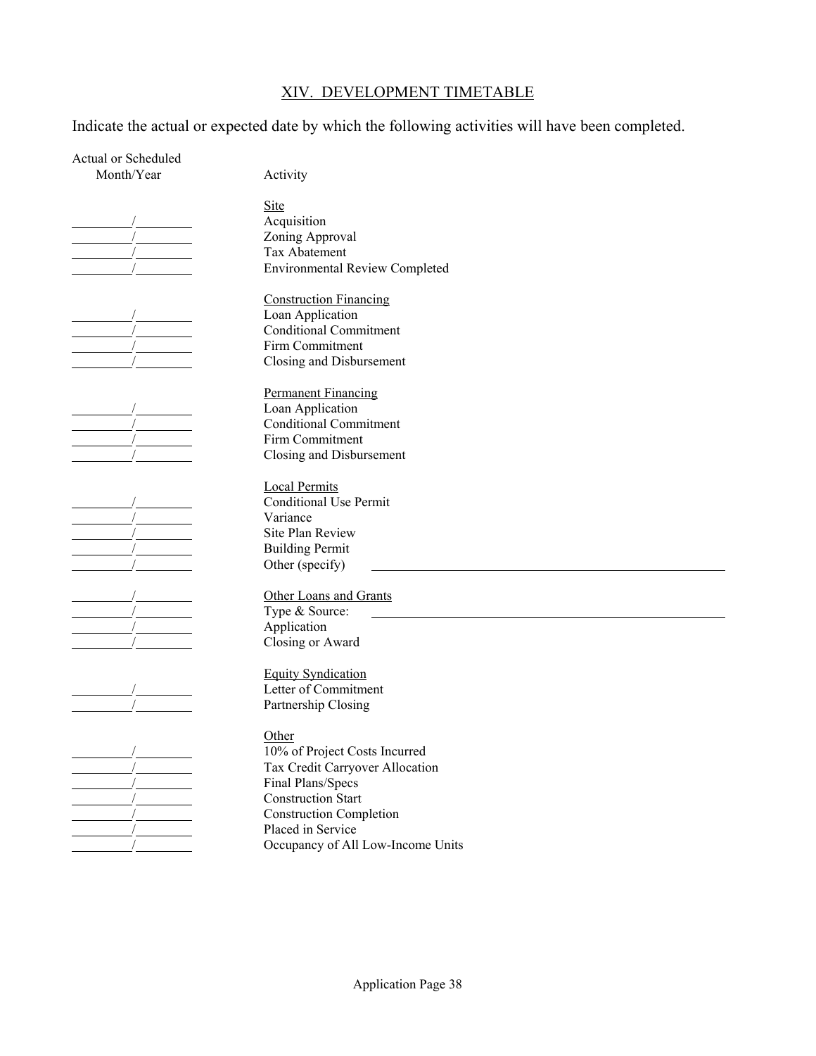## XIV. DEVELOPMENT TIMETABLE

Indicate the actual or expected date by which the following activities will have been completed.

| Actual or Scheduled Month/Year | Activity |
|---|---|
| | <u>Site</u> |
| \_\_\_\_\_\_\_\_\_/\_\_\_\_\_\_\_\_\_ | Acquisition |
| \_\_\_\_\_\_\_\_\_/\_\_\_\_\_\_\_\_\_ | Zoning Approval |
| \_\_\_\_\_\_\_\_\_/\_\_\_\_\_\_\_\_\_ | Tax Abatement |
| \_\_\_\_\_\_\_\_\_/\_\_\_\_\_\_\_\_\_ | Environmental Review Completed |
| | <u>Construction Financing</u> |
| \_\_\_\_\_\_\_\_\_/\_\_\_\_\_\_\_\_\_ | Loan Application |
| \_\_\_\_\_\_\_\_\_/\_\_\_\_\_\_\_\_\_ | Conditional Commitment |
| \_\_\_\_\_\_\_\_\_/\_\_\_\_\_\_\_\_\_ | Firm Commitment |
| \_\_\_\_\_\_\_\_\_/\_\_\_\_\_\_\_\_\_ | Closing and Disbursement |
| | <u>Permanent Financing</u> |
| \_\_\_\_\_\_\_\_\_/\_\_\_\_\_\_\_\_\_ | Loan Application |
| \_\_\_\_\_\_\_\_\_/\_\_\_\_\_\_\_\_\_ | Conditional Commitment |
| \_\_\_\_\_\_\_\_\_/\_\_\_\_\_\_\_\_\_ | Firm Commitment |
| \_\_\_\_\_\_\_\_\_/\_\_\_\_\_\_\_\_\_ | Closing and Disbursement |
| | <u>Local Permits</u> |
| \_\_\_\_\_\_\_\_\_/\_\_\_\_\_\_\_\_\_ | Conditional Use Permit |
| \_\_\_\_\_\_\_\_\_/\_\_\_\_\_\_\_\_\_ | Variance |
| \_\_\_\_\_\_\_\_\_/\_\_\_\_\_\_\_\_\_ | Site Plan Review |
| \_\_\_\_\_\_\_\_\_/\_\_\_\_\_\_\_\_\_ | Building Permit |
| \_\_\_\_\_\_\_\_\_/\_\_\_\_\_\_\_\_\_ | Other (specify) \_\_\_\_\_\_\_\_\_\_\_\_\_\_\_\_\_\_\_\_\_\_\_\_\_\_\_\_\_\_\_\_\_\_\_\_\_\_\_\_ |
| \_\_\_\_\_\_\_\_\_/\_\_\_\_\_\_\_\_\_ | <u>Other Loans and Grants</u> |
| \_\_\_\_\_\_\_\_\_/\_\_\_\_\_\_\_\_\_ | Type & Source: \_\_\_\_\_\_\_\_\_\_\_\_\_\_\_\_\_\_\_\_\_\_\_\_\_\_\_\_\_\_\_\_\_\_\_\_\_\_\_\_ |
| \_\_\_\_\_\_\_\_\_/\_\_\_\_\_\_\_\_\_ | Application |
| \_\_\_\_\_\_\_\_\_/\_\_\_\_\_\_\_\_\_ | Closing or Award |
| | <u>Equity Syndication</u> |
| \_\_\_\_\_\_\_\_\_/\_\_\_\_\_\_\_\_\_ | Letter of Commitment |
| \_\_\_\_\_\_\_\_\_/\_\_\_\_\_\_\_\_\_ | Partnership Closing |
| | <u>Other</u> |
| \_\_\_\_\_\_\_\_\_/\_\_\_\_\_\_\_\_\_ | 10% of Project Costs Incurred |
| \_\_\_\_\_\_\_\_\_/\_\_\_\_\_\_\_\_\_ | Tax Credit Carryover Allocation |
| \_\_\_\_\_\_\_\_\_/\_\_\_\_\_\_\_\_\_ | Final Plans/Specs |
| \_\_\_\_\_\_\_\_\_/\_\_\_\_\_\_\_\_\_ | Construction Start |
| \_\_\_\_\_\_\_\_\_/\_\_\_\_\_\_\_\_\_ | Construction Completion |
| \_\_\_\_\_\_\_\_\_/\_\_\_\_\_\_\_\_\_ | Placed in Service |
| \_\_\_\_\_\_\_\_\_/\_\_\_\_\_\_\_\_\_ | Occupancy of All Low-Income Units |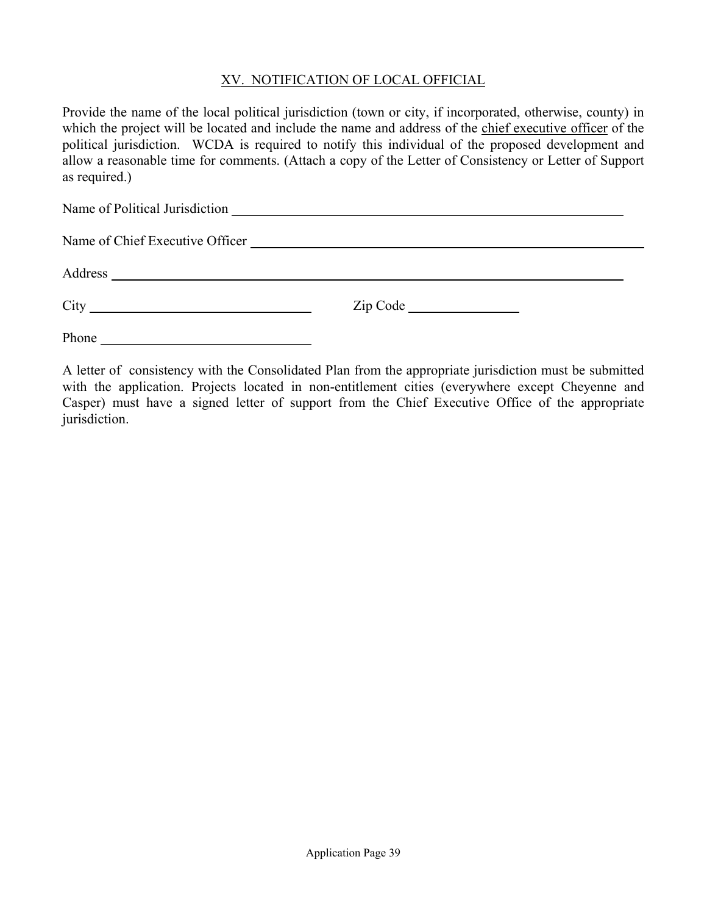## XV. NOTIFICATION OF LOCAL OFFICIAL

Provide the name of the local political jurisdiction (town or city, if incorporated, otherwise, county) in which the project will be located and include the name and address of the chief executive officer of the political jurisdiction. WCDA is required to notify this individual of the proposed development and allow a reasonable time for comments. (Attach a copy of the Letter of Consistency or Letter of Support as required.)

Name of Political Jurisdiction ______________________________________________

Name of Chief Executive Officer ____________________________________________

Address ______________________________________________________________

City ______________________________ Zip Code ________________

Phone ____________________________

A letter of consistency with the Consolidated Plan from the appropriate jurisdiction must be submitted with the application. Projects located in non-entitlement cities (everywhere except Cheyenne and Casper) must have a signed letter of support from the Chief Executive Office of the appropriate jurisdiction.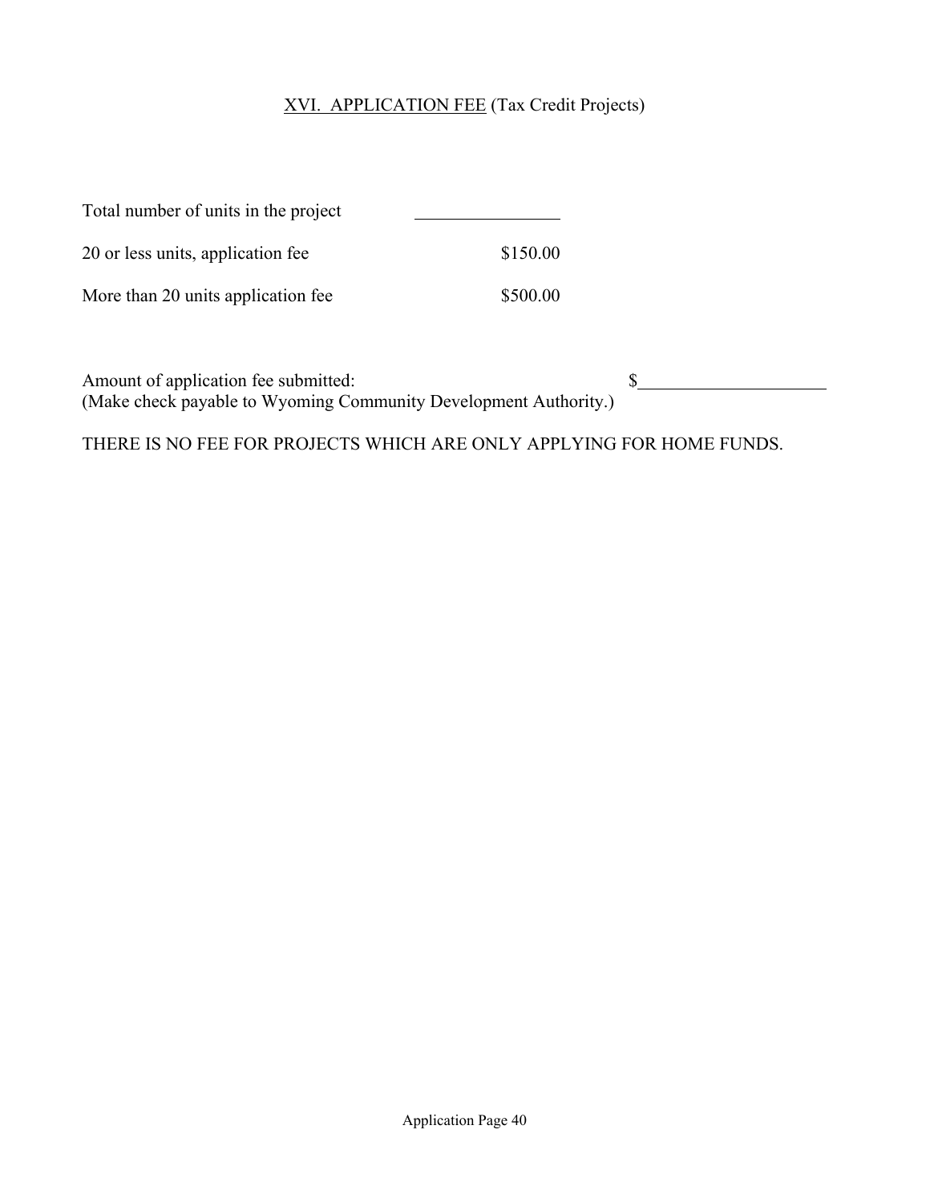## XVI. APPLICATION FEE (Tax Credit Projects)

| | |
|---|---|
| Total number of units in the project | ________ |
| 20 or less units, application fee | $150.00 |
| More than 20 units application fee | $500.00 |

Amount of application fee submitted: $____________
(Make check payable to Wyoming Community Development Authority.)

THERE IS NO FEE FOR PROJECTS WHICH ARE ONLY APPLYING FOR HOME FUNDS.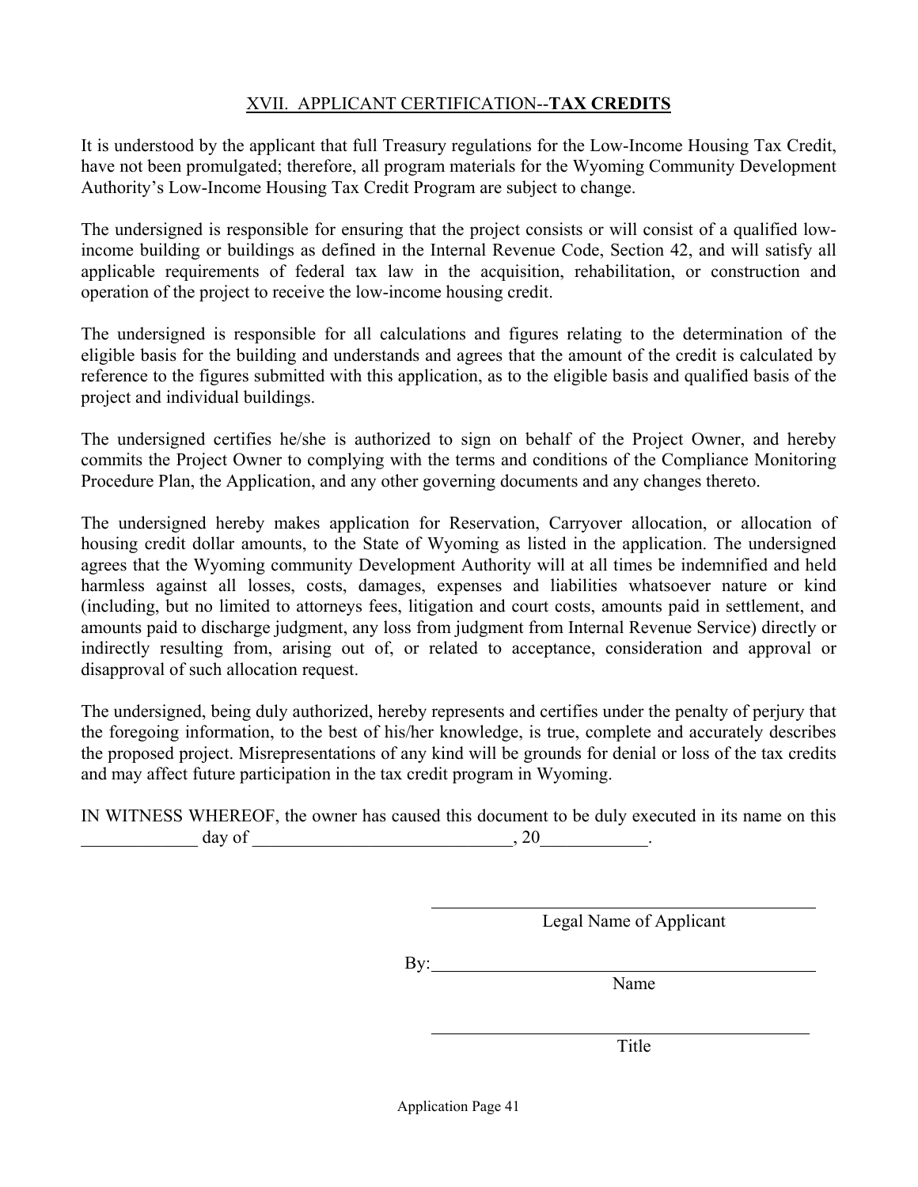## XVII. APPLICANT CERTIFICATION--**TAX CREDITS**

It is understood by the applicant that full Treasury regulations for the Low-Income Housing Tax Credit, have not been promulgated; therefore, all program materials for the Wyoming Community Development Authority's Low-Income Housing Tax Credit Program are subject to change.

The undersigned is responsible for ensuring that the project consists or will consist of a qualified low-income building or buildings as defined in the Internal Revenue Code, Section 42, and will satisfy all applicable requirements of federal tax law in the acquisition, rehabilitation, or construction and operation of the project to receive the low-income housing credit.

The undersigned is responsible for all calculations and figures relating to the determination of the eligible basis for the building and understands and agrees that the amount of the credit is calculated by reference to the figures submitted with this application, as to the eligible basis and qualified basis of the project and individual buildings.

The undersigned certifies he/she is authorized to sign on behalf of the Project Owner, and hereby commits the Project Owner to complying with the terms and conditions of the Compliance Monitoring Procedure Plan, the Application, and any other governing documents and any changes thereto.

The undersigned hereby makes application for Reservation, Carryover allocation, or allocation of housing credit dollar amounts, to the State of Wyoming as listed in the application. The undersigned agrees that the Wyoming community Development Authority will at all times be indemnified and held harmless against all losses, costs, damages, expenses and liabilities whatsoever nature or kind (including, but no limited to attorneys fees, litigation and court costs, amounts paid in settlement, and amounts paid to discharge judgment, any loss from judgment from Internal Revenue Service) directly or indirectly resulting from, arising out of, or related to acceptance, consideration and approval or disapproval of such allocation request.

The undersigned, being duly authorized, hereby represents and certifies under the penalty of perjury that the foregoing information, to the best of his/her knowledge, is true, complete and accurately describes the proposed project. Misrepresentations of any kind will be grounds for denial or loss of the tax credits and may affect future participation in the tax credit program in Wyoming.

IN WITNESS WHEREOF, the owner has caused this document to be duly executed in its name on this _____________ day of _____________________________, 20____________.

_____________________________________________
Legal Name of Applicant

By: _____________________________________________
Name

_____________________________________________
Title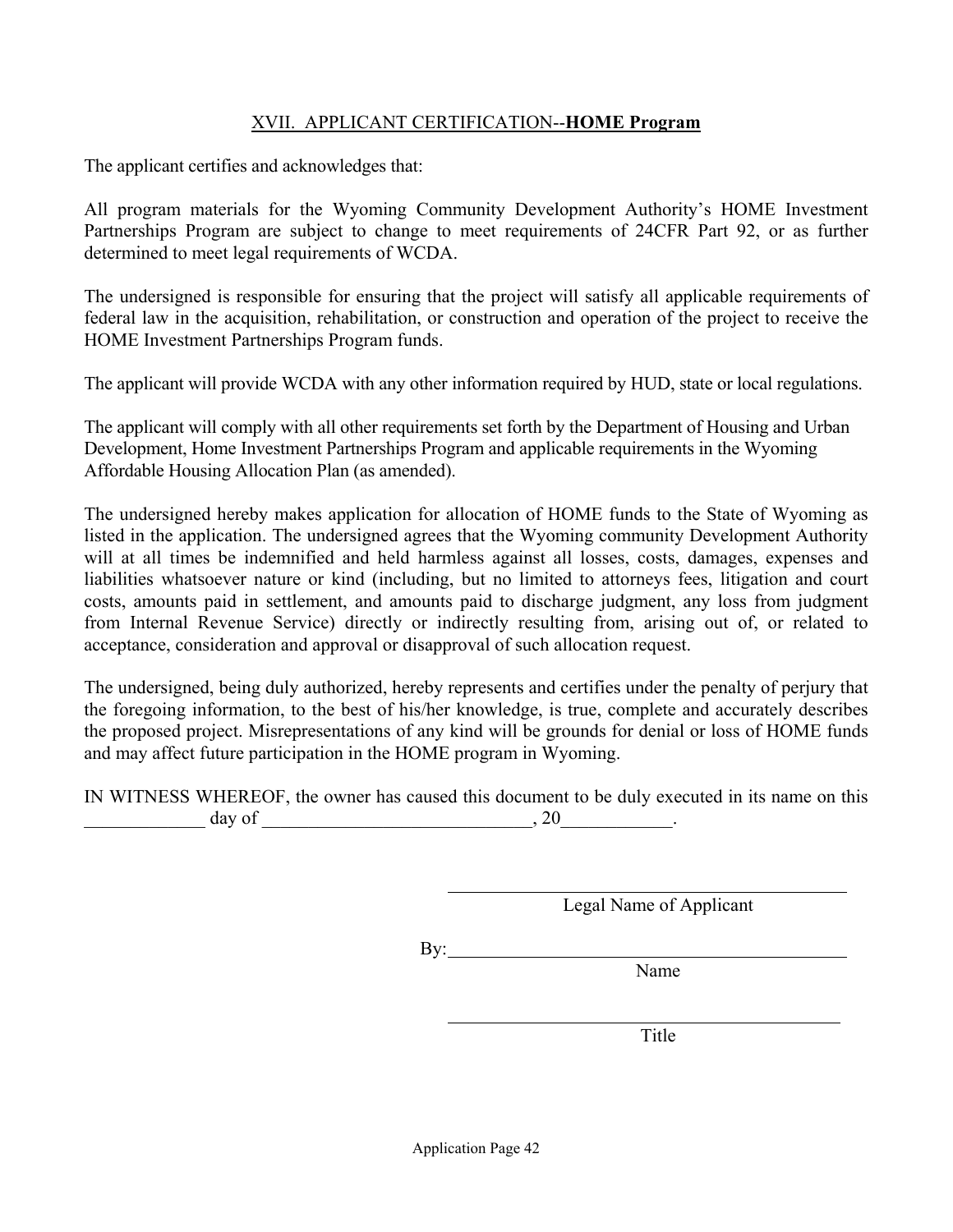## XVII. APPLICANT CERTIFICATION--**HOME Program**

The applicant certifies and acknowledges that:

All program materials for the Wyoming Community Development Authority's HOME Investment Partnerships Program are subject to change to meet requirements of 24CFR Part 92, or as further determined to meet legal requirements of WCDA.

The undersigned is responsible for ensuring that the project will satisfy all applicable requirements of federal law in the acquisition, rehabilitation, or construction and operation of the project to receive the HOME Investment Partnerships Program funds.

The applicant will provide WCDA with any other information required by HUD, state or local regulations.

The applicant will comply with all other requirements set forth by the Department of Housing and Urban Development, Home Investment Partnerships Program and applicable requirements in the Wyoming Affordable Housing Allocation Plan (as amended).

The undersigned hereby makes application for allocation of HOME funds to the State of Wyoming as listed in the application. The undersigned agrees that the Wyoming community Development Authority will at all times be indemnified and held harmless against all losses, costs, damages, expenses and liabilities whatsoever nature or kind (including, but no limited to attorneys fees, litigation and court costs, amounts paid in settlement, and amounts paid to discharge judgment, any loss from judgment from Internal Revenue Service) directly or indirectly resulting from, arising out of, or related to acceptance, consideration and approval or disapproval of such allocation request.

The undersigned, being duly authorized, hereby represents and certifies under the penalty of perjury that the foregoing information, to the best of his/her knowledge, is true, complete and accurately describes the proposed project. Misrepresentations of any kind will be grounds for denial or loss of HOME funds and may affect future participation in the HOME program in Wyoming.

IN WITNESS WHEREOF, the owner has caused this document to be duly executed in its name on this _____________ day of _____________________________, 20____________.

_____________________________________________
Legal Name of Applicant

By:_____________________________________________
Name

_____________________________________________
Title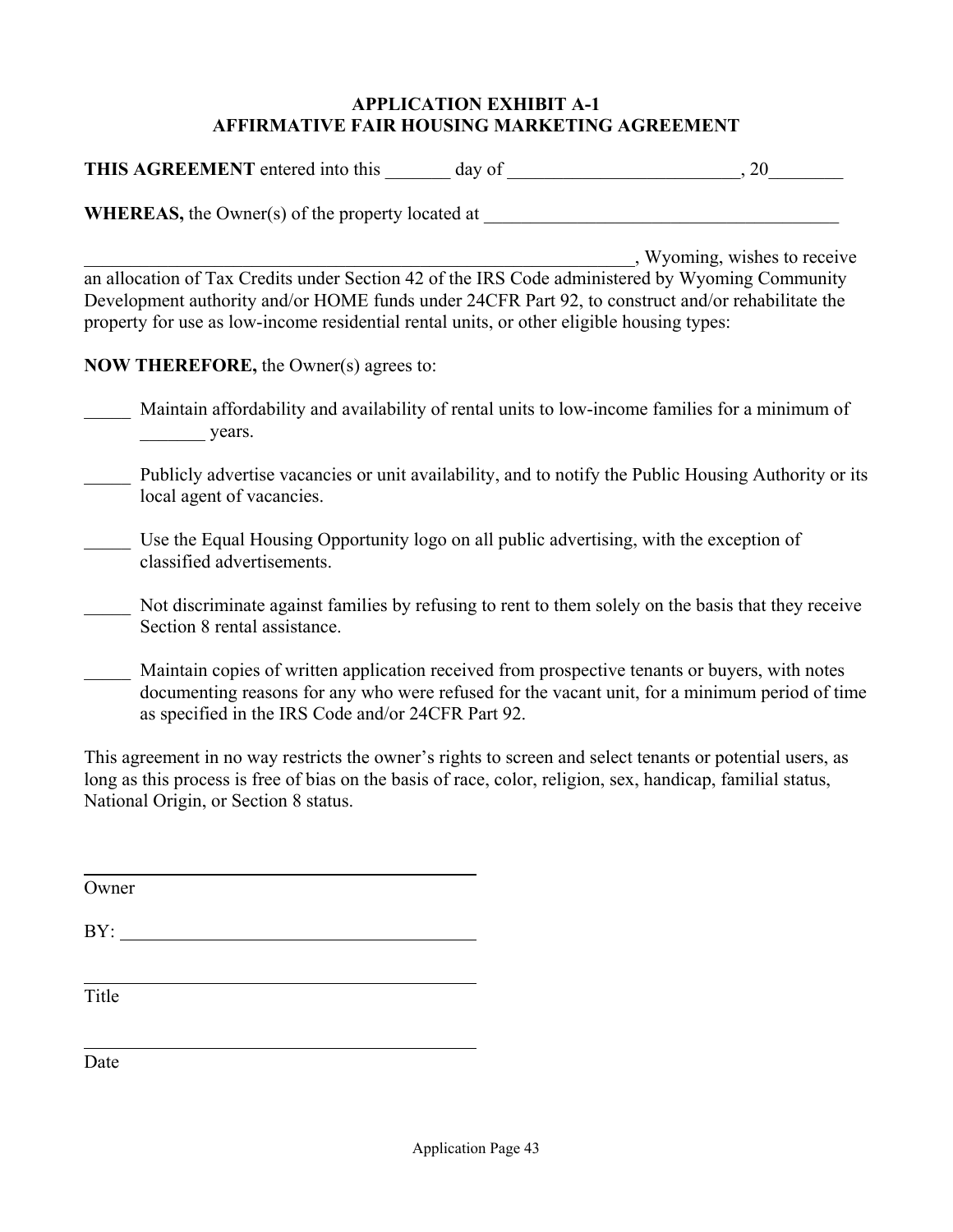# APPLICATION EXHIBIT A-1
# AFFIRMATIVE FAIR HOUSING MARKETING AGREEMENT

**THIS AGREEMENT** entered into this _______ day of _________________________, 20________

**WHEREAS,** the Owner(s) of the property located at ________________________________________

_______________________________________________________________, Wyoming, wishes to receive an allocation of Tax Credits under Section 42 of the IRS Code administered by Wyoming Community Development authority and/or HOME funds under 24CFR Part 92, to construct and/or rehabilitate the property for use as low-income residential rental units, or other eligible housing types:

**NOW THEREFORE,** the Owner(s) agrees to:

_____ Maintain affordability and availability of rental units to low-income families for a minimum of _______ years.

_____ Publicly advertise vacancies or unit availability, and to notify the Public Housing Authority or its local agent of vacancies.

_____ Use the Equal Housing Opportunity logo on all public advertising, with the exception of classified advertisements.

_____ Not discriminate against families by refusing to rent to them solely on the basis that they receive Section 8 rental assistance.

_____ Maintain copies of written application received from prospective tenants or buyers, with notes documenting reasons for any who were refused for the vacant unit, for a minimum period of time as specified in the IRS Code and/or 24CFR Part 92.

This agreement in no way restricts the owner's rights to screen and select tenants or potential users, as long as this process is free of bias on the basis of race, color, religion, sex, handicap, familial status, National Origin, or Section 8 status.

_____________________________________________
Owner

BY: _________________________________________

_____________________________________________
Title

_____________________________________________
Date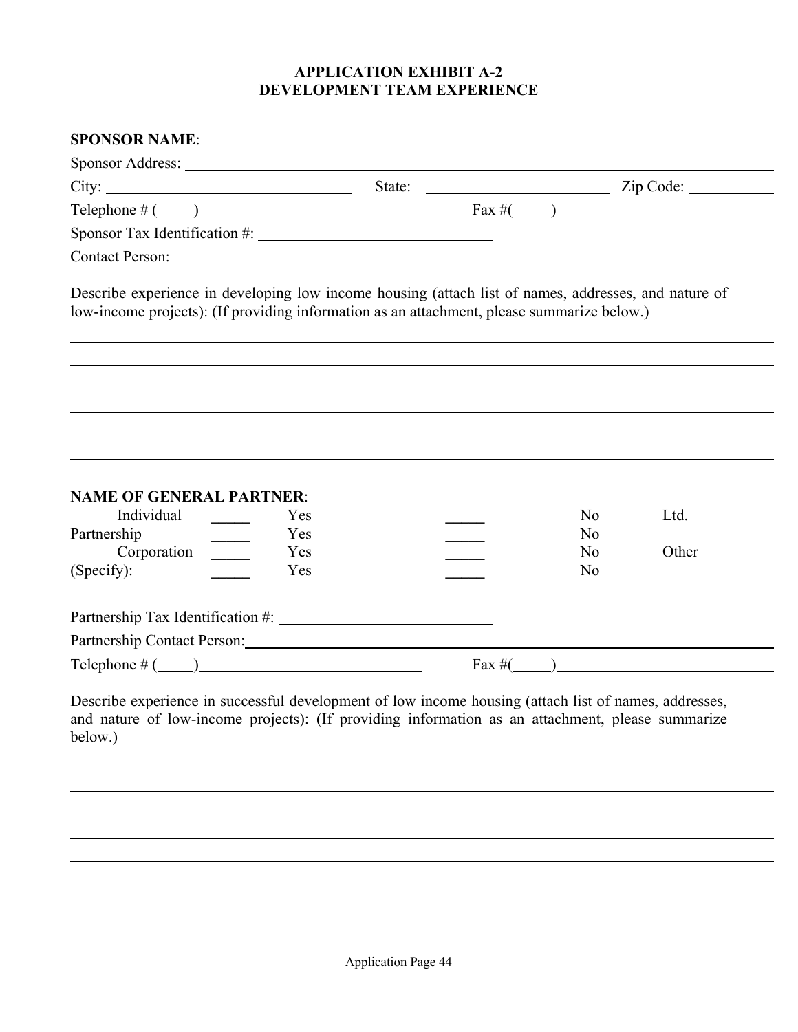# APPLICATION EXHIBIT A-2
# DEVELOPMENT TEAM EXPERIENCE

**SPONSOR NAME**: ______________________________________________

Sponsor Address: ______________________________________________

City: ____________________ State: ____________________ Zip Code: __________

Telephone # (____)____________________ Fax #(____)____________________

Sponsor Tax Identification #: ____________________

Contact Person: ______________________________________________

Describe experience in developing low income housing (attach list of names, addresses, and nature of low-income projects): (If providing information as an attachment, please summarize below.)

______________________________________________

______________________________________________

______________________________________________

______________________________________________

______________________________________________

______________________________________________

**NAME OF GENERAL PARTNER**: ______________________________________________

Individual _____ Yes _____ No Ltd.
Partnership _____ Yes _____ No
Corporation _____ Yes _____ No Other
(Specify): _____ Yes _____ No

______________________________________________

Partnership Tax Identification #: ____________________

Partnership Contact Person: ______________________________________________

Telephone # (____)____________________ Fax #(____)____________________

Describe experience in successful development of low income housing (attach list of names, addresses, and nature of low-income projects): (If providing information as an attachment, please summarize below.)

______________________________________________

______________________________________________

______________________________________________

______________________________________________

______________________________________________

______________________________________________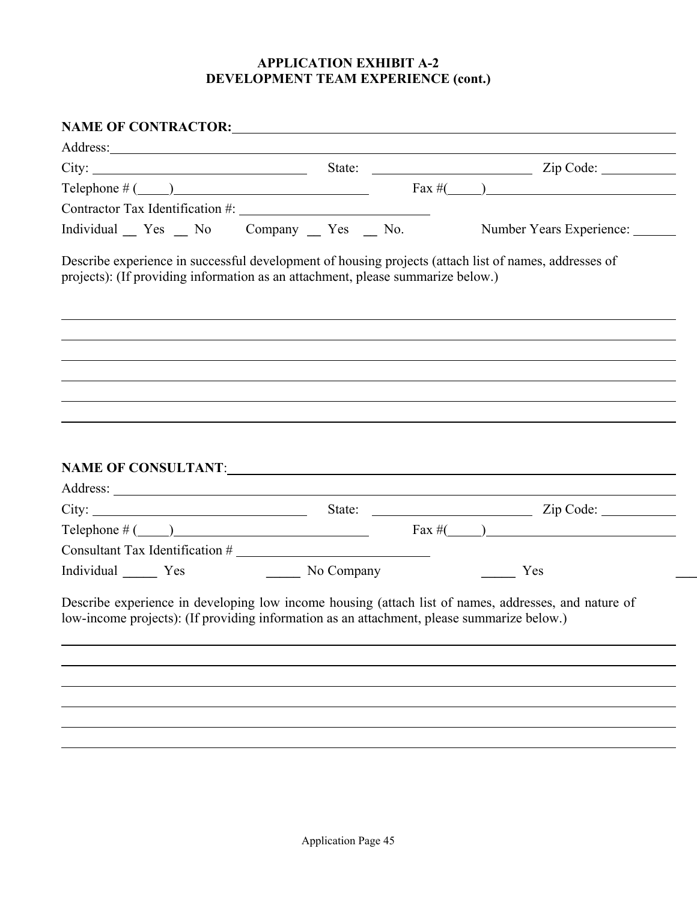## APPLICATION EXHIBIT A-2
## DEVELOPMENT TEAM EXPERIENCE (cont.)

**NAME OF CONTRACTOR:** ______________________________________________

Address: ______________________________________________

City: ____________________ State: ____________________ Zip Code: __________

Telephone # (____) ____________________ Fax #(____) ____________________

Contractor Tax Identification #: ____________________

Individual __ Yes __ No Company __ Yes __ No. Number Years Experience: ______

Describe experience in successful development of housing projects (attach list of names, addresses of projects): (If providing information as an attachment, please summarize below.)

______________________________________________

______________________________________________

______________________________________________

______________________________________________

______________________________________________

______________________________________________

**NAME OF CONSULTANT**: ______________________________________________

Address: ______________________________________________

City: ____________________ State: ____________________ Zip Code: __________

Telephone # (____) ____________________ Fax #(____) ____________________

Consultant Tax Identification # ____________________

Individual _____ Yes _____ No Company _____ Yes ___

Describe experience in developing low income housing (attach list of names, addresses, and nature of low-income projects): (If providing information as an attachment, please summarize below.)

______________________________________________

______________________________________________

______________________________________________

______________________________________________

______________________________________________

______________________________________________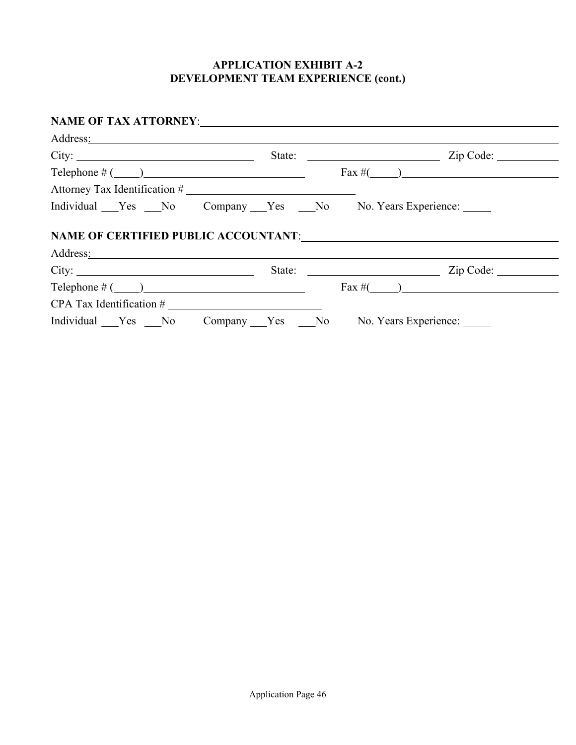# APPLICATION EXHIBIT A-2
# DEVELOPMENT TEAM EXPERIENCE (cont.)

**NAME OF TAX ATTORNEY**: ______________________________________________

Address: ______________________________________________

City: ______________________ State: ____________________ Zip Code: __________

Telephone # (_____) ______________________ Fax #(_____) ______________________

Attorney Tax Identification # ______________________

Individual ___Yes ___No Company ___Yes ___No No. Years Experience: _____

**NAME OF CERTIFIED PUBLIC ACCOUNTANT**: ______________________________________________

Address: ______________________________________________

City: ______________________ State: ____________________ Zip Code: __________

Telephone # (_____) ______________________ Fax #(_____) ______________________

CPA Tax Identification # ______________________

Individual ___Yes ___No Company ___Yes ___No No. Years Experience: _____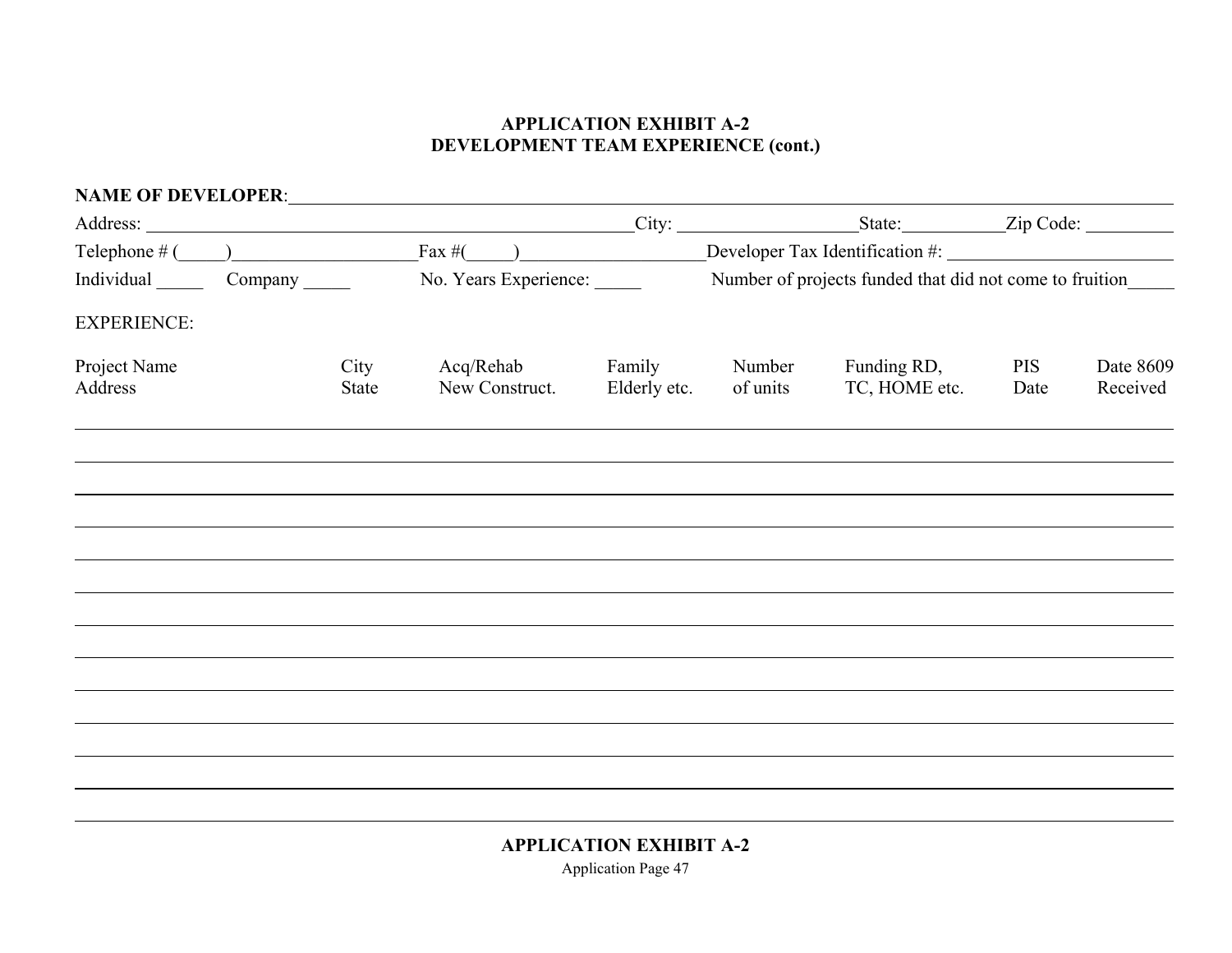**APPLICATION EXHIBIT A-2**
**DEVELOPMENT TEAM EXPERIENCE (cont.)**

**NAME OF DEVELOPER**:\_\_\_\_\_\_\_\_\_\_\_\_\_\_\_\_\_\_\_\_\_\_\_\_\_\_\_\_\_\_\_\_\_\_\_\_\_\_\_\_\_\_\_\_\_\_\_\_\_\_\_\_\_\_\_\_\_\_\_\_\_\_\_\_\_\_\_\_\_\_

Address: \_\_\_\_\_\_\_\_\_\_\_\_\_\_\_\_\_\_\_\_\_\_\_\_\_\_\_\_\_\_\_\_\_\_\_\_\_\_\_\_\_\_\_\_City: \_\_\_\_\_\_\_\_\_\_\_\_\_\_\_\_\_State:\_\_\_\_\_\_\_\_\_\_Zip Code: \_\_\_\_\_\_\_\_\_

Telephone # (\_\_\_\_\_)\_\_\_\_\_\_\_\_\_\_\_\_\_\_\_\_\_\_Fax #(\_\_\_\_\_)\_\_\_\_\_\_\_\_\_\_\_\_\_\_\_\_\_\_Developer Tax Identification #: \_\_\_\_\_\_\_\_\_\_\_\_\_\_\_\_\_\_\_\_\_\_

Individual \_\_\_\_\_ Company \_\_\_\_\_ No. Years Experience: \_\_\_\_\_ Number of projects funded that did not come to fruition\_\_\_\_\_

EXPERIENCE:

| Project Name Address | City State | Acq/Rehab New Construct. | Family Elderly etc. | Number of units | Funding RD, TC, HOME etc. | PIS Date | Date 8609 Received |
|---|---|---|---|---|---|---|---|
| | | | | | | | |
| | | | | | | | |
| | | | | | | | |
| | | | | | | | |
| | | | | | | | |
| | | | | | | | |
| | | | | | | | |
| | | | | | | | |
| | | | | | | | |
| | | | | | | | |
| | | | | | | | |
| | | | | | | | |

**APPLICATION EXHIBIT A-2**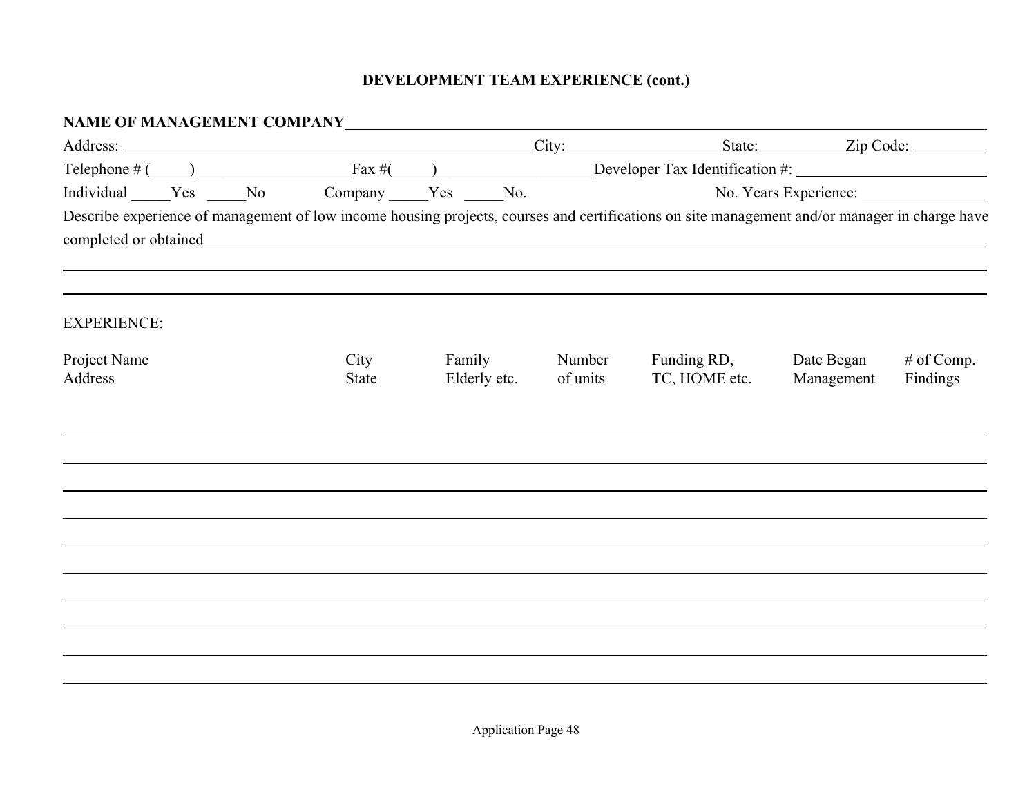## DEVELOPMENT TEAM EXPERIENCE (cont.)

**NAME OF MANAGEMENT COMPANY**\_\_\_\_\_\_\_\_\_\_\_\_\_\_\_\_\_\_\_\_\_\_\_\_\_\_\_\_\_\_\_\_\_\_\_\_\_\_\_\_\_\_\_\_\_\_\_\_

Address: \_\_\_\_\_\_\_\_\_\_\_\_\_\_\_\_\_\_\_\_\_\_\_\_\_\_\_\_\_\_ City: \_\_\_\_\_\_\_\_\_\_\_\_\_\_\_ State: \_\_\_\_\_\_\_\_ Zip Code: \_\_\_\_\_\_\_\_

Telephone # (\_\_\_\_\_)\_\_\_\_\_\_\_\_\_\_\_\_\_\_\_ Fax #(\_\_\_\_\_)\_\_\_\_\_\_\_\_\_\_\_\_\_\_\_ Developer Tax Identification #: \_\_\_\_\_\_\_\_\_\_\_\_\_\_\_\_\_\_

Individual \_\_\_\_\_Yes \_\_\_\_\_No Company \_\_\_\_\_Yes \_\_\_\_\_No. No. Years Experience: \_\_\_\_\_\_\_\_\_\_\_\_

Describe experience of management of low income housing projects, courses and certifications on site management and/or manager in charge have completed or obtained\_\_\_\_\_\_\_\_\_\_\_\_\_\_\_\_\_\_\_\_\_\_\_\_\_\_\_\_\_\_\_\_\_\_\_\_\_\_\_\_\_\_\_\_\_\_\_\_

\_\_\_\_\_\_\_\_\_\_\_\_\_\_\_\_\_\_\_\_\_\_\_\_\_\_\_\_\_\_\_\_\_\_\_\_\_\_\_\_\_\_\_\_\_\_\_\_\_\_\_\_\_\_\_\_\_\_\_\_\_\_\_\_\_\_\_\_\_\_

\_\_\_\_\_\_\_\_\_\_\_\_\_\_\_\_\_\_\_\_\_\_\_\_\_\_\_\_\_\_\_\_\_\_\_\_\_\_\_\_\_\_\_\_\_\_\_\_\_\_\_\_\_\_\_\_\_\_\_\_\_\_\_\_\_\_\_\_\_\_

EXPERIENCE:

| Project Name Address | City State | Family Elderly etc. | Number of units | Funding RD, TC, HOME etc. | Date Began Management | # of Comp. Findings |
|---|---|---|---|---|---|---|
| | | | | | | |
| | | | | | | |
| | | | | | | |
| | | | | | | |
| | | | | | | |
| | | | | | | |
| | | | | | | |
| | | | | | | |
| | | | | | | |
| | | | | | | |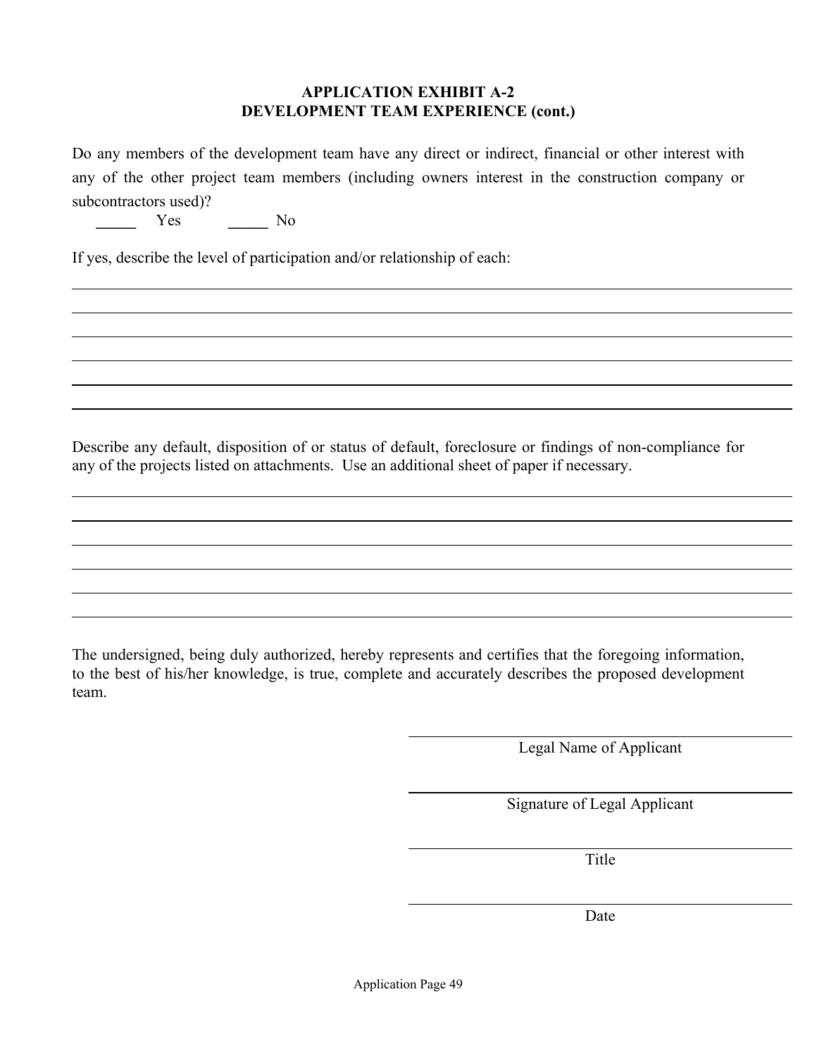**APPLICATION EXHIBIT A-2**
**DEVELOPMENT TEAM EXPERIENCE (cont.)**

Do any members of the development team have any direct or indirect, financial or other interest with any of the other project team members (including owners interest in the construction company or subcontractors used)?

_____ Yes _____ No

If yes, describe the level of participation and/or relationship of each:

\_\_\_\_\_\_\_\_\_\_\_\_\_\_\_\_\_\_\_\_\_\_\_\_\_\_\_\_\_\_\_\_\_\_\_\_\_\_\_\_\_\_\_\_\_\_\_\_\_\_\_\_\_\_\_\_\_\_\_\_\_\_\_\_\_\_\_\_\_\_\_\_

\_\_\_\_\_\_\_\_\_\_\_\_\_\_\_\_\_\_\_\_\_\_\_\_\_\_\_\_\_\_\_\_\_\_\_\_\_\_\_\_\_\_\_\_\_\_\_\_\_\_\_\_\_\_\_\_\_\_\_\_\_\_\_\_\_\_\_\_\_\_\_\_

\_\_\_\_\_\_\_\_\_\_\_\_\_\_\_\_\_\_\_\_\_\_\_\_\_\_\_\_\_\_\_\_\_\_\_\_\_\_\_\_\_\_\_\_\_\_\_\_\_\_\_\_\_\_\_\_\_\_\_\_\_\_\_\_\_\_\_\_\_\_\_\_

\_\_\_\_\_\_\_\_\_\_\_\_\_\_\_\_\_\_\_\_\_\_\_\_\_\_\_\_\_\_\_\_\_\_\_\_\_\_\_\_\_\_\_\_\_\_\_\_\_\_\_\_\_\_\_\_\_\_\_\_\_\_\_\_\_\_\_\_\_\_\_\_

\_\_\_\_\_\_\_\_\_\_\_\_\_\_\_\_\_\_\_\_\_\_\_\_\_\_\_\_\_\_\_\_\_\_\_\_\_\_\_\_\_\_\_\_\_\_\_\_\_\_\_\_\_\_\_\_\_\_\_\_\_\_\_\_\_\_\_\_\_\_\_\_

\_\_\_\_\_\_\_\_\_\_\_\_\_\_\_\_\_\_\_\_\_\_\_\_\_\_\_\_\_\_\_\_\_\_\_\_\_\_\_\_\_\_\_\_\_\_\_\_\_\_\_\_\_\_\_\_\_\_\_\_\_\_\_\_\_\_\_\_\_\_\_\_

Describe any default, disposition of or status of default, foreclosure or findings of non-compliance for any of the projects listed on attachments. Use an additional sheet of paper if necessary.

\_\_\_\_\_\_\_\_\_\_\_\_\_\_\_\_\_\_\_\_\_\_\_\_\_\_\_\_\_\_\_\_\_\_\_\_\_\_\_\_\_\_\_\_\_\_\_\_\_\_\_\_\_\_\_\_\_\_\_\_\_\_\_\_\_\_\_\_\_\_\_\_

\_\_\_\_\_\_\_\_\_\_\_\_\_\_\_\_\_\_\_\_\_\_\_\_\_\_\_\_\_\_\_\_\_\_\_\_\_\_\_\_\_\_\_\_\_\_\_\_\_\_\_\_\_\_\_\_\_\_\_\_\_\_\_\_\_\_\_\_\_\_\_\_

\_\_\_\_\_\_\_\_\_\_\_\_\_\_\_\_\_\_\_\_\_\_\_\_\_\_\_\_\_\_\_\_\_\_\_\_\_\_\_\_\_\_\_\_\_\_\_\_\_\_\_\_\_\_\_\_\_\_\_\_\_\_\_\_\_\_\_\_\_\_\_\_

\_\_\_\_\_\_\_\_\_\_\_\_\_\_\_\_\_\_\_\_\_\_\_\_\_\_\_\_\_\_\_\_\_\_\_\_\_\_\_\_\_\_\_\_\_\_\_\_\_\_\_\_\_\_\_\_\_\_\_\_\_\_\_\_\_\_\_\_\_\_\_\_

\_\_\_\_\_\_\_\_\_\_\_\_\_\_\_\_\_\_\_\_\_\_\_\_\_\_\_\_\_\_\_\_\_\_\_\_\_\_\_\_\_\_\_\_\_\_\_\_\_\_\_\_\_\_\_\_\_\_\_\_\_\_\_\_\_\_\_\_\_\_\_\_

\_\_\_\_\_\_\_\_\_\_\_\_\_\_\_\_\_\_\_\_\_\_\_\_\_\_\_\_\_\_\_\_\_\_\_\_\_\_\_\_\_\_\_\_\_\_\_\_\_\_\_\_\_\_\_\_\_\_\_\_\_\_\_\_\_\_\_\_\_\_\_\_

The undersigned, being duly authorized, hereby represents and certifies that the foregoing information, to the best of his/her knowledge, is true, complete and accurately describes the proposed development team.

\_\_\_\_\_\_\_\_\_\_\_\_\_\_\_\_\_\_\_\_\_\_\_\_\_\_\_\_\_\_\_\_\_\_\_\_\_\_\_\_
Legal Name of Applicant

\_\_\_\_\_\_\_\_\_\_\_\_\_\_\_\_\_\_\_\_\_\_\_\_\_\_\_\_\_\_\_\_\_\_\_\_\_\_\_\_
Signature of Legal Applicant

\_\_\_\_\_\_\_\_\_\_\_\_\_\_\_\_\_\_\_\_\_\_\_\_\_\_\_\_\_\_\_\_\_\_\_\_\_\_\_\_
Title

\_\_\_\_\_\_\_\_\_\_\_\_\_\_\_\_\_\_\_\_\_\_\_\_\_\_\_\_\_\_\_\_\_\_\_\_\_\_\_\_
Date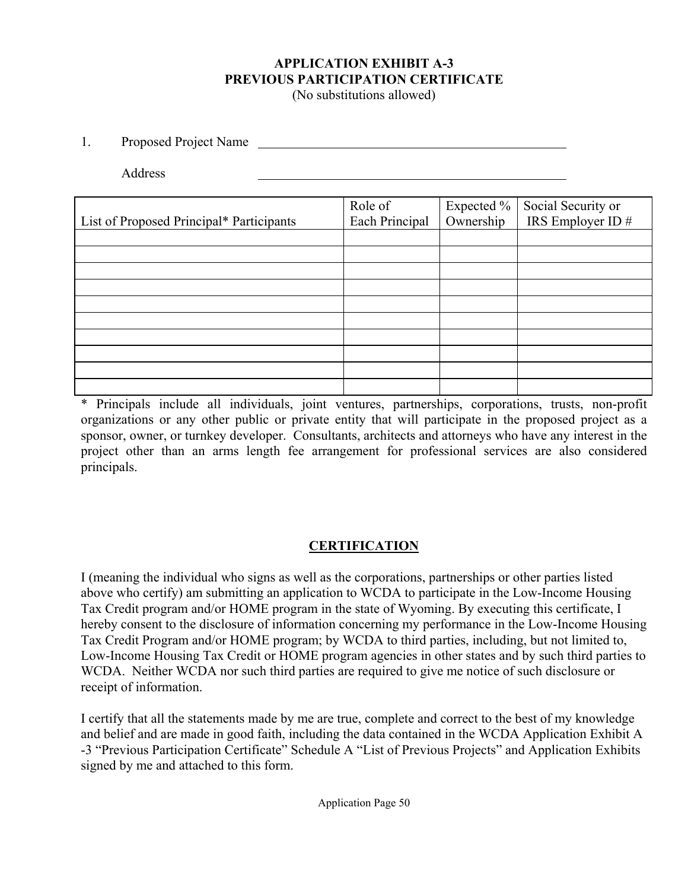# APPLICATION EXHIBIT A-3
# PREVIOUS PARTICIPATION CERTIFICATE

(No substitutions allowed)

1. Proposed Project Name \_\_\_\_\_\_\_\_\_\_\_\_\_\_\_\_\_\_\_\_\_\_\_\_\_\_\_\_\_\_\_\_\_\_\_\_\_\_\_\_

   Address \_\_\_\_\_\_\_\_\_\_\_\_\_\_\_\_\_\_\_\_\_\_\_\_\_\_\_\_\_\_\_\_\_\_\_\_\_\_\_\_

| List of Proposed Principal* Participants | Role of Each Principal | Expected % Ownership | Social Security or IRS Employer ID # |
|---|---|---|---|
| | | | |
| | | | |
| | | | |
| | | | |
| | | | |
| | | | |
| | | | |
| | | | |
| | | | |
| | | | |

* Principals include all individuals, joint ventures, partnerships, corporations, trusts, non-profit organizations or any other public or private entity that will participate in the proposed project as a sponsor, owner, or turnkey developer. Consultants, architects and attorneys who have any interest in the project other than an arms length fee arrangement for professional services are also considered principals.

## CERTIFICATION

I (meaning the individual who signs as well as the corporations, partnerships or other parties listed above who certify) am submitting an application to WCDA to participate in the Low-Income Housing Tax Credit program and/or HOME program in the state of Wyoming. By executing this certificate, I hereby consent to the disclosure of information concerning my performance in the Low-Income Housing Tax Credit Program and/or HOME program; by WCDA to third parties, including, but not limited to, Low-Income Housing Tax Credit or HOME program agencies in other states and by such third parties to WCDA. Neither WCDA nor such third parties are required to give me notice of such disclosure or receipt of information.

I certify that all the statements made by me are true, complete and correct to the best of my knowledge and belief and are made in good faith, including the data contained in the WCDA Application Exhibit A -3 "Previous Participation Certificate" Schedule A "List of Previous Projects" and Application Exhibits signed by me and attached to this form.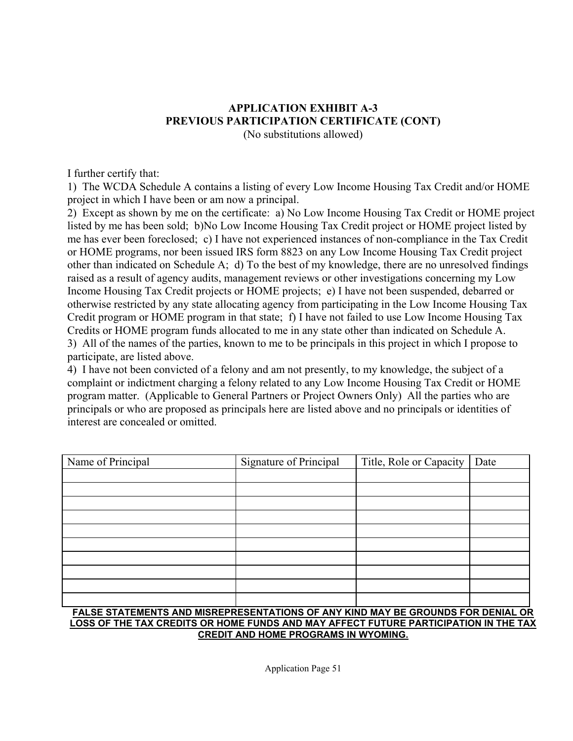## APPLICATION EXHIBIT A-3
## PREVIOUS PARTICIPATION CERTIFICATE (CONT)

(No substitutions allowed)

I further certify that:

1) The WCDA Schedule A contains a listing of every Low Income Housing Tax Credit and/or HOME project in which I have been or am now a principal.

2) Except as shown by me on the certificate: a) No Low Income Housing Tax Credit or HOME project listed by me has been sold; b)No Low Income Housing Tax Credit project or HOME project listed by me has ever been foreclosed; c) I have not experienced instances of non-compliance in the Tax Credit or HOME programs, nor been issued IRS form 8823 on any Low Income Housing Tax Credit project other than indicated on Schedule A; d) To the best of my knowledge, there are no unresolved findings raised as a result of agency audits, management reviews or other investigations concerning my Low Income Housing Tax Credit projects or HOME projects; e) I have not been suspended, debarred or otherwise restricted by any state allocating agency from participating in the Low Income Housing Tax Credit program or HOME program in that state; f) I have not failed to use Low Income Housing Tax Credits or HOME program funds allocated to me in any state other than indicated on Schedule A.

3) All of the names of the parties, known to me to be principals in this project in which I propose to participate, are listed above.

4) I have not been convicted of a felony and am not presently, to my knowledge, the subject of a complaint or indictment charging a felony related to any Low Income Housing Tax Credit or HOME program matter. (Applicable to General Partners or Project Owners Only) All the parties who are principals or who are proposed as principals here are listed above and no principals or identities of interest are concealed or omitted.

| Name of Principal | Signature of Principal | Title, Role or Capacity | Date |
|---|---|---|---|
| | | | |
| | | | |
| | | | |
| | | | |
| | | | |
| | | | |
| | | | |
| | | | |
| | | | |
| | | | |

**FALSE STATEMENTS AND MISREPRESENTATIONS OF ANY KIND MAY BE GROUNDS FOR DENIAL OR LOSS OF THE TAX CREDITS OR HOME FUNDS AND MAY AFFECT FUTURE PARTICIPATION IN THE TAX CREDIT AND HOME PROGRAMS IN WYOMING.**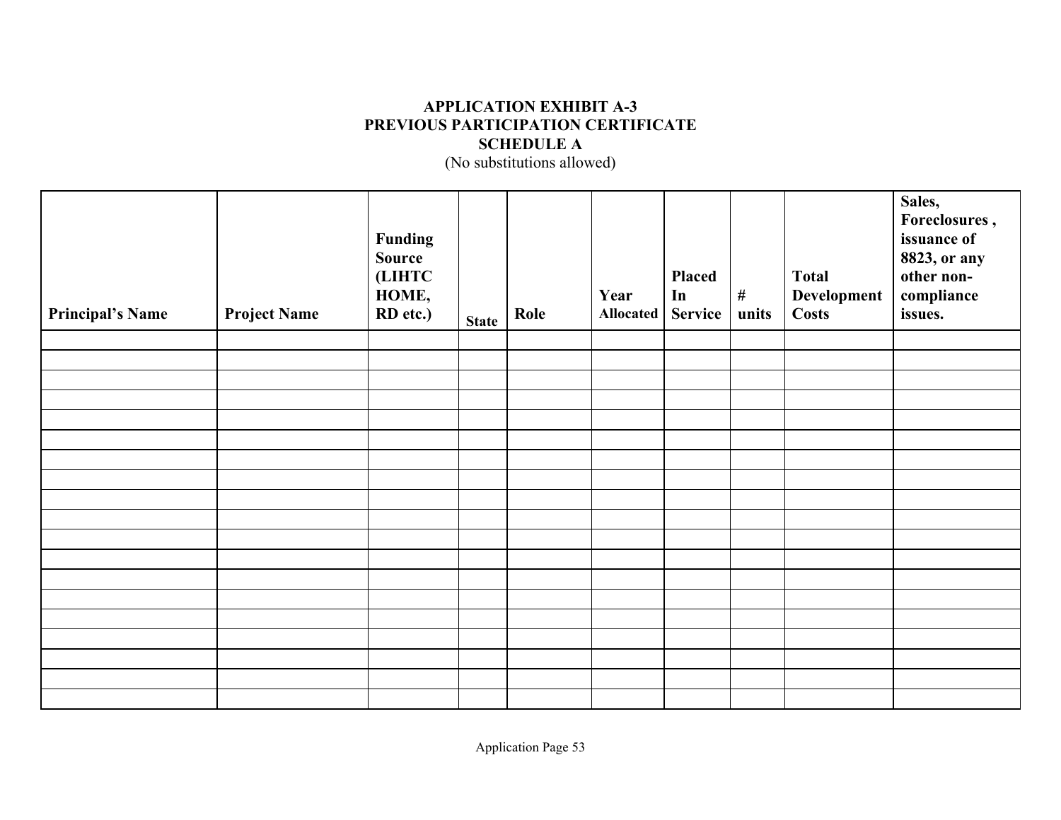**APPLICATION EXHIBIT A-3**
**PREVIOUS PARTICIPATION CERTIFICATE**
**SCHEDULE A**
(No substitutions allowed)

| Principal's Name | Project Name | Funding Source (LIHTC HOME, RD etc.) | State | Role | Year Allocated | Placed In Service | # units | Total Development Costs | Sales, Foreclosures , issuance of 8823, or any other non-compliance issues. |
|---|---|---|---|---|---|---|---|---|---|
| | | | | | | | | | |
| | | | | | | | | | |
| | | | | | | | | | |
| | | | | | | | | | |
| | | | | | | | | | |
| | | | | | | | | | |
| | | | | | | | | | |
| | | | | | | | | | |
| | | | | | | | | | |
| | | | | | | | | | |
| | | | | | | | | | |
| | | | | | | | | | |
| | | | | | | | | | |
| | | | | | | | | | |
| | | | | | | | | | |
| | | | | | | | | | |
| | | | | | | | | | |
| | | | | | | | | | |
| | | | | | | | | | |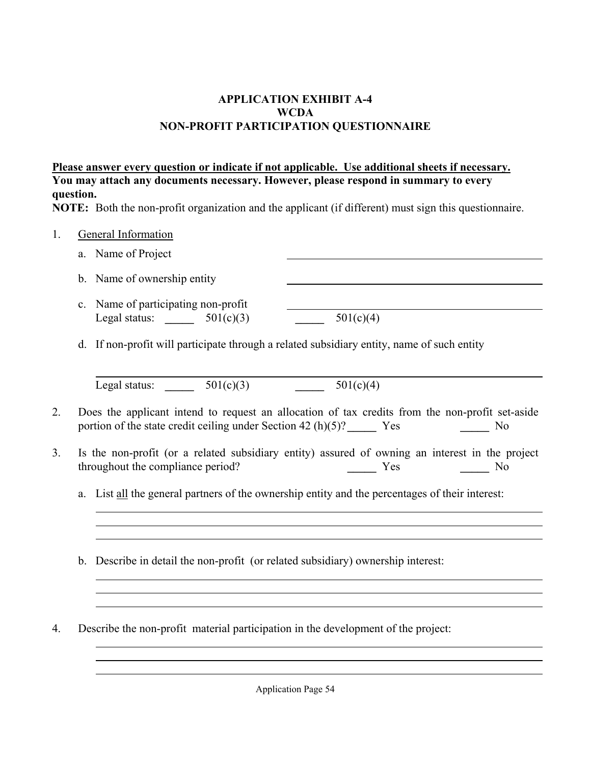# APPLICATION EXHIBIT A-4
# WCDA
# NON-PROFIT PARTICIPATION QUESTIONNAIRE

**<u>Please answer every question or indicate if not applicable. Use additional sheets if necessary.</u>**
**You may attach any documents necessary. However, please respond in summary to every question.**
**NOTE:** Both the non-profit organization and the applicant (if different) must sign this questionnaire.

1. <u>General Information</u>

   a. Name of Project \_\_\_\_\_\_\_\_\_\_\_\_\_\_\_\_\_\_\_\_\_\_\_\_\_\_\_\_\_\_\_\_\_\_\_\_\_\_\_\_

   b. Name of ownership entity \_\_\_\_\_\_\_\_\_\_\_\_\_\_\_\_\_\_\_\_\_\_\_\_\_\_\_\_\_\_\_\_\_\_\_\_\_\_\_\_

   c. Name of participating non-profit \_\_\_\_\_\_\_\_\_\_\_\_\_\_\_\_\_\_\_\_\_\_\_\_\_\_\_\_\_\_\_\_\_\_\_\_\_\_\_\_
      Legal status: \_\_\_\_\_ 501(c)(3) \_\_\_\_\_ 501(c)(4)

   d. If non-profit will participate through a related subsidiary entity, name of such entity

      \_\_\_\_\_\_\_\_\_\_\_\_\_\_\_\_\_\_\_\_\_\_\_\_\_\_\_\_\_\_\_\_\_\_\_\_\_\_\_\_\_\_\_\_\_\_\_\_\_\_\_\_\_\_\_\_\_\_\_\_\_\_\_\_\_\_\_\_\_\_\_\_\_\_\_\_\_\_
      Legal status: \_\_\_\_\_ 501(c)(3) \_\_\_\_\_ 501(c)(4)

2. Does the applicant intend to request an allocation of tax credits from the non-profit set-aside portion of the state credit ceiling under Section 42 (h)(5)? \_\_\_\_\_ Yes \_\_\_\_\_ No

3. Is the non-profit (or a related subsidiary entity) assured of owning an interest in the project throughout the compliance period? \_\_\_\_\_ Yes \_\_\_\_\_ No

   a. List <u>all</u> the general partners of the ownership entity and the percentages of their interest:

      \_\_\_\_\_\_\_\_\_\_\_\_\_\_\_\_\_\_\_\_\_\_\_\_\_\_\_\_\_\_\_\_\_\_\_\_\_\_\_\_\_\_\_\_\_\_\_\_\_\_\_\_\_\_\_\_\_\_\_\_\_\_\_\_\_\_\_\_\_\_\_\_\_\_\_\_\_\_
      \_\_\_\_\_\_\_\_\_\_\_\_\_\_\_\_\_\_\_\_\_\_\_\_\_\_\_\_\_\_\_\_\_\_\_\_\_\_\_\_\_\_\_\_\_\_\_\_\_\_\_\_\_\_\_\_\_\_\_\_\_\_\_\_\_\_\_\_\_\_\_\_\_\_\_\_\_\_
      \_\_\_\_\_\_\_\_\_\_\_\_\_\_\_\_\_\_\_\_\_\_\_\_\_\_\_\_\_\_\_\_\_\_\_\_\_\_\_\_\_\_\_\_\_\_\_\_\_\_\_\_\_\_\_\_\_\_\_\_\_\_\_\_\_\_\_\_\_\_\_\_\_\_\_\_\_\_

   b. Describe in detail the non-profit (or related subsidiary) ownership interest:

      \_\_\_\_\_\_\_\_\_\_\_\_\_\_\_\_\_\_\_\_\_\_\_\_\_\_\_\_\_\_\_\_\_\_\_\_\_\_\_\_\_\_\_\_\_\_\_\_\_\_\_\_\_\_\_\_\_\_\_\_\_\_\_\_\_\_\_\_\_\_\_\_\_\_\_\_\_\_
      \_\_\_\_\_\_\_\_\_\_\_\_\_\_\_\_\_\_\_\_\_\_\_\_\_\_\_\_\_\_\_\_\_\_\_\_\_\_\_\_\_\_\_\_\_\_\_\_\_\_\_\_\_\_\_\_\_\_\_\_\_\_\_\_\_\_\_\_\_\_\_\_\_\_\_\_\_\_
      \_\_\_\_\_\_\_\_\_\_\_\_\_\_\_\_\_\_\_\_\_\_\_\_\_\_\_\_\_\_\_\_\_\_\_\_\_\_\_\_\_\_\_\_\_\_\_\_\_\_\_\_\_\_\_\_\_\_\_\_\_\_\_\_\_\_\_\_\_\_\_\_\_\_\_\_\_\_

4. Describe the non-profit material participation in the development of the project:

   \_\_\_\_\_\_\_\_\_\_\_\_\_\_\_\_\_\_\_\_\_\_\_\_\_\_\_\_\_\_\_\_\_\_\_\_\_\_\_\_\_\_\_\_\_\_\_\_\_\_\_\_\_\_\_\_\_\_\_\_\_\_\_\_\_\_\_\_\_\_\_\_\_\_\_\_\_\_
   \_\_\_\_\_\_\_\_\_\_\_\_\_\_\_\_\_\_\_\_\_\_\_\_\_\_\_\_\_\_\_\_\_\_\_\_\_\_\_\_\_\_\_\_\_\_\_\_\_\_\_\_\_\_\_\_\_\_\_\_\_\_\_\_\_\_\_\_\_\_\_\_\_\_\_\_\_\_
   \_\_\_\_\_\_\_\_\_\_\_\_\_\_\_\_\_\_\_\_\_\_\_\_\_\_\_\_\_\_\_\_\_\_\_\_\_\_\_\_\_\_\_\_\_\_\_\_\_\_\_\_\_\_\_\_\_\_\_\_\_\_\_\_\_\_\_\_\_\_\_\_\_\_\_\_\_\_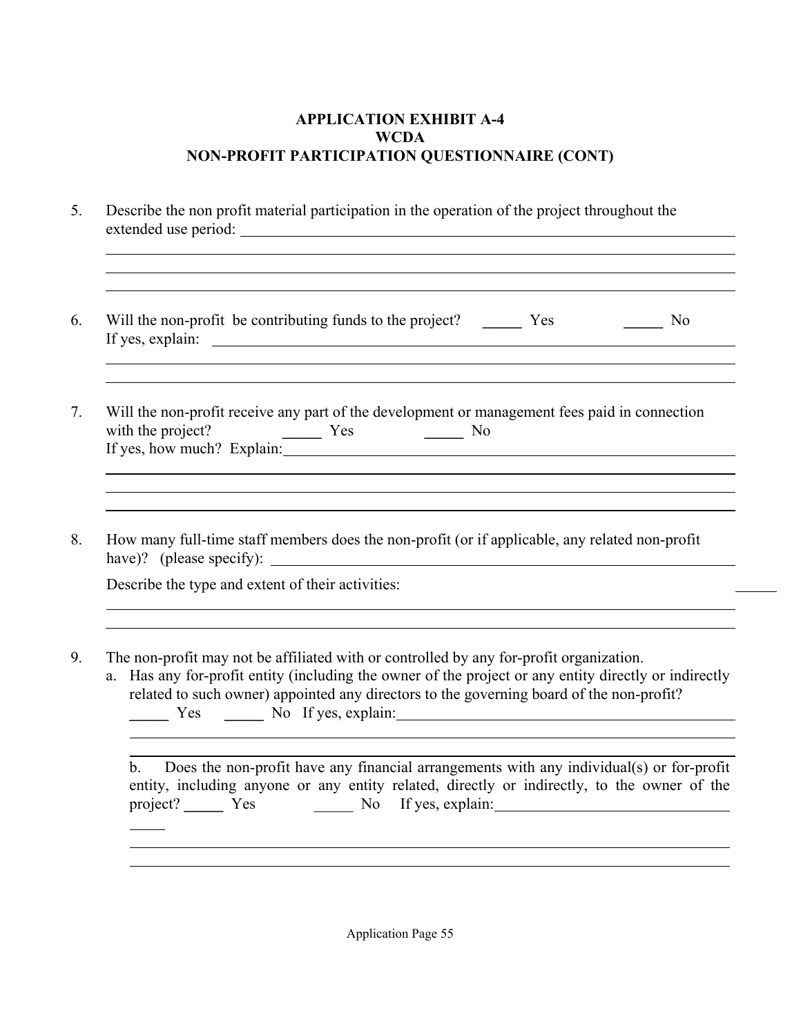# APPLICATION EXHIBIT A-4
# WCDA
# NON-PROFIT PARTICIPATION QUESTIONNAIRE (CONT)

5. Describe the non profit material participation in the operation of the project throughout the extended use period: ______________________________________________________________

6. Will the non-profit be contributing funds to the project? _____ Yes _____ No
   If yes, explain: ______________________________________________________________

7. Will the non-profit receive any part of the development or management fees paid in connection with the project? _____ Yes _____ No
   If yes, how much? Explain: ______________________________________________________________

8. How many full-time staff members does the non-profit (or if applicable, any related non-profit have)? (please specify): ______________________________________________________________

   Describe the type and extent of their activities: ______________________________________________________________

9. The non-profit may not be affiliated with or controlled by any for-profit organization.
   a. Has any for-profit entity (including the owner of the project or any entity directly or indirectly related to such owner) appointed any directors to the governing board of the non-profit? _____ Yes _____ No If yes, explain: ______________________________________________________________

   b. Does the non-profit have any financial arrangements with any individual(s) or for-profit entity, including anyone or any entity related, directly or indirectly, to the owner of the project? _____ Yes _____ No If yes, explain: ______________________________________________________________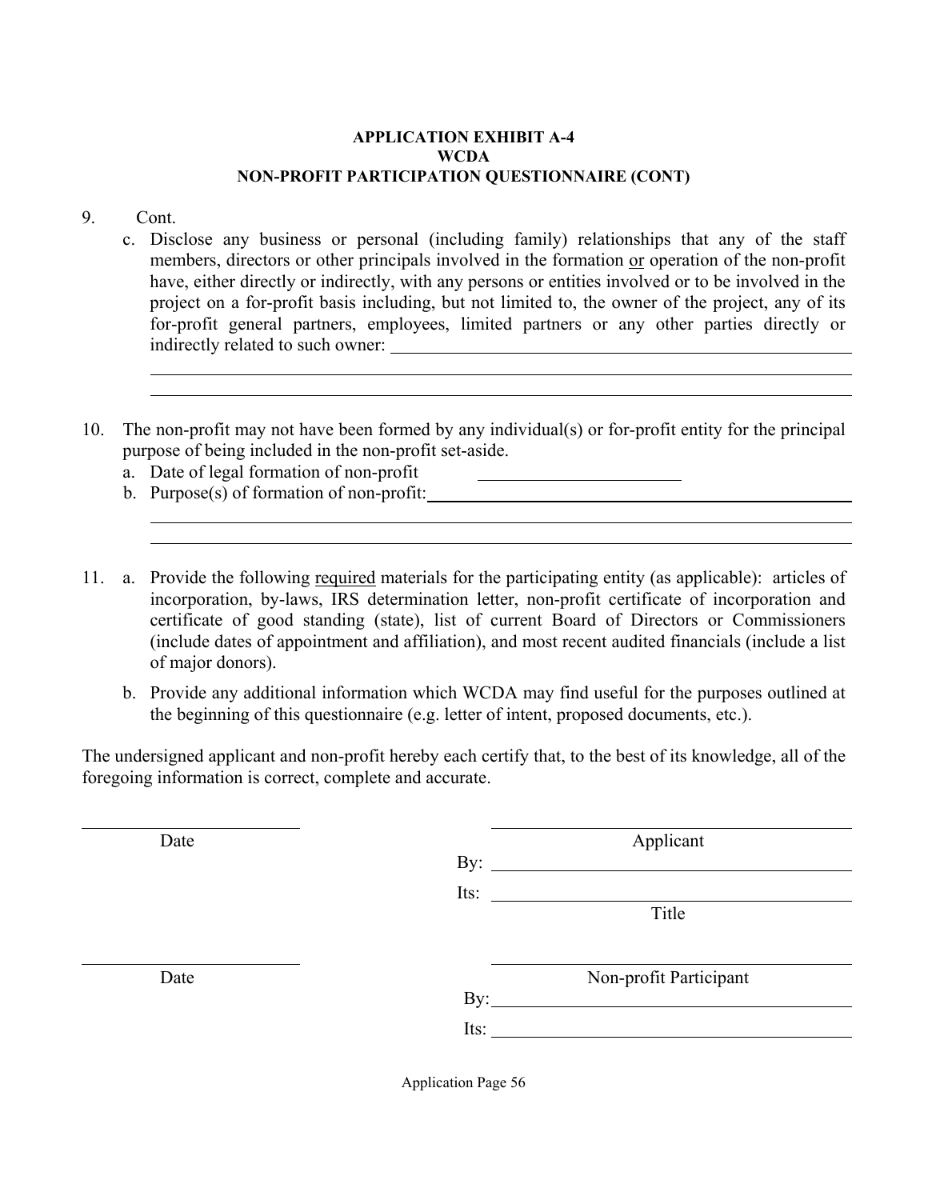**APPLICATION EXHIBIT A-4**
**WCDA**
**NON-PROFIT PARTICIPATION QUESTIONNAIRE (CONT)**

9. Cont.

   c. Disclose any business or personal (including family) relationships that any of the staff members, directors or other principals involved in the formation <u>or</u> operation of the non-profit have, either directly or indirectly, with any persons or entities involved or to be involved in the project on a for-profit basis including, but not limited to, the owner of the project, any of its for-profit general partners, employees, limited partners or any other parties directly or indirectly related to such owner: ______________________________

   ______________________________________________________________

   ______________________________________________________________

10. The non-profit may not have been formed by any individual(s) or for-profit entity for the principal purpose of being included in the non-profit set-aside.

    a. Date of legal formation of non-profit ____________________

    b. Purpose(s) of formation of non-profit: ______________________________

    ______________________________________________________________

    ______________________________________________________________

11. a. Provide the following <u>required</u> materials for the participating entity (as applicable): articles of incorporation, by-laws, IRS determination letter, non-profit certificate of incorporation and certificate of good standing (state), list of current Board of Directors or Commissioners (include dates of appointment and affiliation), and most recent audited financials (include a list of major donors).

    b. Provide any additional information which WCDA may find useful for the purposes outlined at the beginning of this questionnaire (e.g. letter of intent, proposed documents, etc.).

The undersigned applicant and non-profit hereby each certify that, to the best of its knowledge, all of the foregoing information is correct, complete and accurate.

| | |
|---|---|
| ____________________ | ______________________________ |
| Date | Applicant |
| | By: ______________________________ |
| | Its: ______________________________ |
| | Title |
| ____________________ | ______________________________ |
| Date | Non-profit Participant |
| | By: ______________________________ |
| | Its: ______________________________ |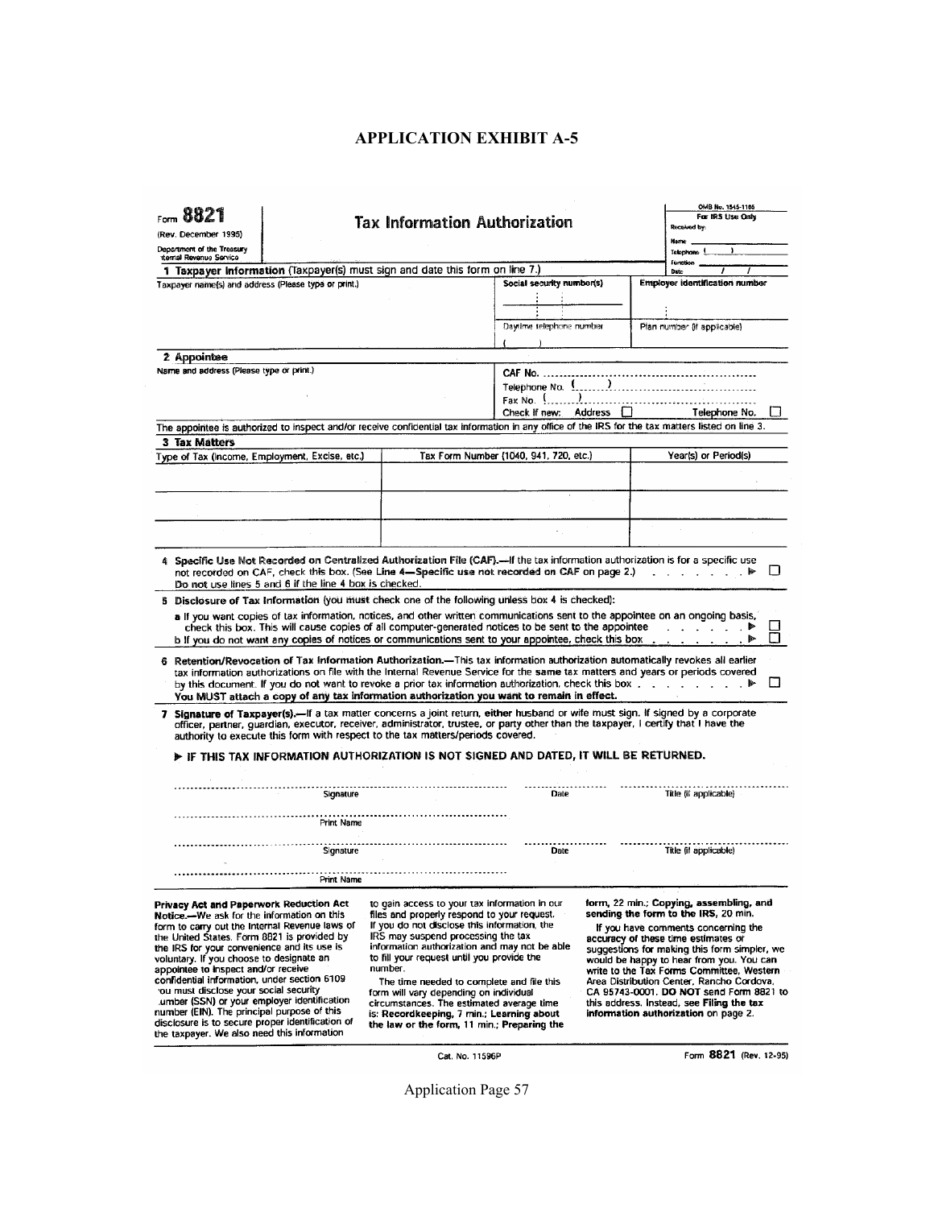# APPLICATION EXHIBIT A-5

Form **8821**
(Rev. December 1995)
Department of the Treasury
Internal Revenue Service

## Tax Information Authorization

OMB No. 1545-1165
For IRS Use Only
Received by:
Name
Telephone ( )
Function
Date / /

**1 Taxpayer Information** (Taxpayer(s) must sign and date this form on line 7.)

| Taxpayer name(s) and address (Please type or print.) | Social security number(s) | Employer identification number |
|---|---|---|
| | Daytime telephone number ( ) | Plan number (if applicable) |

**2 Appointee**

| Name and address (Please type or print.) | CAF No. ...... Telephone No. ( ) ...... Fax No. ( ) ...... Check if new: Address ☐ Telephone No. ☐ |
|---|---|

The appointee is authorized to inspect and/or receive confidential tax information in any office of the IRS for the tax matters listed on line 3.

**3 Tax Matters**

| Type of Tax (Income, Employment, Excise, etc.) | Tax Form Number (1040, 941, 720, etc.) | Year(s) or Period(s) |
|---|---|---|
| | | |
| | | |
| | | |

**4 Specific Use Not Recorded on Centralized Authorization File (CAF).**—If the tax information authorization is for a specific use not recorded on CAF, check this box. (See **Line 4—Specific use not recorded on CAF** on page 2.) ▶ ☐
**Do not use lines 5 and 6 if the line 4 box is checked.**

**5 Disclosure of Tax Information** (you **must** check one of the following unless box 4 is checked):

a If you want copies of tax information, notices, and other written communications sent to the appointee on an ongoing basis, check this box. This will cause copies of all computer-generated notices to be sent to the appointee ▶ ☐
b If you do not want any copies of notices or communications sent to your appointee, check this box ▶ ☐

**6 Retention/Revocation of Tax Information Authorization.**—This tax information authorization automatically revokes all earlier tax information authorizations on file with the Internal Revenue Service for the **same** tax matters and years or periods covered by this document. If you do not want to revoke a prior tax information authorization, check this box ▶ ☐
**You MUST attach a copy of any tax information authorization you want to remain in effect.**

**7 Signature of Taxpayer(s).**—If a tax matter concerns a joint return, **either** husband or wife must sign. If signed by a corporate officer, partner, guardian, executor, receiver, administrator, trustee, or party other than the taxpayer, I certify that I have the authority to execute this form with respect to the tax matters/periods covered.

▶ **IF THIS TAX INFORMATION AUTHORIZATION IS NOT SIGNED AND DATED, IT WILL BE RETURNED.**

Signature ........................ Date ........ Title (if applicable) ........

Print Name ........................

Signature ........................ Date ........ Title (if applicable) ........

Print Name ........................

**Privacy Act and Paperwork Reduction Act Notice.**—We ask for the information on this form to carry out the Internal Revenue laws of the United States. Form 8821 is provided by the IRS for your convenience and its use is voluntary. If you choose to designate an appointee to inspect and/or receive confidential information, under section 6109 you must disclose your social security number (SSN) or your employer identification number (EIN). The principal purpose of this disclosure is to secure proper identification of the taxpayer. We also need this information to gain access to your tax information in our files and properly respond to your request. If you do not disclose this information, the IRS may suspend processing the tax information authorization and may not be able to fill your request until you provide the number.

The time needed to complete and file this form will vary depending on individual circumstances. The estimated average time is: **Recordkeeping, 7 min.; Learning about the law or the form, 11 min.; Preparing the form, 22 min.; Copying, assembling, and sending the form to the IRS, 20 min.**

If you have comments concerning the accuracy of these time estimates or suggestions for making this form simpler, we would be happy to hear from you. You can write to the Tax Forms Committee, Western Area Distribution Center, Rancho Cordova, CA 95743-0001. **DO NOT** send Form 8821 to this address. Instead, see **Filing the tax information authorization** on page 2.

Cat. No. 11596P    Form **8821** (Rev. 12-95)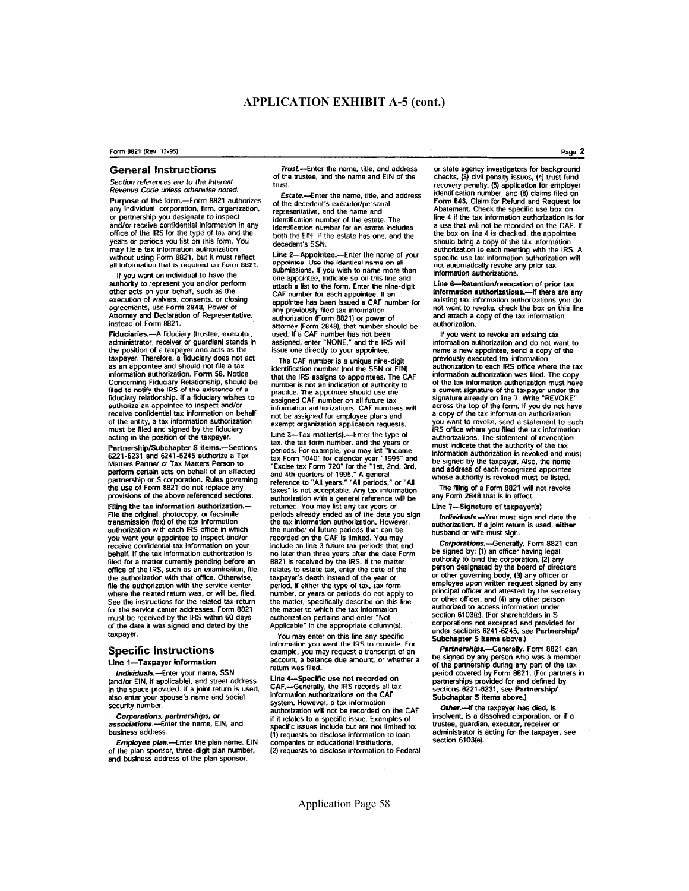# APPLICATION EXHIBIT A-5 (cont.)

Form 8821 (Rev. 12-95) Page 2

## General Instructions

*Section references are to the Internal Revenue Code unless otherwise noted.*

**Purpose of the form.**—Form 8821 authorizes any individual, corporation, firm, organization, or partnership you designate to inspect and/or receive confidential information in any office of the IRS for the type of tax and the years or periods you list on this form. You may file a tax information authorization without using Form 8821, but it must reflect all information that is required on Form 8821.

If you want an individual to have the authority to represent you and/or perform other acts on your behalf, such as the execution of waivers, consents, or closing agreements, use **Form 2848,** Power of Attorney and Declaration of Representative, instead of Form 8821.

**Fiduciaries.**—A fiduciary (trustee, executor, administrator, receiver or guardian) stands in the position of a taxpayer and acts as the taxpayer. Therefore, a fiduciary does not act as an appointee and should not file a tax information authorization. **Form 56,** Notice Concerning Fiduciary Relationship, should be filed to notify the IRS of the existence of a fiduciary relationship. If a fiduciary wishes to authorize an appointee to inspect and/or receive confidential tax information on behalf of the entity, a tax information authorization must be filed and signed by the fiduciary acting in the position of the taxpayer.

**Partnership/Subchapter S items.**—Sections 6221-6231 and 6241-6245 authorize a Tax Matters Partner or Tax Matters Person to perform certain acts on behalf of an affected partnership or S corporation. Rules governing the use of Form 8821 do not replace any provisions of the above referenced sections.

**Filing the tax information authorization.**—File the original, photocopy, or facsimile transmission (fax) of the tax information authorization with each IRS office in which you want your appointee to inspect and/or receive confidential tax information on your behalf. If the tax information authorization is filed for a matter currently pending before an office of the IRS, such as an examination, file the authorization with that office. Otherwise, file the authorization with the service center where the related return was, or will be, filed. See the instructions for the related tax return for the service center addresses. Form 8821 must be received by the IRS within 60 days of the date it was signed and dated by the taxpayer.

## Specific Instructions

### Line 1—Taxpayer information

***Individuals.***—Enter your name, SSN (and/or EIN, if applicable), and street address in the space provided. If a joint return is used, also enter your spouse's name and social security number.

***Corporations, partnerships, or associations.***—Enter the name, EIN, and business address.

***Employee plan.***—Enter the plan name, EIN of the plan sponsor, three-digit plan number, and business address of the plan sponsor.

***Trust.***—Enter the name, title, and address of the trustee, and the name and EIN of the trust.

***Estate.***—Enter the name, title, and address of the decedent's executor/personal representative, and the name and identification number of the estate. The identification number for an estate includes both the EIN, if the estate has one, and the decedent's SSN.

**Line 2—Appointee.**—Enter the name of your appointee. Use the identical name on all submissions. If you wish to name more than one appointee, indicate so on this line and attach a list to the form. Enter the nine-digit CAF number for each appointee. If an appointee has been issued a CAF number for any previously filed tax information authorization (Form 8821) or power of attorney (Form 2848), that number should be used. If a CAF number has not been assigned, enter "NONE," and the IRS will issue one directly to your appointee.

The CAF number is a unique nine-digit identification number (not the SSN or EIN) that the IRS assigns to appointees. The CAF number is not an indication of authority to practice. The appointee should use the assigned CAF number on all future tax information authorizations. CAF numbers will not be assigned for employee plans and exempt organization application requests.

**Line 3—Tax matter(s).**—Enter the type of tax, the tax form number, and the years or periods. For example, you may list "Income tax Form 1040" for calendar year "1995" and "Excise tax Form 720" for the "1st, 2nd, 3rd, and 4th quarters of 1995." A general reference to "All years," "All periods," or "All taxes" is not acceptable. Any tax information authorization with a general reference will be returned. You may list any tax years or periods already ended as of the date you sign the tax information authorization. However, the number of future periods that can be recorded on the CAF is limited. You may include on line 3 future tax periods that end no later than three years after the date Form 8821 is received by the IRS. If the matter relates to estate tax, enter the date of the taxpayer's death instead of the year or period. If either the type of tax, tax form number, or years or periods do not apply to the matter, specifically describe on this line the matter to which the tax information authorization pertains and enter "Not Applicable" in the appropriate column(s).

You may enter on this line any specific information you want the IRS to provide. For example, you may request a transcript of an account, a balance due amount, or whether a return was filed.

**Line 4—Specific use not recorded on CAF.**—Generally, the IRS records all tax information authorizations on the CAF system. However, a tax information authorization will not be recorded on the CAF if it relates to a specific issue. Examples of specific issues include but are not limited to: (1) requests to disclose information to loan companies or educational institutions, (2) requests to disclose information to Federal or state agency investigators for background checks, (3) civil penalty issues, (4) trust fund recovery penalty, (5) application for employer identification number, and (6) claims filed on **Form 843,** Claim for Refund and Request for Abatement. Check the specific use box on line 4 if the tax information authorization is for a use that will not be recorded on the CAF. If the box on line 4 is checked, the appointee should bring a copy of the tax information authorization to each meeting with the IRS. A specific use tax information authorization will not automatically revoke any prior tax information authorizations.

**Line 6—Retention/revocation of prior tax information authorizations.**—If there are any existing tax information authorizations you do not want to revoke, check the box on this line and attach a copy of the tax information authorization.

If you want to revoke an existing tax information authorization and do not want to name a new appointee, send a copy of the previously executed tax information authorization to each IRS office where the tax information authorization was filed. The copy of the tax information authorization must have a current signature of the taxpayer under the signature already on line 7. Write "REVOKE" across the top of the form. If you do not have a copy of the tax information authorization you want to revoke, send a statement to each IRS office where you filed the tax information authorizations. The statement of revocation must indicate that the authority of the tax information authorization is revoked and must be signed by the taxpayer. Also, the name and address of each recognized appointee whose authority is revoked must be listed.

The filing of a Form 8821 will not revoke any Form 2848 that is in effect.

### Line 7—Signature of taxpayer(s)

***Individuals.***—You must sign and date the authorization. If a joint return is used, **either** husband or wife must sign.

***Corporations.***—Generally, Form 8821 can be signed by: (1) an officer having legal authority to bind the corporation, (2) any person designated by the board of directors or other governing body, (3) any officer or employee upon written request signed by any principal officer and attested by the secretary or other officer, and (4) any other person authorized to access information under section 6103(e). (For shareholders in S corporations not excepted and provided for under sections 6241-6245, see **Partnership/Subchapter S items** above.)

***Partnerships.***—Generally, Form 8821 can be signed by any person who was a member of the partnership during any part of the tax period covered by Form 8821. (For partners in partnerships provided for and defined by sections 6221-6231, see **Partnership/Subchapter S items** above.)

***Other.***—If the taxpayer has died, is insolvent, is a dissolved corporation, or if a trustee, guardian, executor, receiver or administrator is acting for the taxpayer, see section 6103(e).

Application Page 58